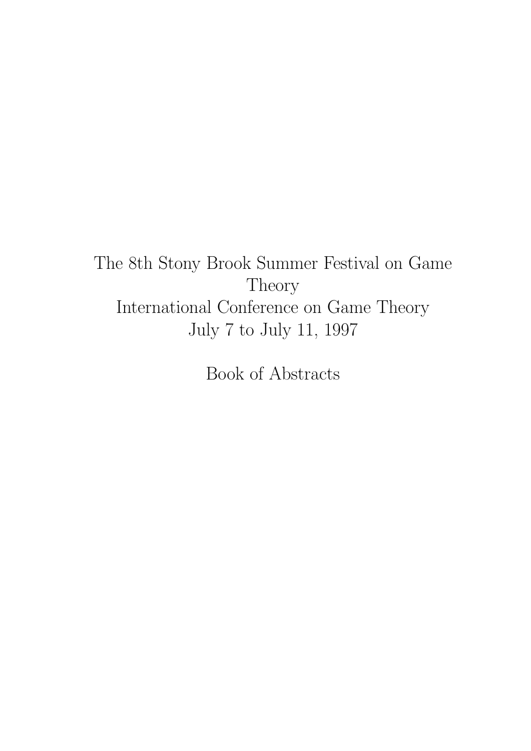# The 8th Stony Brook Summer Festival on Game Theory

# International Conference on Game Theory

# July 7 to July 11, 1997

## Book of Abstracts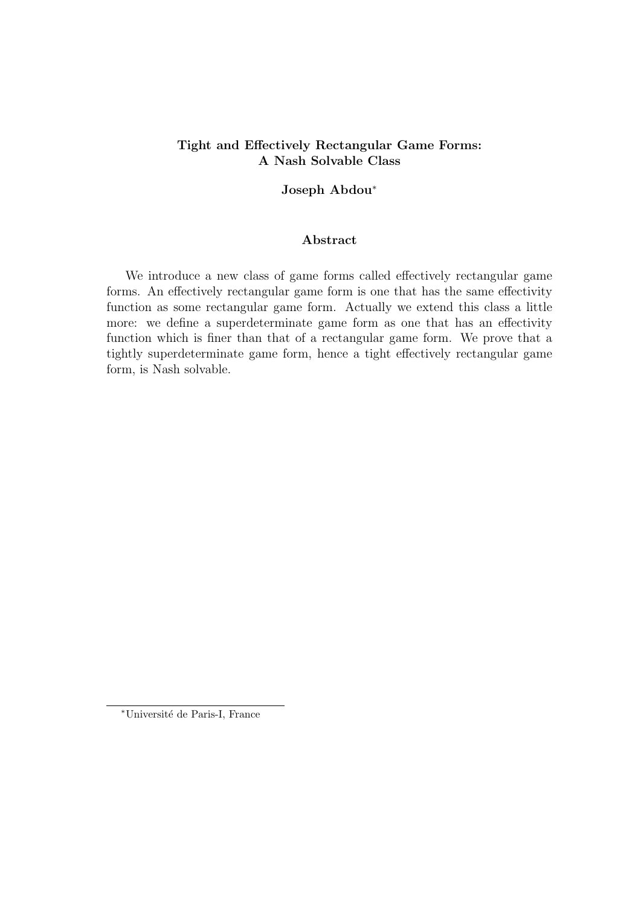# Tight and Effectively Rectangular Game Forms: A Nash Solvable Class

**Joseph Abdou**[*]

## Abstract

We introduce a new class of game forms called effectively rectangular game forms. An effectively rectangular game form is one that has the same effectivity function as some rectangular game form. Actually we extend this class a little more: we define a superdeterminate game form as one that has an effectivity function which is finer than that of a rectangular game form. We prove that a tightly superdeterminate game form, hence a tight effectively rectangular game form, is Nash solvable.

[*] Université de Paris-I, France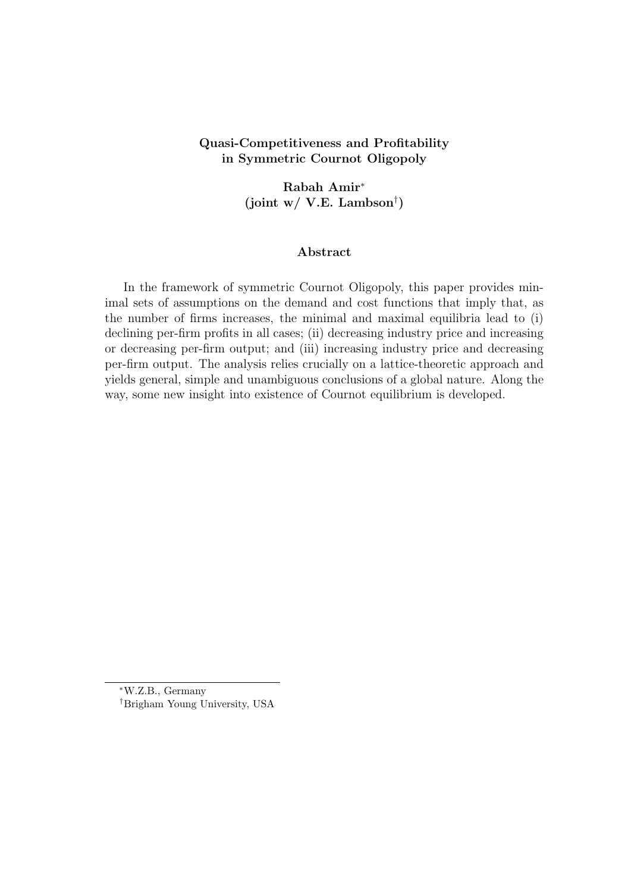**Quasi-Competitiveness and Profitability in Symmetric Cournot Oligopoly**

**Rabah Amir[*]**
**(joint w/ V.E. Lambson[†])**

**Abstract**

In the framework of symmetric Cournot Oligopoly, this paper provides minimal sets of assumptions on the demand and cost functions that imply that, as the number of firms increases, the minimal and maximal equilibria lead to (i) declining per-firm profits in all cases; (ii) decreasing industry price and increasing or decreasing per-firm output; and (iii) increasing industry price and decreasing per-firm output. The analysis relies crucially on a lattice-theoretic approach and yields general, simple and unambiguous conclusions of a global nature. Along the way, some new insight into existence of Cournot equilibrium is developed.

---

[*] W.Z.B., Germany

[†] Brigham Young University, USA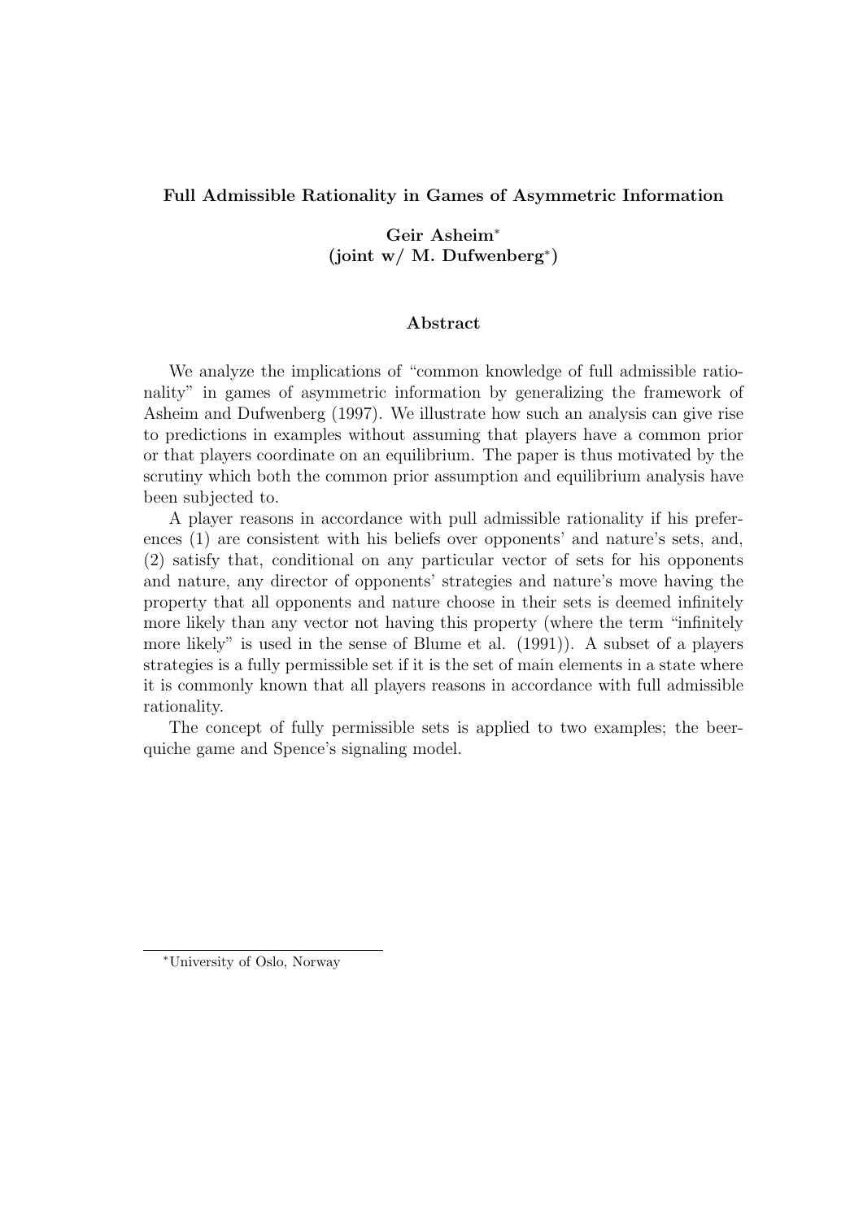**Full Admissible Rationality in Games of Asymmetric Information**

**Geir Asheim**[*]
**(joint w/ M. Dufwenberg**[*]**)**

**Abstract**

We analyze the implications of "common knowledge of full admissible rationality" in games of asymmetric information by generalizing the framework of Asheim and Dufwenberg (1997). We illustrate how such an analysis can give rise to predictions in examples without assuming that players have a common prior or that players coordinate on an equilibrium. The paper is thus motivated by the scrutiny which both the common prior assumption and equilibrium analysis have been subjected to.

A player reasons in accordance with pull admissible rationality if his preferences (1) are consistent with his beliefs over opponents' and nature's sets, and, (2) satisfy that, conditional on any particular vector of sets for his opponents and nature, any director of opponents' strategies and nature's move having the property that all opponents and nature choose in their sets is deemed infinitely more likely than any vector not having this property (where the term "infinitely more likely" is used in the sense of Blume et al. (1991)). A subset of a players strategies is a fully permissible set if it is the set of main elements in a state where it is commonly known that all players reasons in accordance with full admissible rationality.

The concept of fully permissible sets is applied to two examples; the beer-quiche game and Spence's signaling model.

[*]University of Oslo, Norway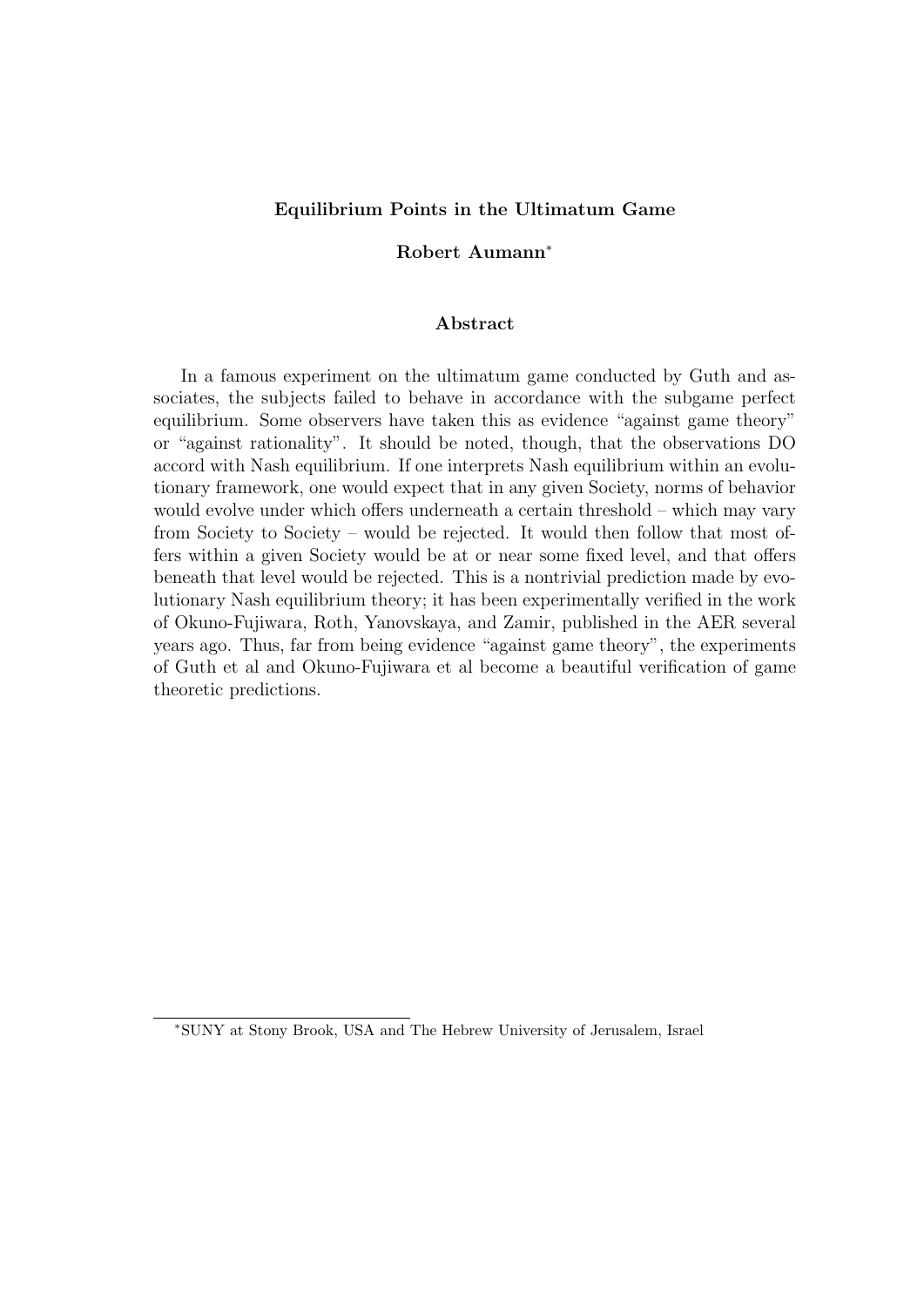**Equilibrium Points in the Ultimatum Game**

**Robert Aumann**[*]

**Abstract**

In a famous experiment on the ultimatum game conducted by Guth and associates, the subjects failed to behave in accordance with the subgame perfect equilibrium. Some observers have taken this as evidence "against game theory" or "against rationality". It should be noted, though, that the observations DO accord with Nash equilibrium. If one interprets Nash equilibrium within an evolutionary framework, one would expect that in any given Society, norms of behavior would evolve under which offers underneath a certain threshold – which may vary from Society to Society – would be rejected. It would then follow that most offers within a given Society would be at or near some fixed level, and that offers beneath that level would be rejected. This is a nontrivial prediction made by evolutionary Nash equilibrium theory; it has been experimentally verified in the work of Okuno-Fujiwara, Roth, Yanovskaya, and Zamir, published in the AER several years ago. Thus, far from being evidence "against game theory", the experiments of Guth et al and Okuno-Fujiwara et al become a beautiful verification of game theoretic predictions.

[*] SUNY at Stony Brook, USA and The Hebrew University of Jerusalem, Israel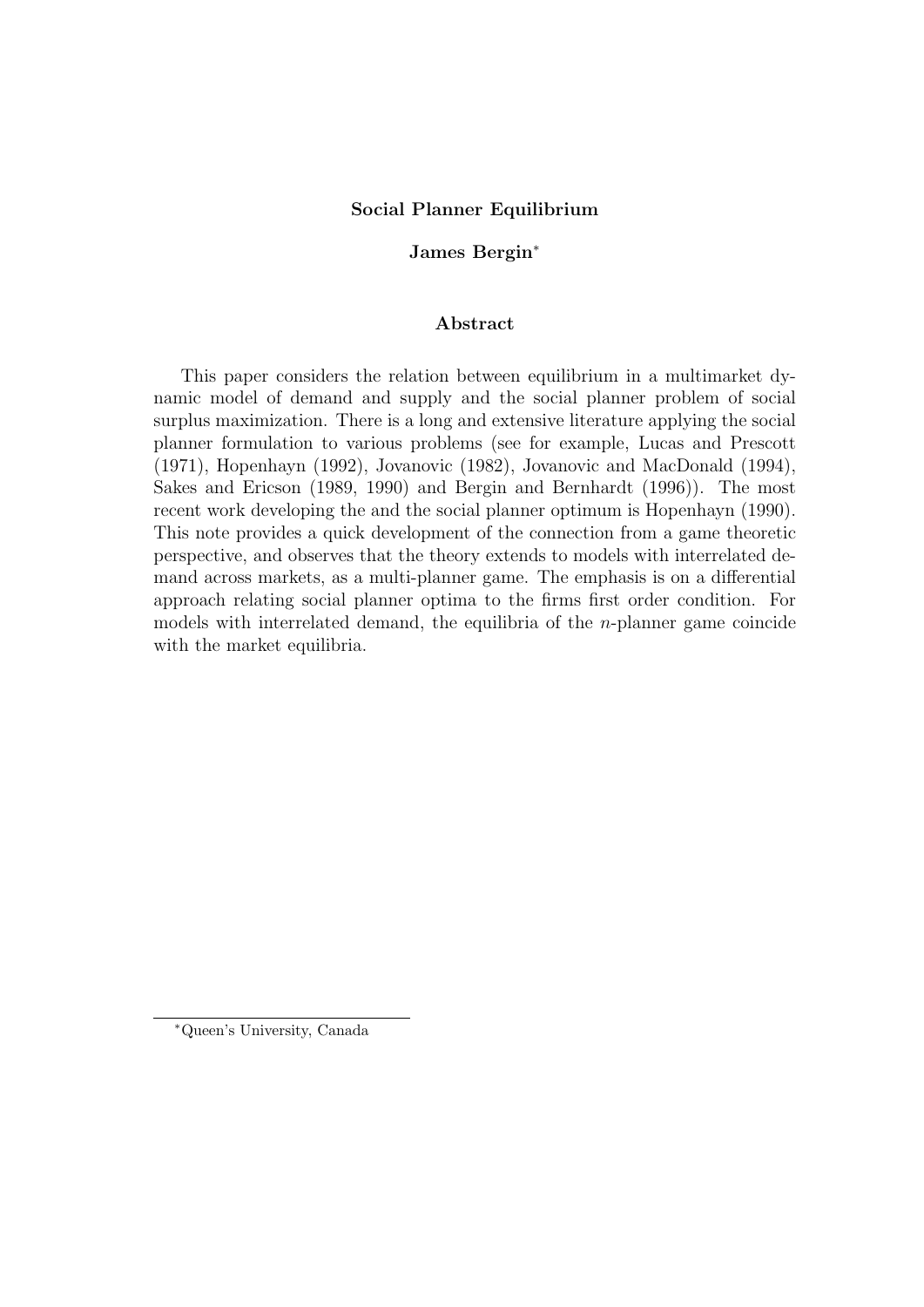**Social Planner Equilibrium**

**James Bergin***

**Abstract**

This paper considers the relation between equilibrium in a multimarket dynamic model of demand and supply and the social planner problem of social surplus maximization. There is a long and extensive literature applying the social planner formulation to various problems (see for example, Lucas and Prescott (1971), Hopenhayn (1992), Jovanovic (1982), Jovanovic and MacDonald (1994), Sakes and Ericson (1989, 1990) and Bergin and Bernhardt (1996)). The most recent work developing the and the social planner optimum is Hopenhayn (1990). This note provides a quick development of the connection from a game theoretic perspective, and observes that the theory extends to models with interrelated demand across markets, as a multi-planner game. The emphasis is on a differential approach relating social planner optima to the firms first order condition. For models with interrelated demand, the equilibria of the $n$-planner game coincide with the market equilibria.

*Queen's University, Canada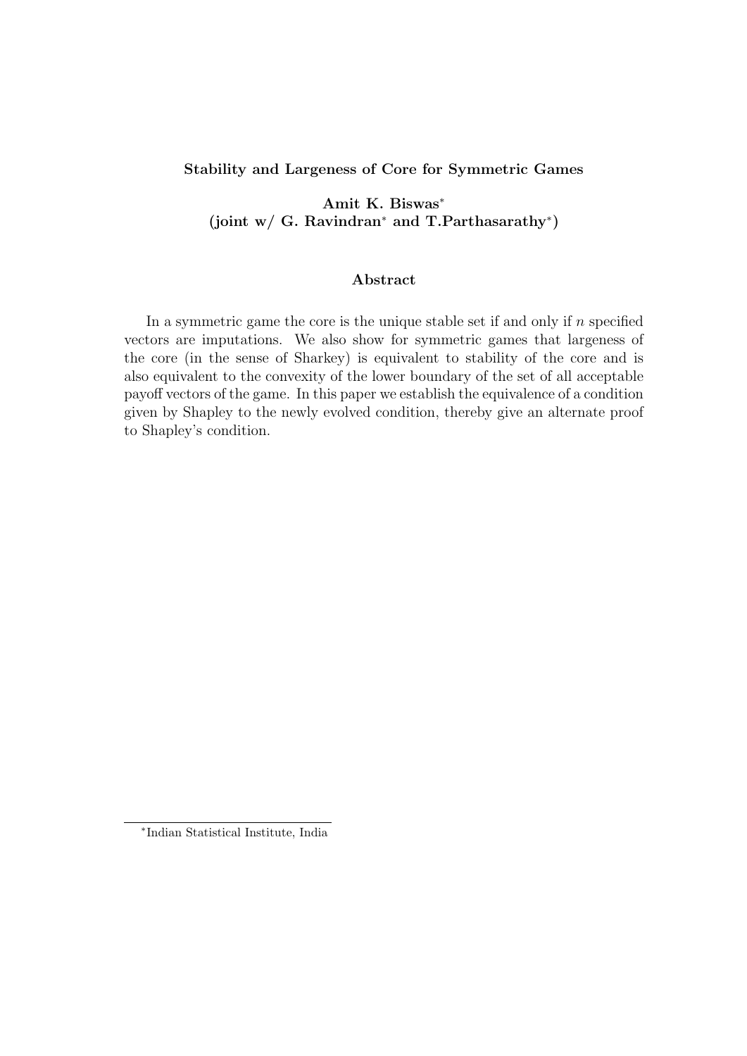**Stability and Largeness of Core for Symmetric Games**

**Amit K. Biswas***
**(joint w/ G. Ravindran* and T.Parthasarathy*)**

**Abstract**

In a symmetric game the core is the unique stable set if and only if $n$ specified vectors are imputations. We also show for symmetric games that largeness of the core (in the sense of Sharkey) is equivalent to stability of the core and is also equivalent to the convexity of the lower boundary of the set of all acceptable payoff vectors of the game. In this paper we establish the equivalence of a condition given by Shapley to the newly evolved condition, thereby give an alternate proof to Shapley's condition.

*Indian Statistical Institute, India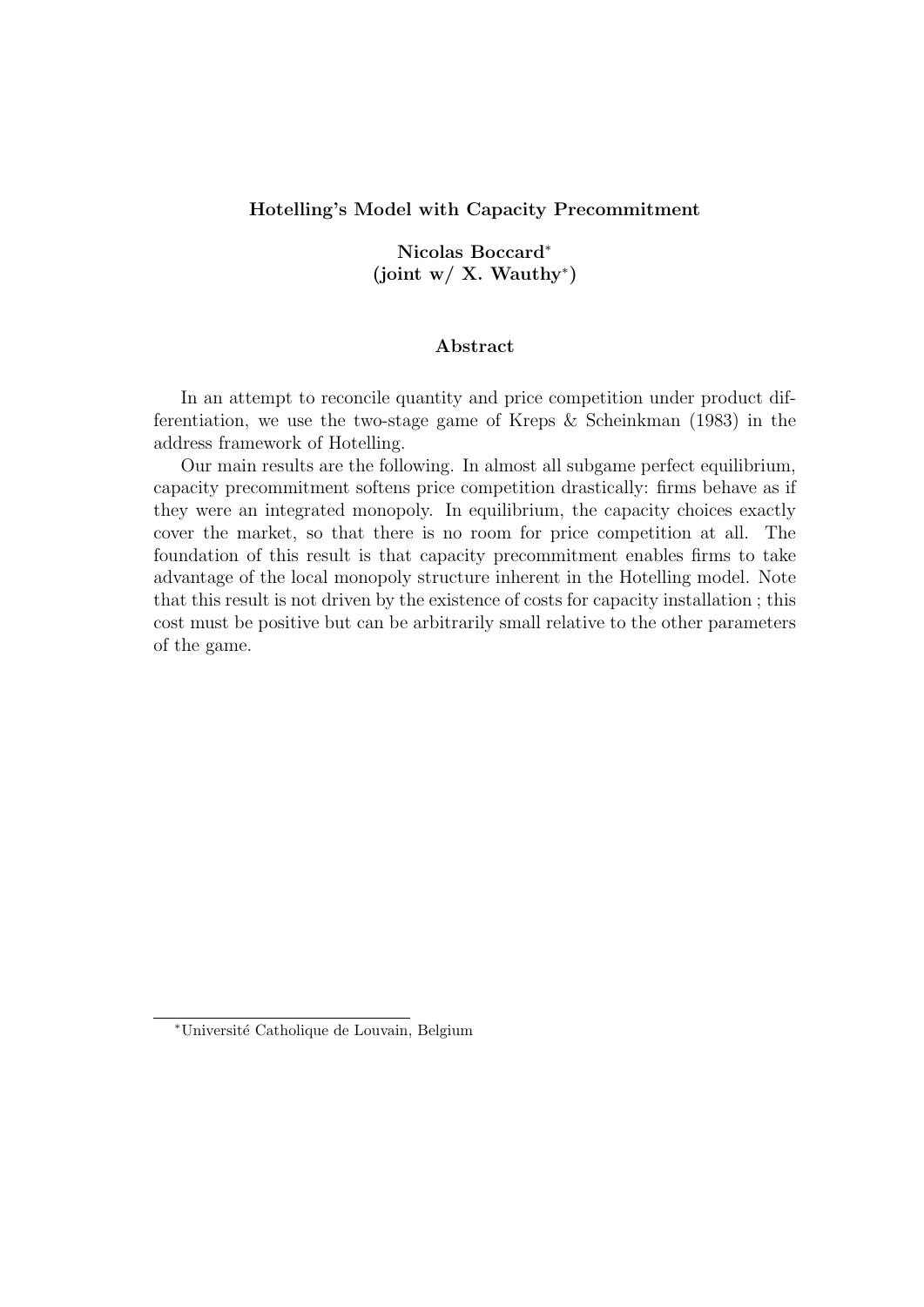**Hotelling's Model with Capacity Precommitment**

**Nicolas Boccard***
**(joint w/ X. Wauthy*)**

**Abstract**

In an attempt to reconcile quantity and price competition under product differentiation, we use the two-stage game of Kreps & Scheinkman (1983) in the address framework of Hotelling.

Our main results are the following. In almost all subgame perfect equilibrium, capacity precommitment softens price competition drastically: firms behave as if they were an integrated monopoly. In equilibrium, the capacity choices exactly cover the market, so that there is no room for price competition at all. The foundation of this result is that capacity precommitment enables firms to take advantage of the local monopoly structure inherent in the Hotelling model. Note that this result is not driven by the existence of costs for capacity installation ; this cost must be positive but can be arbitrarily small relative to the other parameters of the game.

*Université Catholique de Louvain, Belgium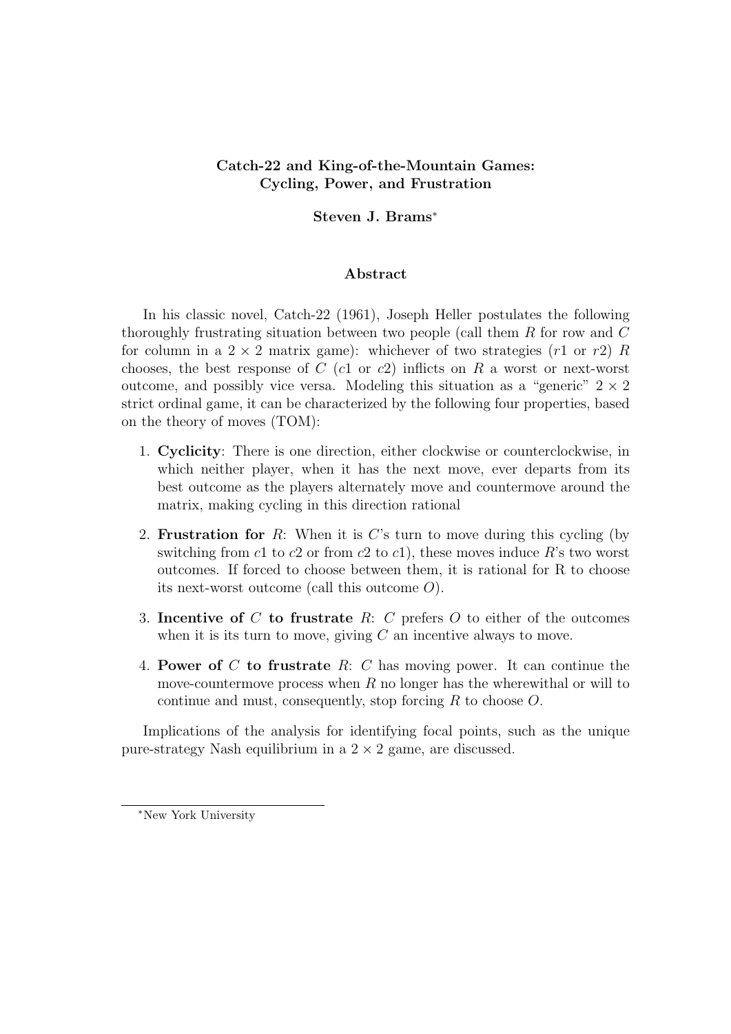# Catch-22 and King-of-the-Mountain Games: Cycling, Power, and Frustration

**Steven J. Brams***

## Abstract

In his classic novel, Catch-22 (1961), Joseph Heller postulates the following thoroughly frustrating situation between two people (call them $R$ for row and $C$ for column in a $2 \times 2$ matrix game): whichever of two strategies ($r1$ or $r2$) $R$ chooses, the best response of $C$ ($c1$ or $c2$) inflicts on $R$ a worst or next-worst outcome, and possibly vice versa. Modeling this situation as a "generic" $2 \times 2$ strict ordinal game, it can be characterized by the following four properties, based on the theory of moves (TOM):

1. **Cyclicity**: There is one direction, either clockwise or counterclockwise, in which neither player, when it has the next move, ever departs from its best outcome as the players alternately move and countermove around the matrix, making cycling in this direction rational
2. **Frustration for** $R$: When it is $C$'s turn to move during this cycling (by switching from $c1$ to $c2$ or from $c2$ to $c1$), these moves induce $R$'s two worst outcomes. If forced to choose between them, it is rational for R to choose its next-worst outcome (call this outcome $O$).
3. **Incentive of** $C$ **to frustrate** $R$: $C$ prefers $O$ to either of the outcomes when it is its turn to move, giving $C$ an incentive always to move.
4. **Power of** $C$ **to frustrate** $R$: $C$ has moving power. It can continue the move-countermove process when $R$ no longer has the wherewithal or will to continue and must, consequently, stop forcing $R$ to choose $O$.

Implications of the analysis for identifying focal points, such as the unique pure-strategy Nash equilibrium in a $2 \times 2$ game, are discussed.

*New York University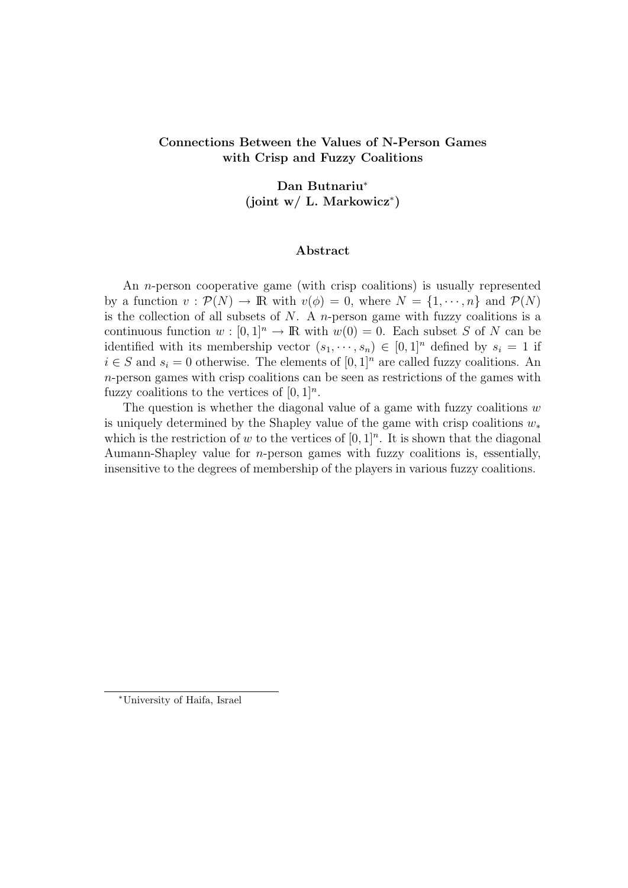**Connections Between the Values of N-Person Games with Crisp and Fuzzy Coalitions**

**Dan Butnariu[\*]**
**(joint w/ L. Markowicz[\*])**

**Abstract**

An $n$-person cooperative game (with crisp coalitions) is usually represented by a function $v : \mathcal{P}(N) \to \mathbb{R}$ with $v(\phi) = 0$, where $N = \{1, \cdots, n\}$ and $\mathcal{P}(N)$ is the collection of all subsets of $N$. A $n$-person game with fuzzy coalitions is a continuous function $w : [0,1]^n \to \mathbb{R}$ with $w(0) = 0$. Each subset $S$ of $N$ can be identified with its membership vector $(s_1, \cdots, s_n) \in [0,1]^n$ defined by $s_i = 1$ if $i \in S$ and $s_i = 0$ otherwise. The elements of $[0,1]^n$ are called fuzzy coalitions. An $n$-person games with crisp coalitions can be seen as restrictions of the games with fuzzy coalitions to the vertices of $[0,1]^n$.

The question is whether the diagonal value of a game with fuzzy coalitions $w$ is uniquely determined by the Shapley value of the game with crisp coalitions $w_*$ which is the restriction of $w$ to the vertices of $[0,1]^n$. It is shown that the diagonal Aumann-Shapley value for $n$-person games with fuzzy coalitions is, essentially, insensitive to the degrees of membership of the players in various fuzzy coalitions.

---

[\*]University of Haifa, Israel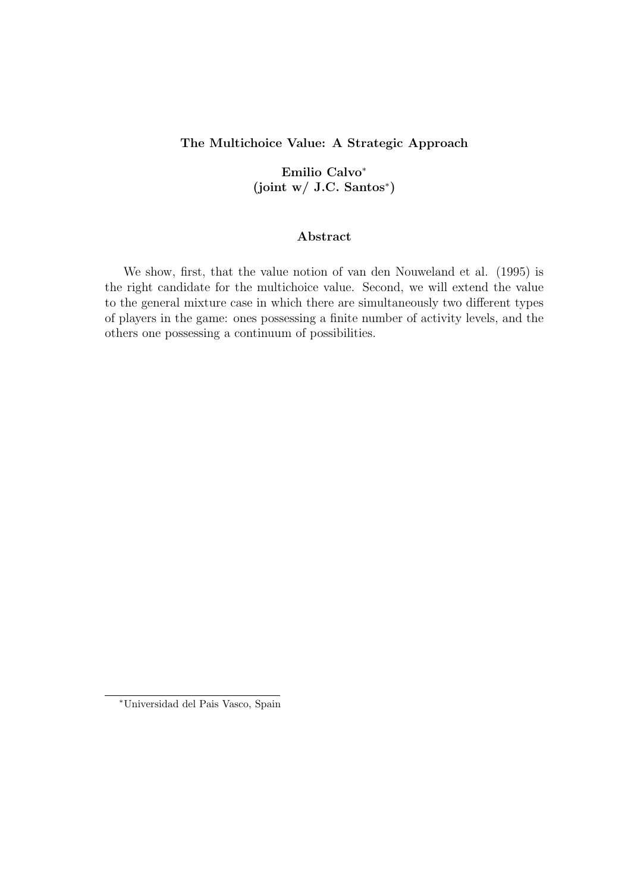**The Multichoice Value: A Strategic Approach**

**Emilio Calvo**[*]
**(joint w/ J.C. Santos**[*]**)**

**Abstract**

We show, first, that the value notion of van den Nouweland et al. (1995) is the right candidate for the multichoice value. Second, we will extend the value to the general mixture case in which there are simultaneously two different types of players in the game: ones possessing a finite number of activity levels, and the others one possessing a continuum of possibilities.

[*]Universidad del Pais Vasco, Spain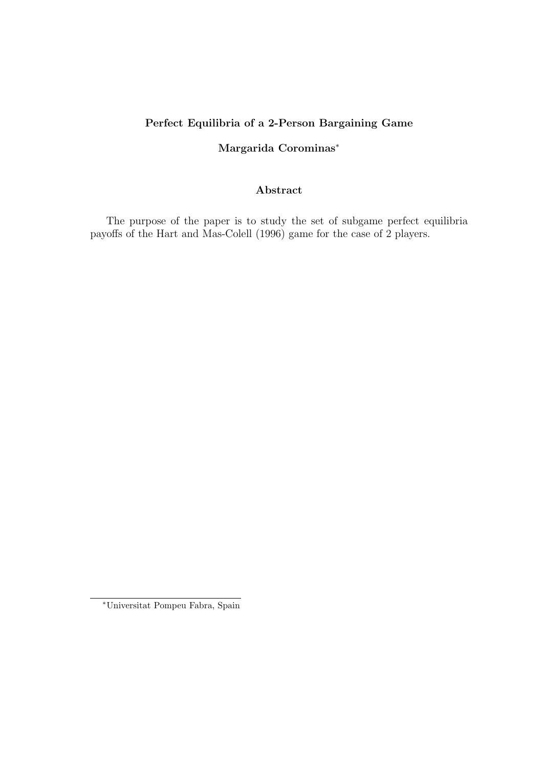**Perfect Equilibria of a 2-Person Bargaining Game**

**Margarida Corominas***

**Abstract**

The purpose of the paper is to study the set of subgame perfect equilibria payoffs of the Hart and Mas-Colell (1996) game for the case of 2 players.

---

*Universitat Pompeu Fabra, Spain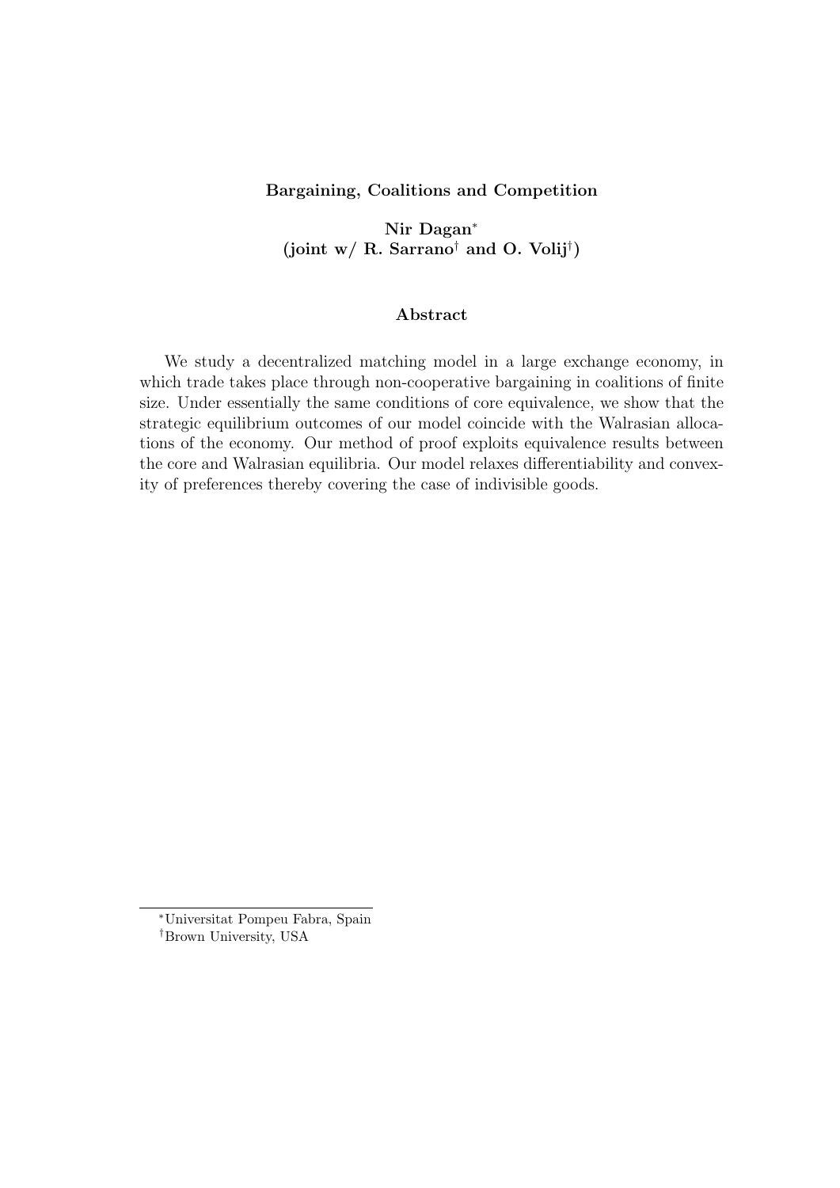**Bargaining, Coalitions and Competition**

**Nir Dagan[*]**
**(joint w/ R. Sarrano[†] and O. Volij[†])**

**Abstract**

We study a decentralized matching model in a large exchange economy, in which trade takes place through non-cooperative bargaining in coalitions of finite size. Under essentially the same conditions of core equivalence, we show that the strategic equilibrium outcomes of our model coincide with the Walrasian allocations of the economy. Our method of proof exploits equivalence results between the core and Walrasian equilibria. Our model relaxes differentiability and convexity of preferences thereby covering the case of indivisible goods.

---

[*] Universitat Pompeu Fabra, Spain

[†] Brown University, USA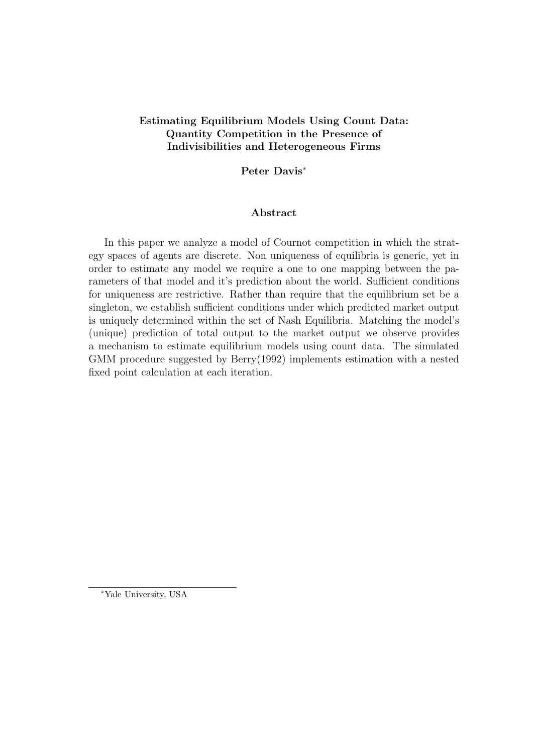**Estimating Equilibrium Models Using Count Data: Quantity Competition in the Presence of Indivisibilities and Heterogeneous Firms**

**Peter Davis***

### Abstract

In this paper we analyze a model of Cournot competition in which the strategy spaces of agents are discrete. Non uniqueness of equilibria is generic, yet in order to estimate any model we require a one to one mapping between the parameters of that model and it's prediction about the world. Sufficient conditions for uniqueness are restrictive. Rather than require that the equilibrium set be a singleton, we establish sufficient conditions under which predicted market output is uniquely determined within the set of Nash Equilibria. Matching the model's (unique) prediction of total output to the market output we observe provides a mechanism to estimate equilibrium models using count data. The simulated GMM procedure suggested by Berry(1992) implements estimation with a nested fixed point calculation at each iteration.

---

*Yale University, USA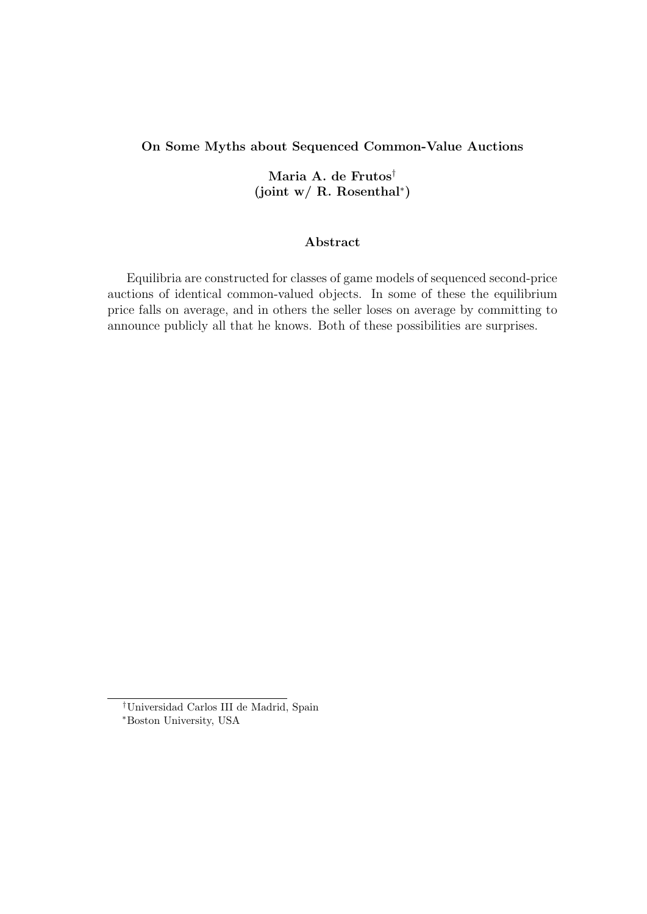**On Some Myths about Sequenced Common-Value Auctions**

**Maria A. de Frutos**[†]
**(joint w/ R. Rosenthal**[*]**)**

**Abstract**

Equilibria are constructed for classes of game models of sequenced second-price auctions of identical common-valued objects. In some of these the equilibrium price falls on average, and in others the seller loses on average by committing to announce publicly all that he knows. Both of these possibilities are surprises.

[†]Universidad Carlos III de Madrid, Spain

[*]Boston University, USA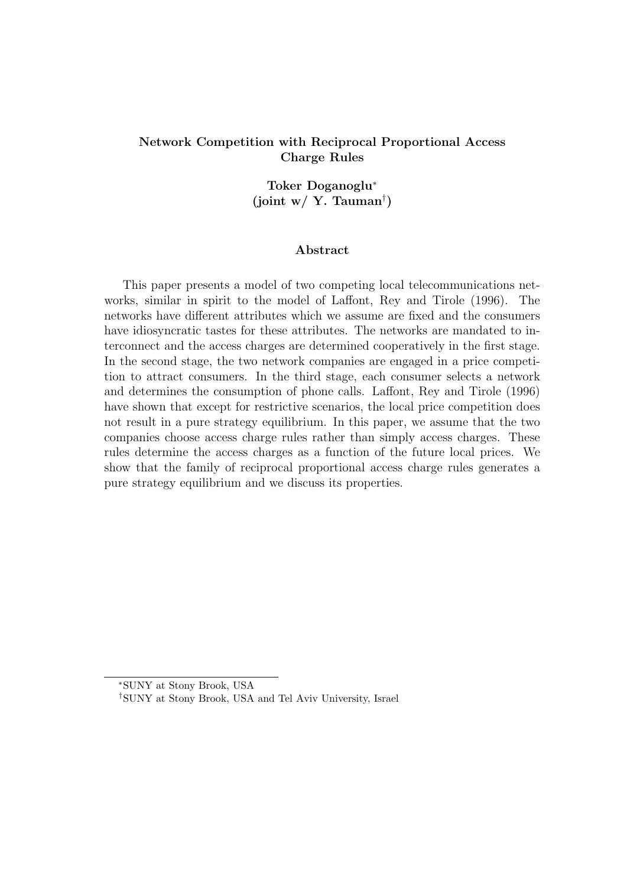**Network Competition with Reciprocal Proportional Access Charge Rules**

**Toker Doganoglu[∗]**
**(joint w/ Y. Tauman[†])**

**Abstract**

This paper presents a model of two competing local telecommunications networks, similar in spirit to the model of Laffont, Rey and Tirole (1996). The networks have different attributes which we assume are fixed and the consumers have idiosyncratic tastes for these attributes. The networks are mandated to interconnect and the access charges are determined cooperatively in the first stage. In the second stage, the two network companies are engaged in a price competition to attract consumers. In the third stage, each consumer selects a network and determines the consumption of phone calls. Laffont, Rey and Tirole (1996) have shown that except for restrictive scenarios, the local price competition does not result in a pure strategy equilibrium. In this paper, we assume that the two companies choose access charge rules rather than simply access charges. These rules determine the access charges as a function of the future local prices. We show that the family of reciprocal proportional access charge rules generates a pure strategy equilibrium and we discuss its properties.

[∗]SUNY at Stony Brook, USA

[†]SUNY at Stony Brook, USA and Tel Aviv University, Israel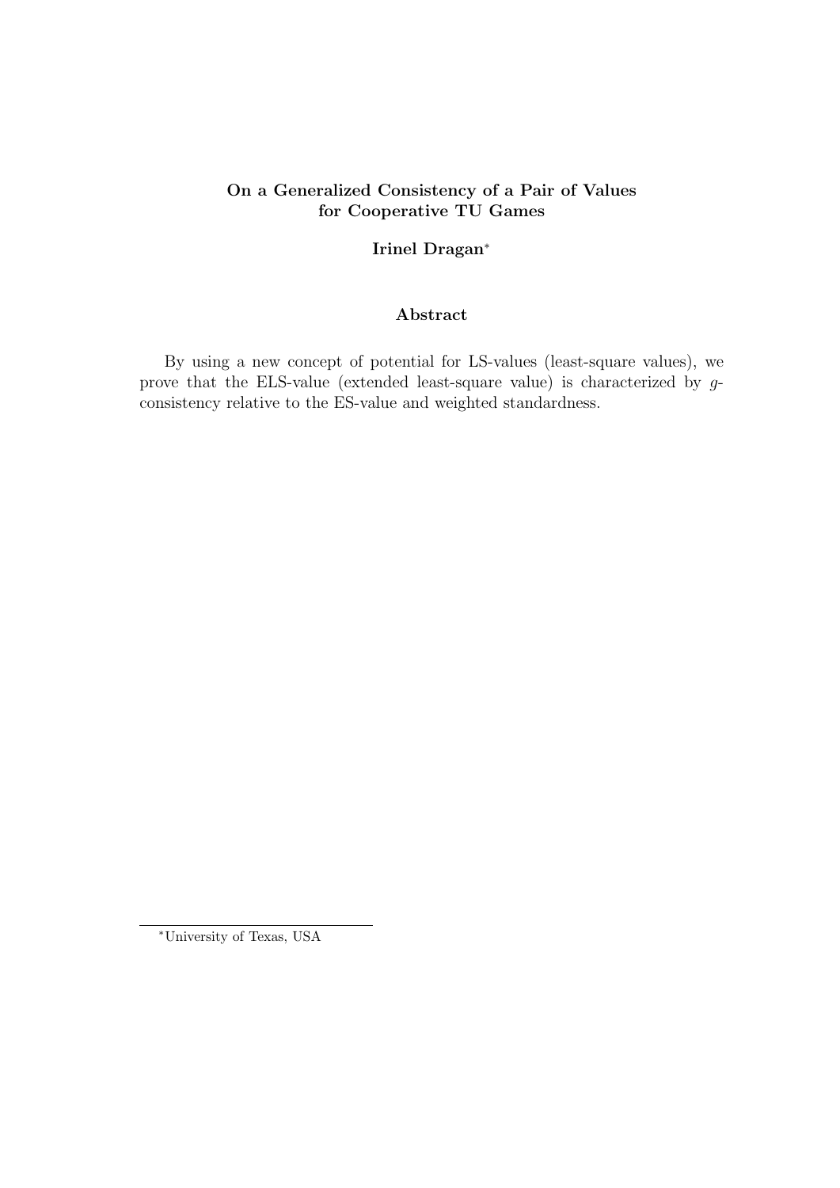## On a Generalized Consistency of a Pair of Values for Cooperative TU Games

**Irinel Dragan**[*]

### Abstract

By using a new concept of potential for LS-values (least-square values), we prove that the ELS-value (extended least-square value) is characterized by $g$-consistency relative to the ES-value and weighted standardness.

[*] University of Texas, USA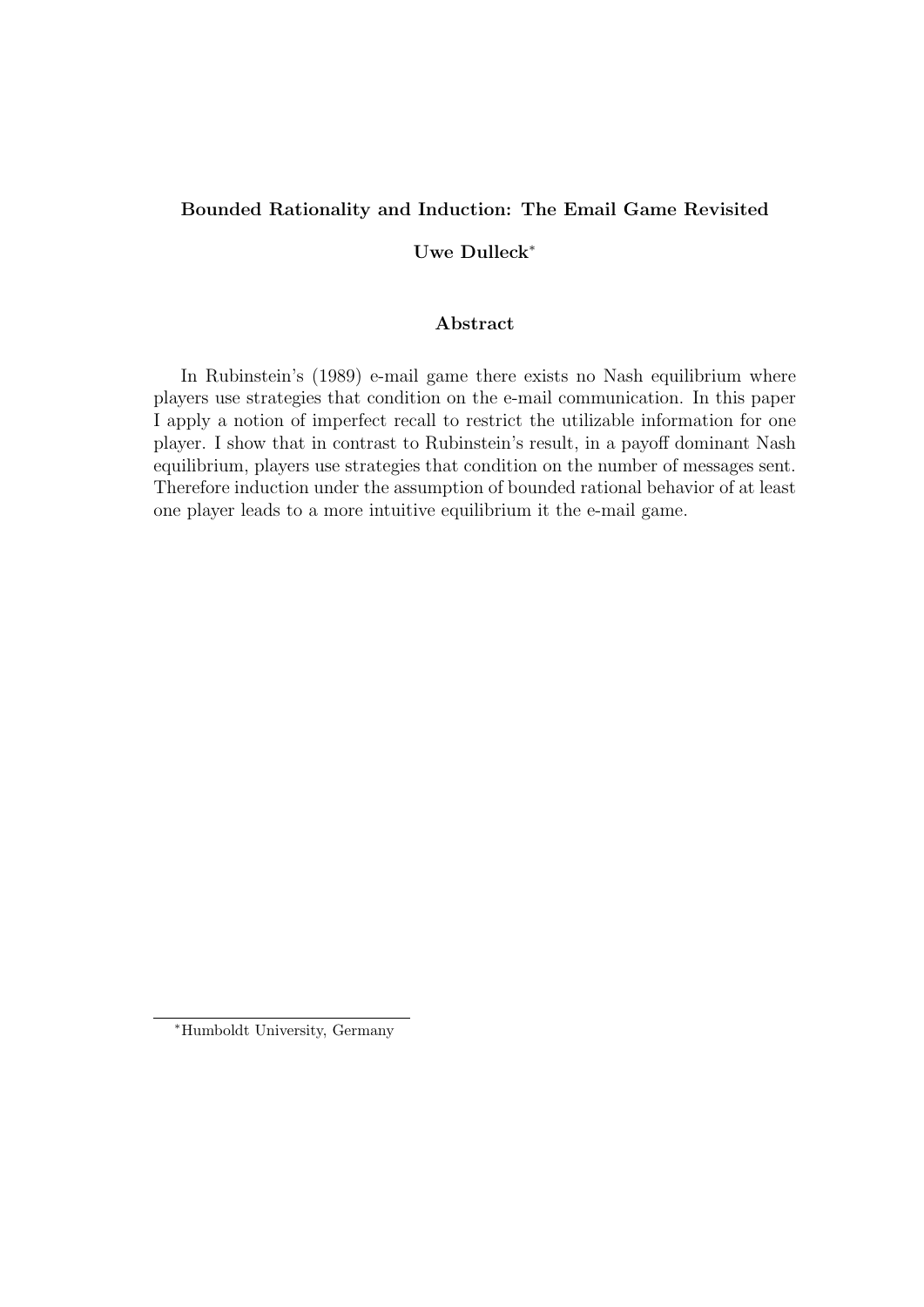**Bounded Rationality and Induction: The Email Game Revisited**

**Uwe Dulleck***

**Abstract**

In Rubinstein's (1989) e-mail game there exists no Nash equilibrium where players use strategies that condition on the e-mail communication. In this paper I apply a notion of imperfect recall to restrict the utilizable information for one player. I show that in contrast to Rubinstein's result, in a payoff dominant Nash equilibrium, players use strategies that condition on the number of messages sent. Therefore induction under the assumption of bounded rational behavior of at least one player leads to a more intuitive equilibrium it the e-mail game.

*Humboldt University, Germany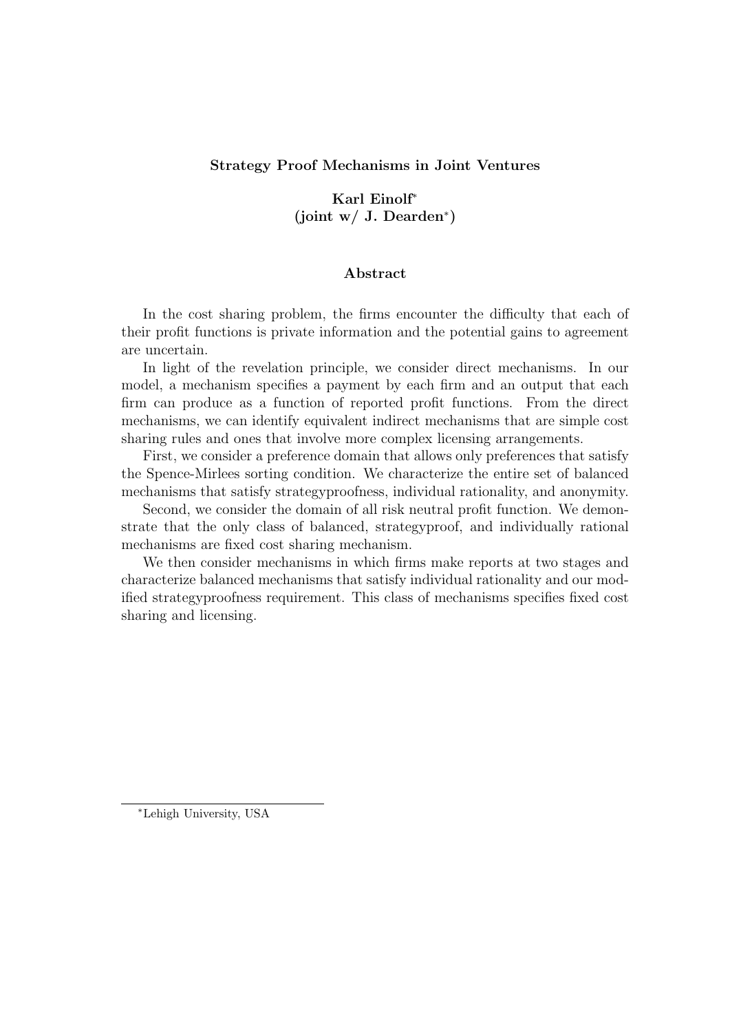**Strategy Proof Mechanisms in Joint Ventures**

**Karl Einolf***
**(joint w/ J. Dearden*)**

**Abstract**

In the cost sharing problem, the firms encounter the difficulty that each of their profit functions is private information and the potential gains to agreement are uncertain.

In light of the revelation principle, we consider direct mechanisms. In our model, a mechanism specifies a payment by each firm and an output that each firm can produce as a function of reported profit functions. From the direct mechanisms, we can identify equivalent indirect mechanisms that are simple cost sharing rules and ones that involve more complex licensing arrangements.

First, we consider a preference domain that allows only preferences that satisfy the Spence-Mirlees sorting condition. We characterize the entire set of balanced mechanisms that satisfy strategyproofness, individual rationality, and anonymity.

Second, we consider the domain of all risk neutral profit function. We demonstrate that the only class of balanced, strategyproof, and individually rational mechanisms are fixed cost sharing mechanism.

We then consider mechanisms in which firms make reports at two stages and characterize balanced mechanisms that satisfy individual rationality and our modified strategyproofness requirement. This class of mechanisms specifies fixed cost sharing and licensing.

*Lehigh University, USA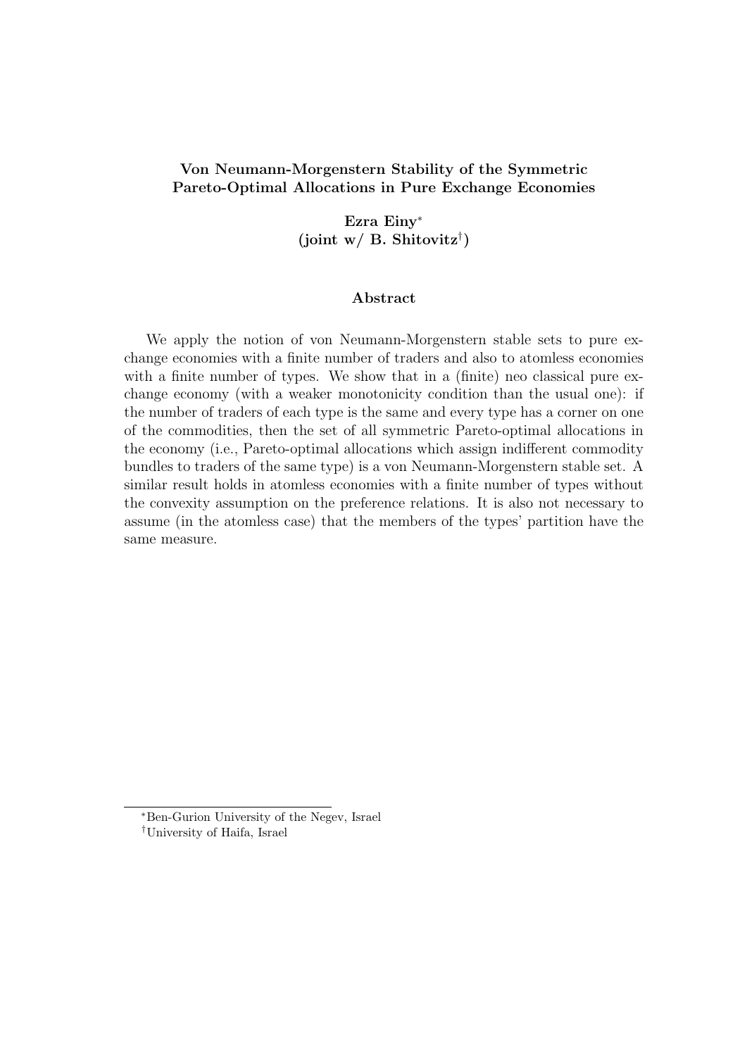**Von Neumann-Morgenstern Stability of the Symmetric Pareto-Optimal Allocations in Pure Exchange Economies**

**Ezra Einy**[*]
**(joint w/ B. Shitovitz**[†]**)**

**Abstract**

We apply the notion of von Neumann-Morgenstern stable sets to pure exchange economies with a finite number of traders and also to atomless economies with a finite number of types. We show that in a (finite) neo classical pure exchange economy (with a weaker monotonicity condition than the usual one): if the number of traders of each type is the same and every type has a corner on one of the commodities, then the set of all symmetric Pareto-optimal allocations in the economy (i.e., Pareto-optimal allocations which assign indifferent commodity bundles to traders of the same type) is a von Neumann-Morgenstern stable set. A similar result holds in atomless economies with a finite number of types without the convexity assumption on the preference relations. It is also not necessary to assume (in the atomless case) that the members of the types' partition have the same measure.

[*] Ben-Gurion University of the Negev, Israel
[†] University of Haifa, Israel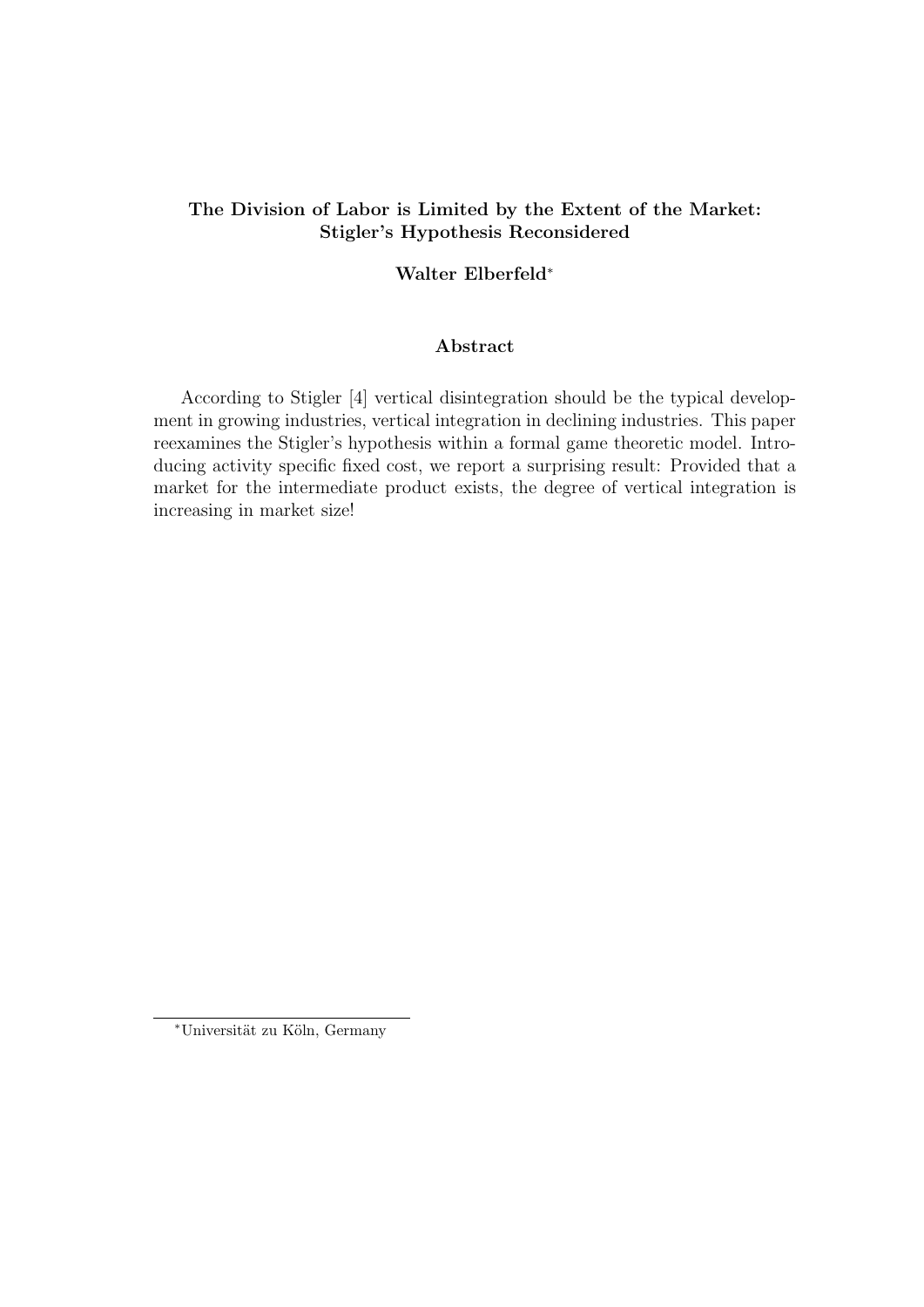**The Division of Labor is Limited by the Extent of the Market: Stigler's Hypothesis Reconsidered**

**Walter Elberfeld***

**Abstract**

According to Stigler [4] vertical disintegration should be the typical development in growing industries, vertical integration in declining industries. This paper reexamines the Stigler's hypothesis within a formal game theoretic model. Introducing activity specific fixed cost, we report a surprising result: Provided that a market for the intermediate product exists, the degree of vertical integration is increasing in market size!

*Universität zu Köln, Germany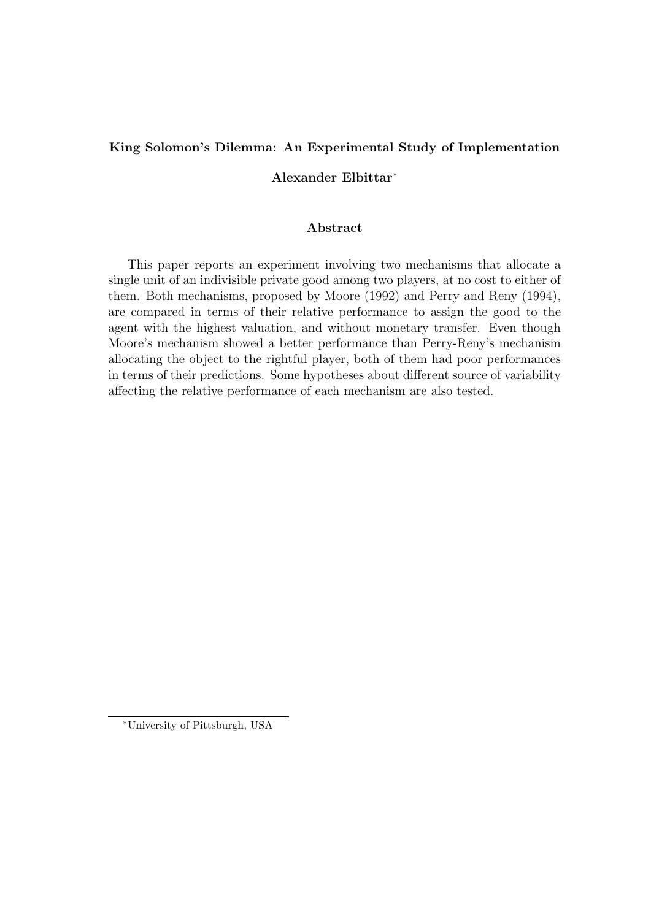**King Solomon's Dilemma: An Experimental Study of Implementation**

**Alexander Elbittar***

**Abstract**

This paper reports an experiment involving two mechanisms that allocate a single unit of an indivisible private good among two players, at no cost to either of them. Both mechanisms, proposed by Moore (1992) and Perry and Reny (1994), are compared in terms of their relative performance to assign the good to the agent with the highest valuation, and without monetary transfer. Even though Moore's mechanism showed a better performance than Perry-Reny's mechanism allocating the object to the rightful player, both of them had poor performances in terms of their predictions. Some hypotheses about different source of variability affecting the relative performance of each mechanism are also tested.

*University of Pittsburgh, USA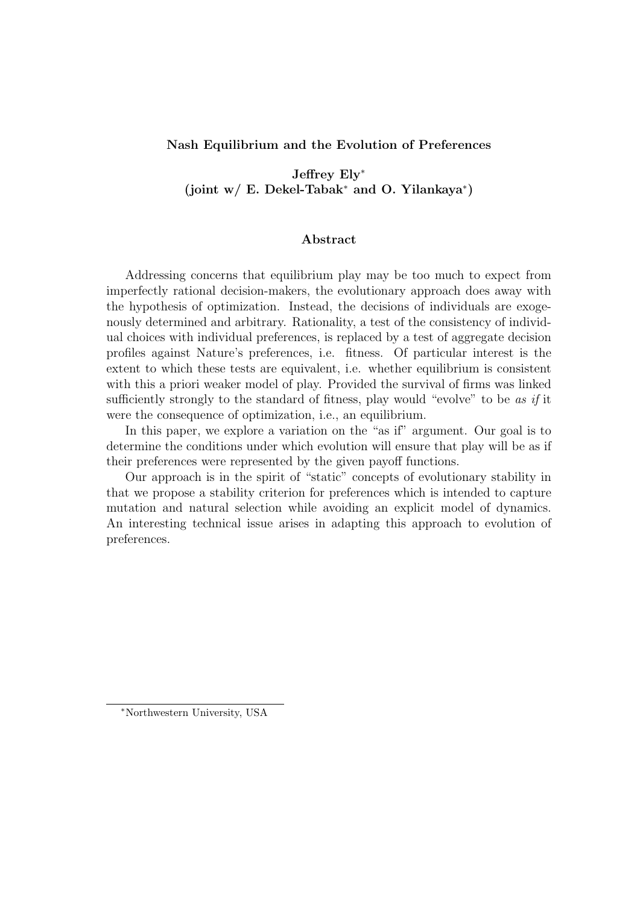**Nash Equilibrium and the Evolution of Preferences**

**Jeffrey Ely[*]**
**(joint w/ E. Dekel-Tabak[*] and O. Yilankaya[*])**

**Abstract**

Addressing concerns that equilibrium play may be too much to expect from imperfectly rational decision-makers, the evolutionary approach does away with the hypothesis of optimization. Instead, the decisions of individuals are exogenously determined and arbitrary. Rationality, a test of the consistency of individual choices with individual preferences, is replaced by a test of aggregate decision profiles against Nature's preferences, i.e. fitness. Of particular interest is the extent to which these tests are equivalent, i.e. whether equilibrium is consistent with this a priori weaker model of play. Provided the survival of firms was linked sufficiently strongly to the standard of fitness, play would "evolve" to be *as if* it were the consequence of optimization, i.e., an equilibrium.

In this paper, we explore a variation on the "as if" argument. Our goal is to determine the conditions under which evolution will ensure that play will be as if their preferences were represented by the given payoff functions.

Our approach is in the spirit of "static" concepts of evolutionary stability in that we propose a stability criterion for preferences which is intended to capture mutation and natural selection while avoiding an explicit model of dynamics. An interesting technical issue arises in adapting this approach to evolution of preferences.

[*] Northwestern University, USA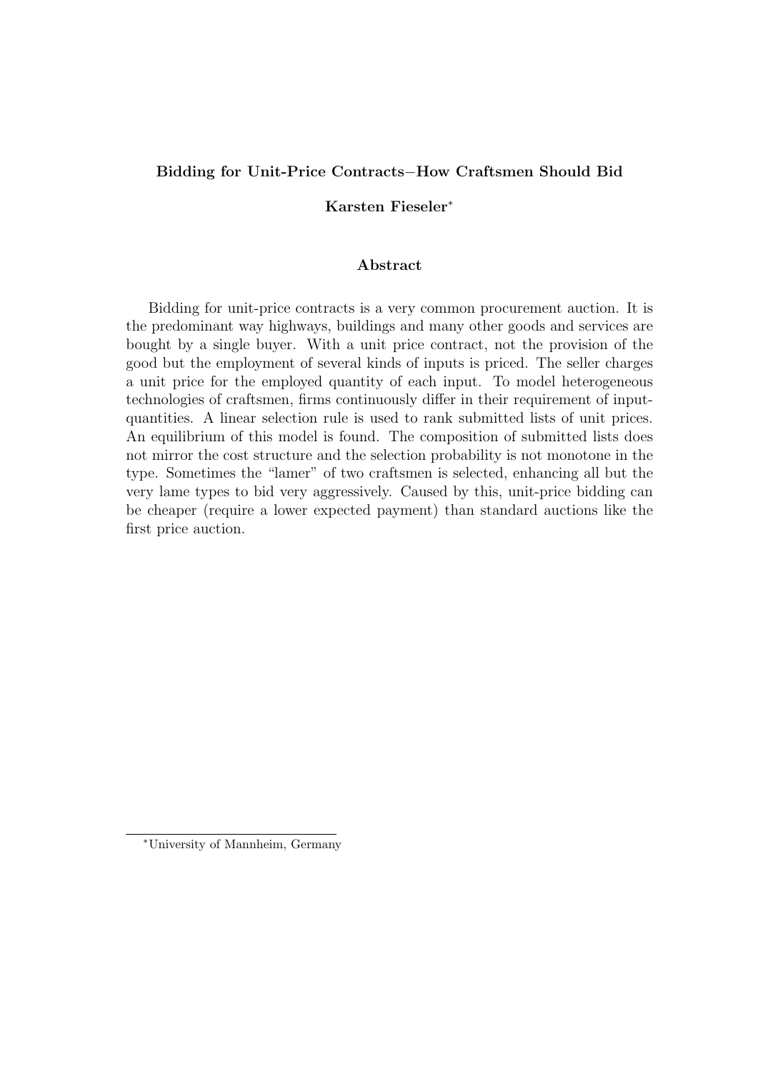**Bidding for Unit-Price Contracts−How Craftsmen Should Bid**

**Karsten Fieseler***

**Abstract**

Bidding for unit-price contracts is a very common procurement auction. It is the predominant way highways, buildings and many other goods and services are bought by a single buyer. With a unit price contract, not the provision of the good but the employment of several kinds of inputs is priced. The seller charges a unit price for the employed quantity of each input. To model heterogeneous technologies of craftsmen, firms continuously differ in their requirement of input-quantities. A linear selection rule is used to rank submitted lists of unit prices. An equilibrium of this model is found. The composition of submitted lists does not mirror the cost structure and the selection probability is not monotone in the type. Sometimes the "lamer" of two craftsmen is selected, enhancing all but the very lame types to bid very aggressively. Caused by this, unit-price bidding can be cheaper (require a lower expected payment) than standard auctions like the first price auction.

*University of Mannheim, Germany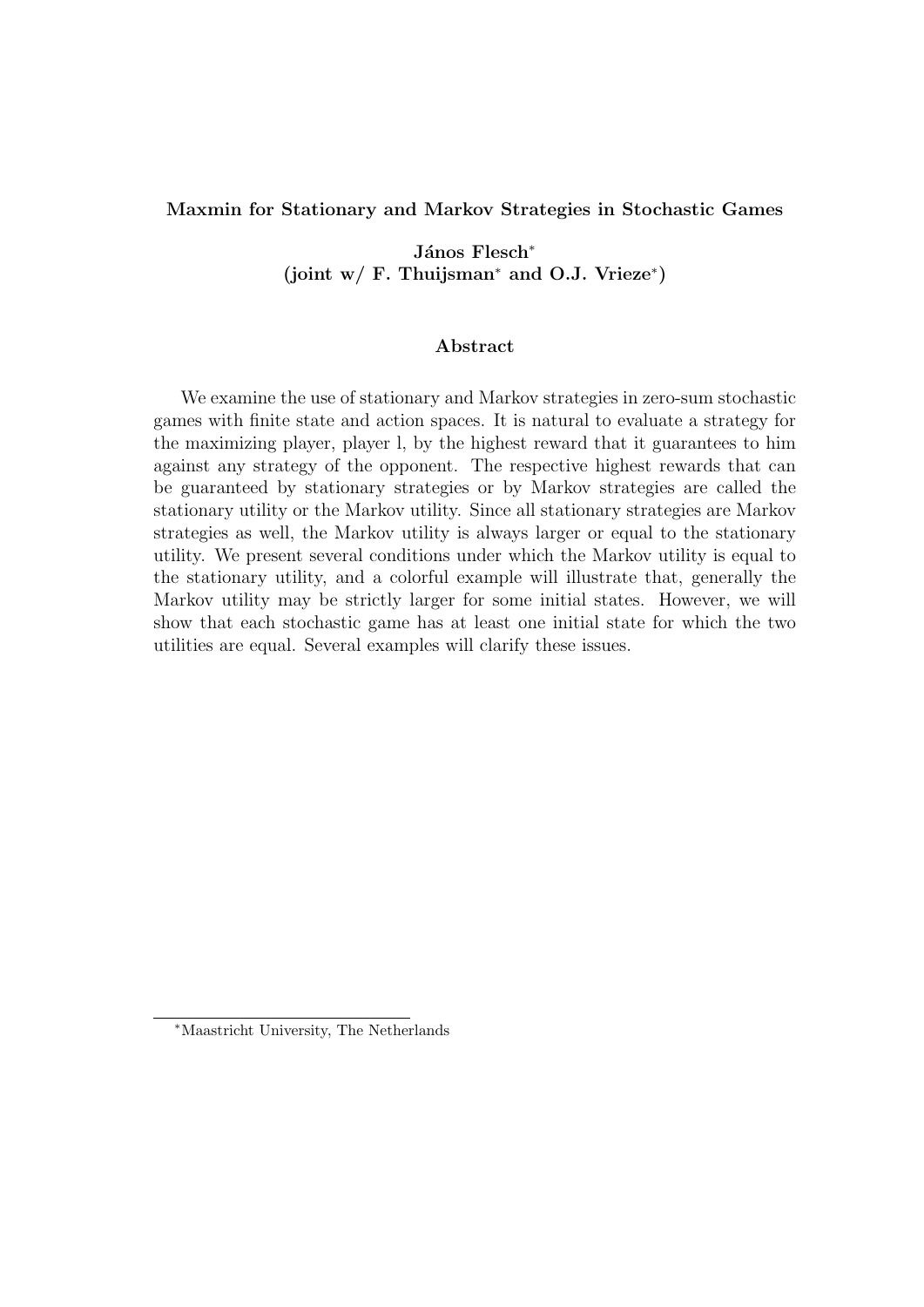**Maxmin for Stationary and Markov Strategies in Stochastic Games**

**János Flesch***
**(joint w/ F. Thuijsman* and O.J. Vrieze*)**

### Abstract

We examine the use of stationary and Markov strategies in zero-sum stochastic games with finite state and action spaces. It is natural to evaluate a strategy for the maximizing player, player l, by the highest reward that it guarantees to him against any strategy of the opponent. The respective highest rewards that can be guaranteed by stationary strategies or by Markov strategies are called the stationary utility or the Markov utility. Since all stationary strategies are Markov strategies as well, the Markov utility is always larger or equal to the stationary utility. We present several conditions under which the Markov utility is equal to the stationary utility, and a colorful example will illustrate that, generally the Markov utility may be strictly larger for some initial states. However, we will show that each stochastic game has at least one initial state for which the two utilities are equal. Several examples will clarify these issues.

---

*Maastricht University, The Netherlands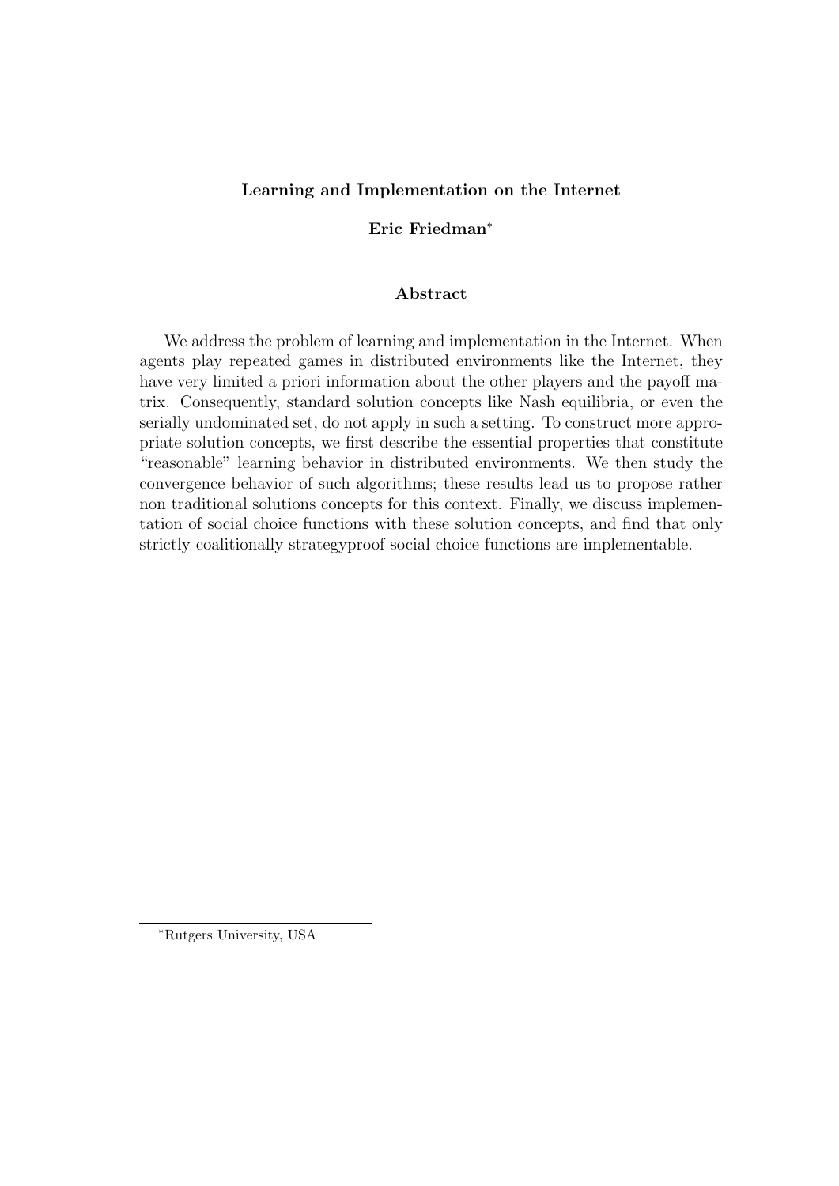# Learning and Implementation on the Internet

**Eric Friedman**[*]

## Abstract

We address the problem of learning and implementation in the Internet. When agents play repeated games in distributed environments like the Internet, they have very limited a priori information about the other players and the payoff matrix. Consequently, standard solution concepts like Nash equilibria, or even the serially undominated set, do not apply in such a setting. To construct more appropriate solution concepts, we first describe the essential properties that constitute "reasonable" learning behavior in distributed environments. We then study the convergence behavior of such algorithms; these results lead us to propose rather non traditional solutions concepts for this context. Finally, we discuss implementation of social choice functions with these solution concepts, and find that only strictly coalitionally strategyproof social choice functions are implementable.

---

[*] Rutgers University, USA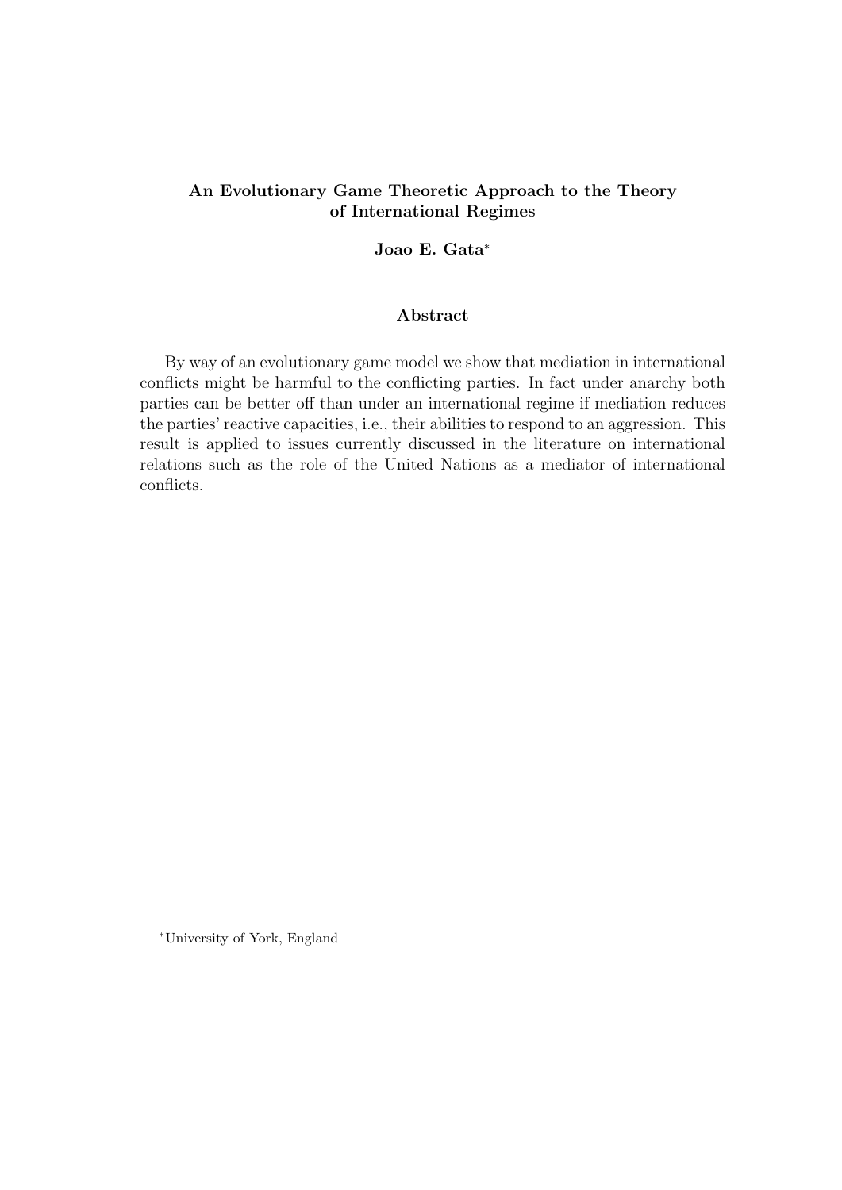## An Evolutionary Game Theoretic Approach to the Theory of International Regimes

**Joao E. Gata***

### Abstract

By way of an evolutionary game model we show that mediation in international conflicts might be harmful to the conflicting parties. In fact under anarchy both parties can be better off than under an international regime if mediation reduces the parties' reactive capacities, i.e., their abilities to respond to an aggression. This result is applied to issues currently discussed in the literature on international relations such as the role of the United Nations as a mediator of international conflicts.

---

*University of York, England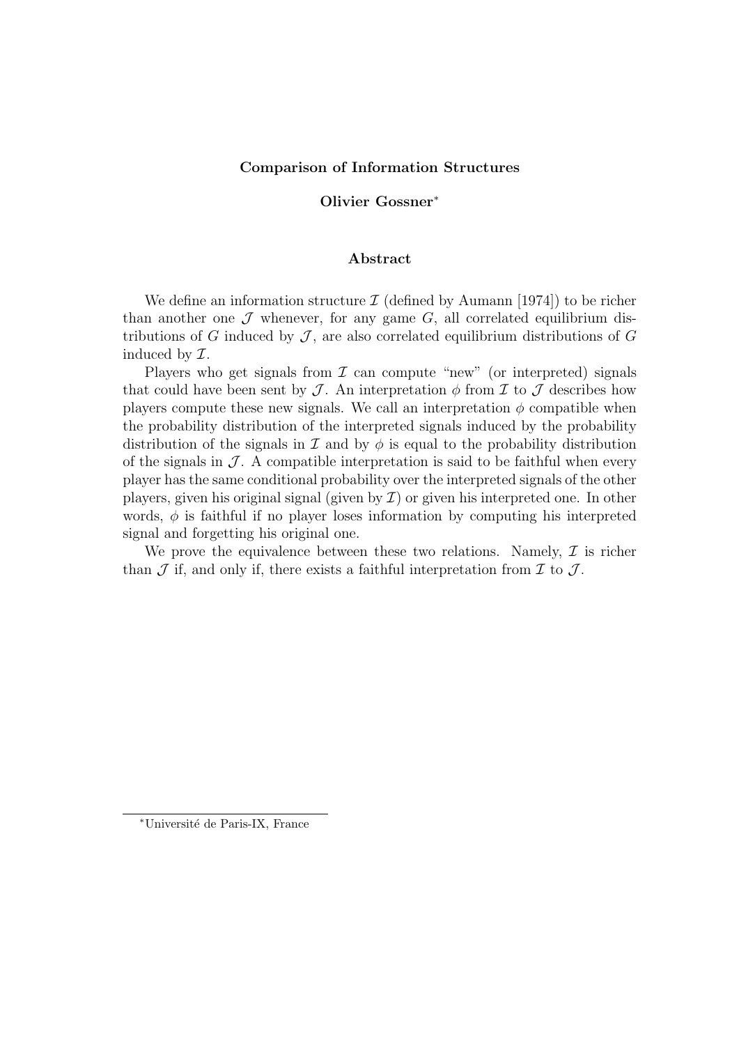**Comparison of Information Structures**

**Olivier Gossner**[*]

## Abstract

We define an information structure $\mathcal{I}$ (defined by Aumann [1974]) to be richer than another one $\mathcal{J}$ whenever, for any game $G$, all correlated equilibrium distributions of $G$ induced by $\mathcal{J}$, are also correlated equilibrium distributions of $G$ induced by $\mathcal{I}$.

Players who get signals from $\mathcal{I}$ can compute "new" (or interpreted) signals that could have been sent by $\mathcal{J}$. An interpretation $\phi$ from $\mathcal{I}$ to $\mathcal{J}$ describes how players compute these new signals. We call an interpretation $\phi$ compatible when the probability distribution of the interpreted signals induced by the probability distribution of the signals in $\mathcal{I}$ and by $\phi$ is equal to the probability distribution of the signals in $\mathcal{J}$. A compatible interpretation is said to be faithful when every player has the same conditional probability over the interpreted signals of the other players, given his original signal (given by $\mathcal{I}$) or given his interpreted one. In other words, $\phi$ is faithful if no player loses information by computing his interpreted signal and forgetting his original one.

We prove the equivalence between these two relations. Namely, $\mathcal{I}$ is richer than $\mathcal{J}$ if, and only if, there exists a faithful interpretation from $\mathcal{I}$ to $\mathcal{J}$.

[*] Université de Paris-IX, France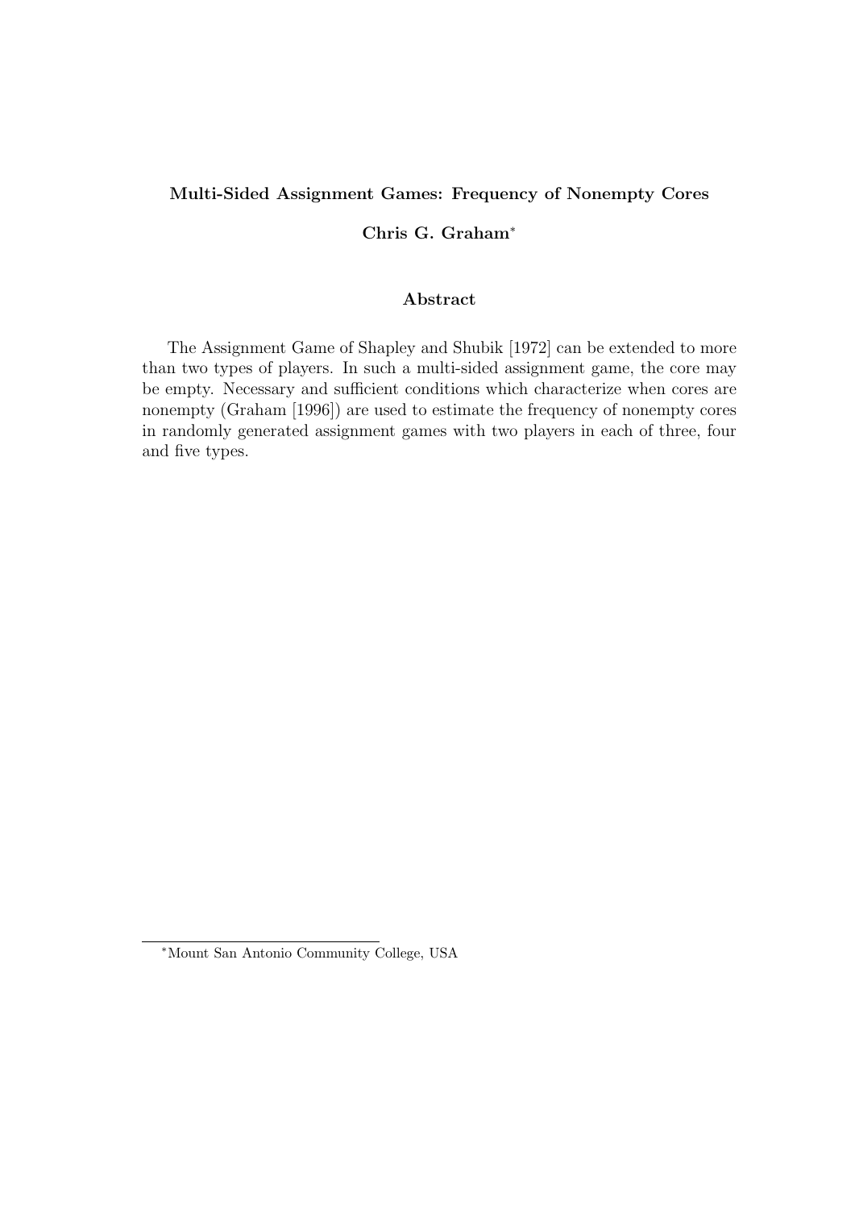**Multi-Sided Assignment Games: Frequency of Nonempty Cores**

**Chris G. Graham***

**Abstract**

The Assignment Game of Shapley and Shubik [1972] can be extended to more than two types of players. In such a multi-sided assignment game, the core may be empty. Necessary and sufficient conditions which characterize when cores are nonempty (Graham [1996]) are used to estimate the frequency of nonempty cores in randomly generated assignment games with two players in each of three, four and five types.

*Mount San Antonio Community College, USA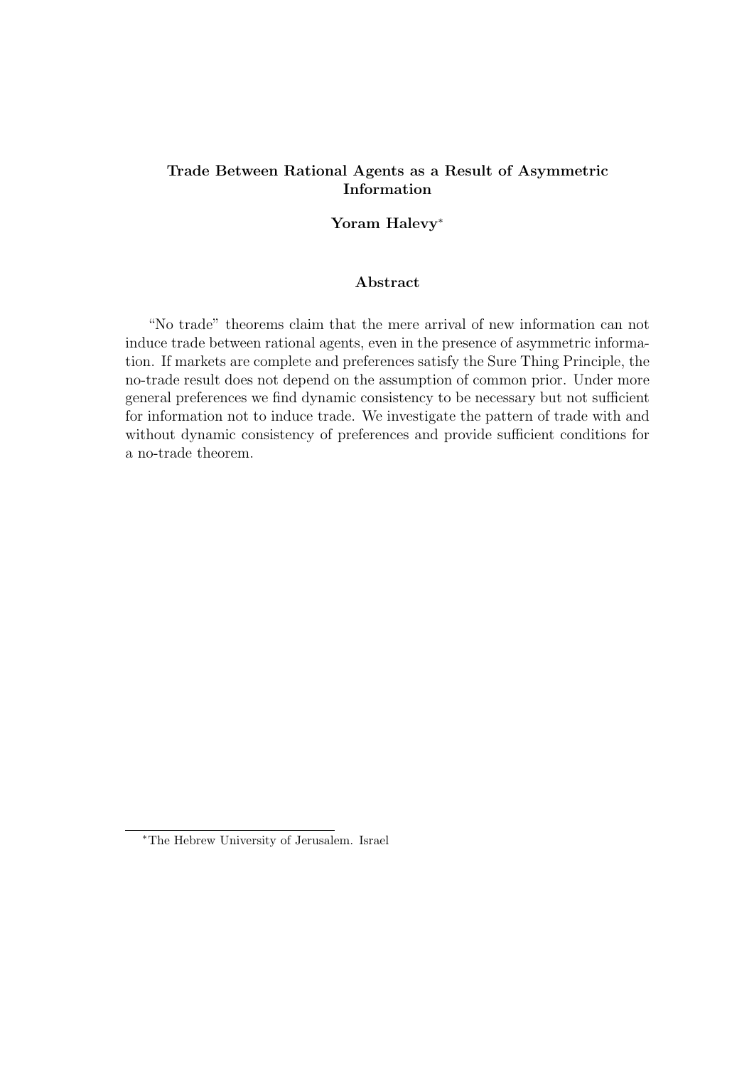# Trade Between Rational Agents as a Result of Asymmetric Information

**Yoram Halevy***

## Abstract

"No trade" theorems claim that the mere arrival of new information can not induce trade between rational agents, even in the presence of asymmetric information. If markets are complete and preferences satisfy the Sure Thing Principle, the no-trade result does not depend on the assumption of common prior. Under more general preferences we find dynamic consistency to be necessary but not sufficient for information not to induce trade. We investigate the pattern of trade with and without dynamic consistency of preferences and provide sufficient conditions for a no-trade theorem.

---

*The Hebrew University of Jerusalem. Israel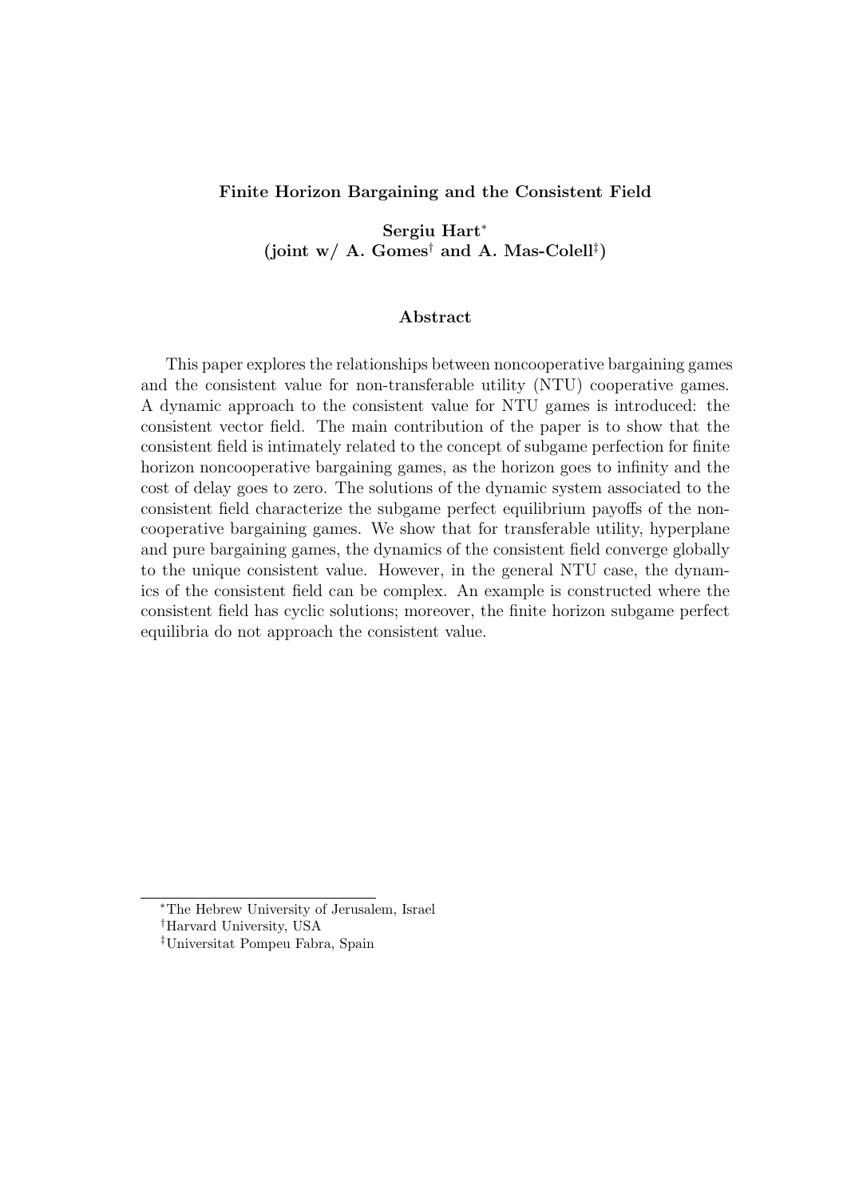**Finite Horizon Bargaining and the Consistent Field**

**Sergiu Hart**[*]
**(joint w/ A. Gomes**[†] **and A. Mas-Colell**[‡]**)**

**Abstract**

This paper explores the relationships between noncooperative bargaining games and the consistent value for non-transferable utility (NTU) cooperative games. A dynamic approach to the consistent value for NTU games is introduced: the consistent vector field. The main contribution of the paper is to show that the consistent field is intimately related to the concept of subgame perfection for finite horizon noncooperative bargaining games, as the horizon goes to infinity and the cost of delay goes to zero. The solutions of the dynamic system associated to the consistent field characterize the subgame perfect equilibrium payoffs of the noncooperative bargaining games. We show that for transferable utility, hyperplane and pure bargaining games, the dynamics of the consistent field converge globally to the unique consistent value. However, in the general NTU case, the dynamics of the consistent field can be complex. An example is constructed where the consistent field has cyclic solutions; moreover, the finite horizon subgame perfect equilibria do not approach the consistent value.

[*] The Hebrew University of Jerusalem, Israel

[†] Harvard University, USA

[‡] Universitat Pompeu Fabra, Spain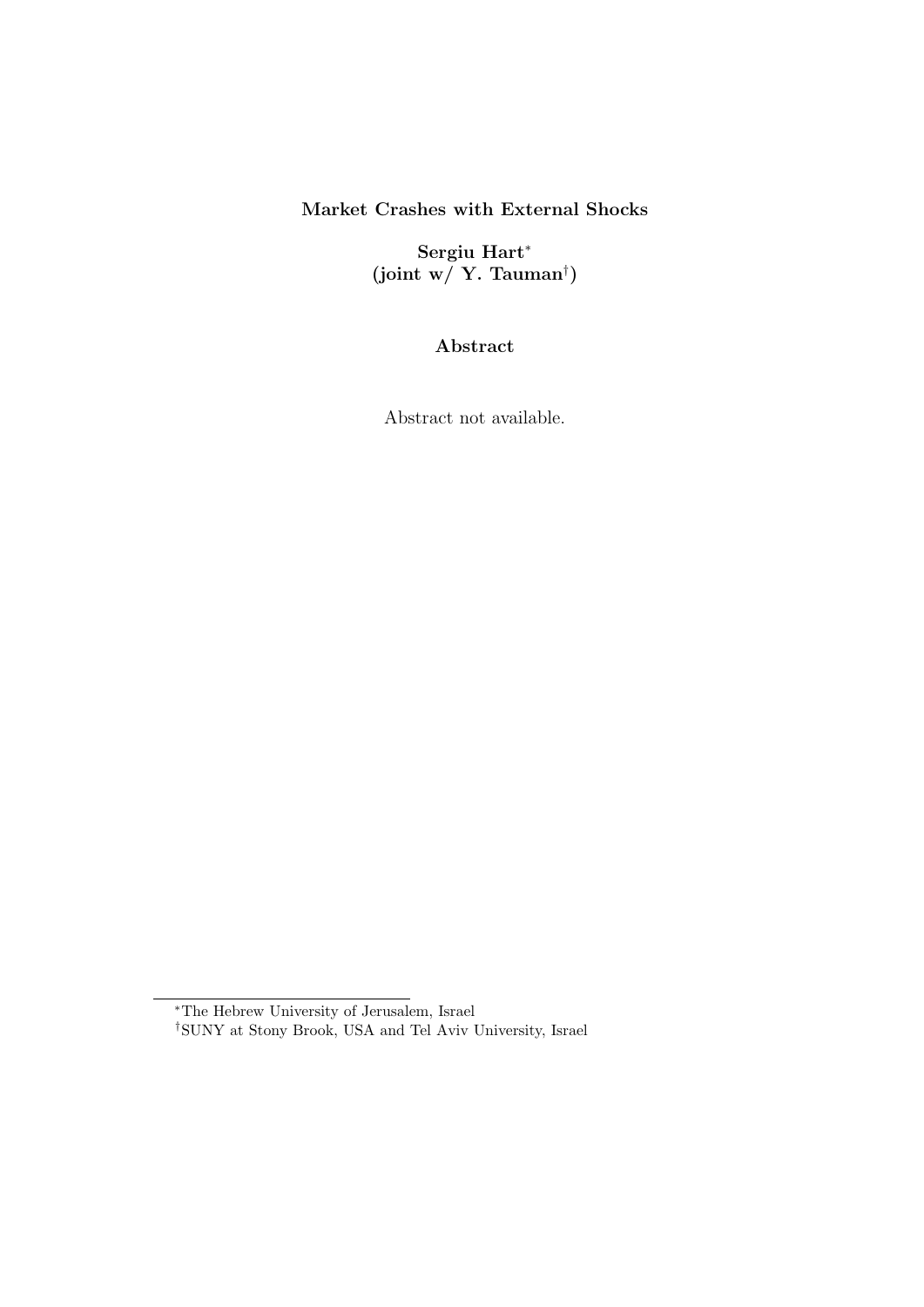**Market Crashes with External Shocks**

**Sergiu Hart***
**(joint w/ Y. Tauman†)**

**Abstract**

Abstract not available.

---

*The Hebrew University of Jerusalem, Israel

†SUNY at Stony Brook, USA and Tel Aviv University, Israel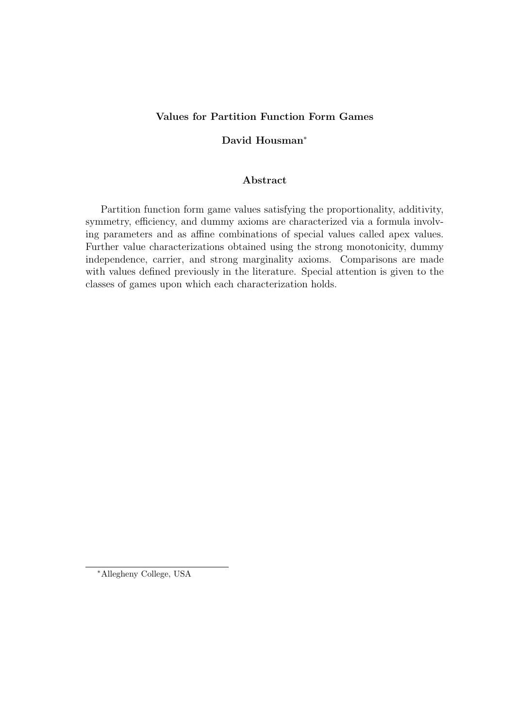**Values for Partition Function Form Games**

**David Housman**[*]

**Abstract**

Partition function form game values satisfying the proportionality, additivity, symmetry, efficiency, and dummy axioms are characterized via a formula involving parameters and as affine combinations of special values called apex values. Further value characterizations obtained using the strong monotonicity, dummy independence, carrier, and strong marginality axioms. Comparisons are made with values defined previously in the literature. Special attention is given to the classes of games upon which each characterization holds.

[*]Allegheny College, USA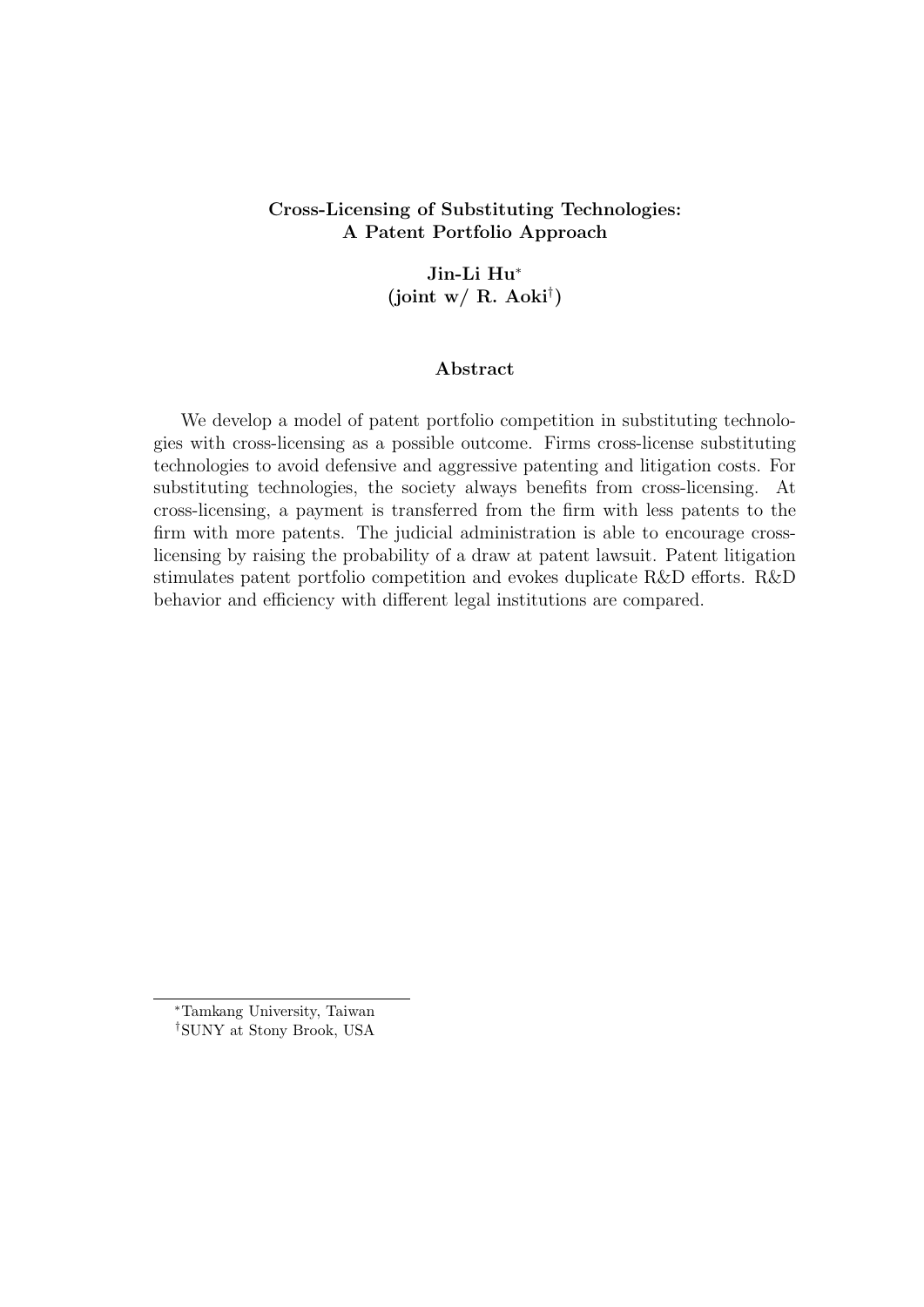**Cross-Licensing of Substituting Technologies: A Patent Portfolio Approach**

**Jin-Li Hu**[*]
**(joint w/ R. Aoki**[†]**)**

**Abstract**

We develop a model of patent portfolio competition in substituting technologies with cross-licensing as a possible outcome. Firms cross-license substituting technologies to avoid defensive and aggressive patenting and litigation costs. For substituting technologies, the society always benefits from cross-licensing. At cross-licensing, a payment is transferred from the firm with less patents to the firm with more patents. The judicial administration is able to encourage cross-licensing by raising the probability of a draw at patent lawsuit. Patent litigation stimulates patent portfolio competition and evokes duplicate R&D efforts. R&D behavior and efficiency with different legal institutions are compared.

[*] Tamkang University, Taiwan
[†] SUNY at Stony Brook, USA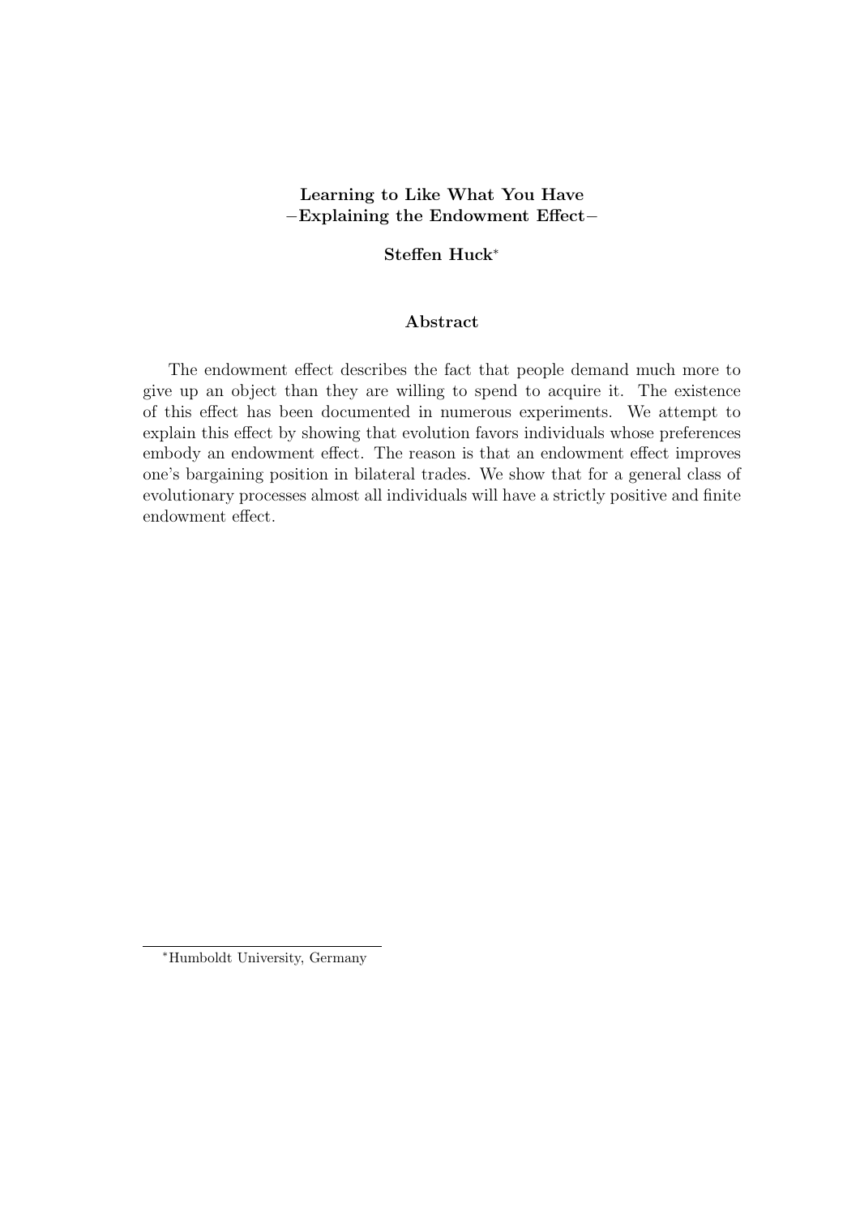**Learning to Like What You Have**
**–Explaining the Endowment Effect–**

**Steffen Huck**[*]

### Abstract

The endowment effect describes the fact that people demand much more to give up an object than they are willing to spend to acquire it. The existence of this effect has been documented in numerous experiments. We attempt to explain this effect by showing that evolution favors individuals whose preferences embody an endowment effect. The reason is that an endowment effect improves one's bargaining position in bilateral trades. We show that for a general class of evolutionary processes almost all individuals will have a strictly positive and finite endowment effect.

[*] Humboldt University, Germany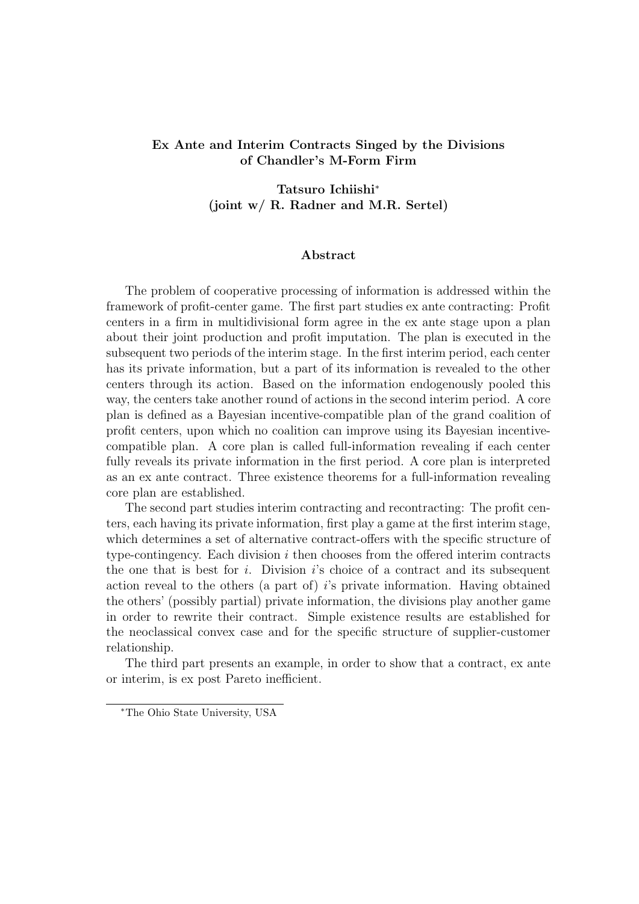**Ex Ante and Interim Contracts Singed by the Divisions of Chandler's M-Form Firm**

**Tatsuro Ichiishi[*]**
**(joint w/ R. Radner and M.R. Sertel)**

### Abstract

The problem of cooperative processing of information is addressed within the framework of profit-center game. The first part studies ex ante contracting: Profit centers in a firm in multidivisional form agree in the ex ante stage upon a plan about their joint production and profit imputation. The plan is executed in the subsequent two periods of the interim stage. In the first interim period, each center has its private information, but a part of its information is revealed to the other centers through its action. Based on the information endogenously pooled this way, the centers take another round of actions in the second interim period. A core plan is defined as a Bayesian incentive-compatible plan of the grand coalition of profit centers, upon which no coalition can improve using its Bayesian incentive-compatible plan. A core plan is called full-information revealing if each center fully reveals its private information in the first period. A core plan is interpreted as an ex ante contract. Three existence theorems for a full-information revealing core plan are established.

The second part studies interim contracting and recontracting: The profit centers, each having its private information, first play a game at the first interim stage, which determines a set of alternative contract-offers with the specific structure of type-contingency. Each division $i$ then chooses from the offered interim contracts the one that is best for $i$. Division $i$'s choice of a contract and its subsequent action reveal to the others (a part of) $i$'s private information. Having obtained the others' (possibly partial) private information, the divisions play another game in order to rewrite their contract. Simple existence results are established for the neoclassical convex case and for the specific structure of supplier-customer relationship.

The third part presents an example, in order to show that a contract, ex ante or interim, is ex post Pareto inefficient.

---

[*] The Ohio State University, USA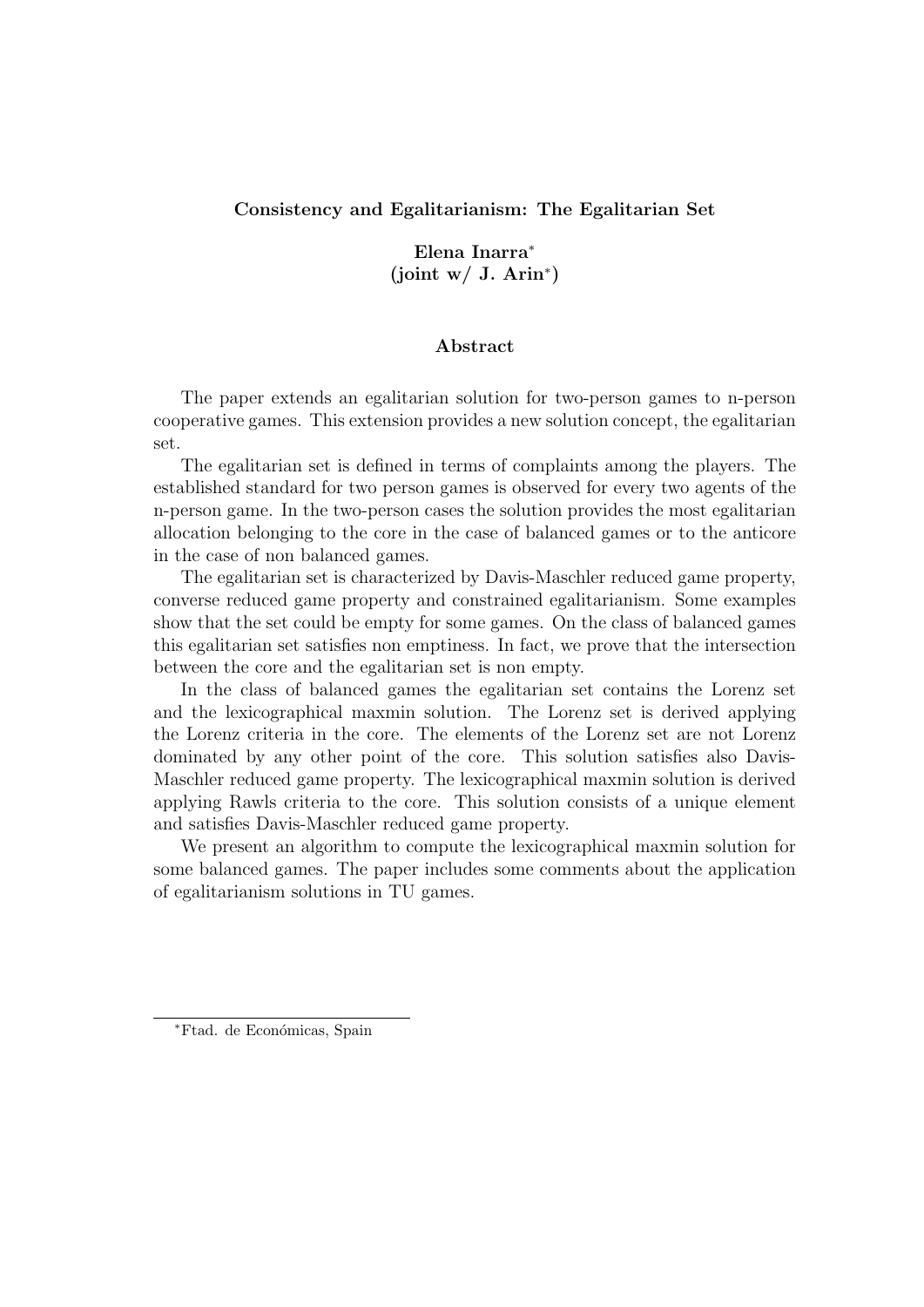**Consistency and Egalitarianism: The Egalitarian Set**

**Elena Inarra***
**(joint w/ J. Arin*)**

**Abstract**

The paper extends an egalitarian solution for two-person games to n-person cooperative games. This extension provides a new solution concept, the egalitarian set.

The egalitarian set is defined in terms of complaints among the players. The established standard for two person games is observed for every two agents of the n-person game. In the two-person cases the solution provides the most egalitarian allocation belonging to the core in the case of balanced games or to the anticore in the case of non balanced games.

The egalitarian set is characterized by Davis-Maschler reduced game property, converse reduced game property and constrained egalitarianism. Some examples show that the set could be empty for some games. On the class of balanced games this egalitarian set satisfies non emptiness. In fact, we prove that the intersection between the core and the egalitarian set is non empty.

In the class of balanced games the egalitarian set contains the Lorenz set and the lexicographical maxmin solution. The Lorenz set is derived applying the Lorenz criteria in the core. The elements of the Lorenz set are not Lorenz dominated by any other point of the core. This solution satisfies also Davis-Maschler reduced game property. The lexicographical maxmin solution is derived applying Rawls criteria to the core. This solution consists of a unique element and satisfies Davis-Maschler reduced game property.

We present an algorithm to compute the lexicographical maxmin solution for some balanced games. The paper includes some comments about the application of egalitarianism solutions in TU games.

*Ftad. de Económicas, Spain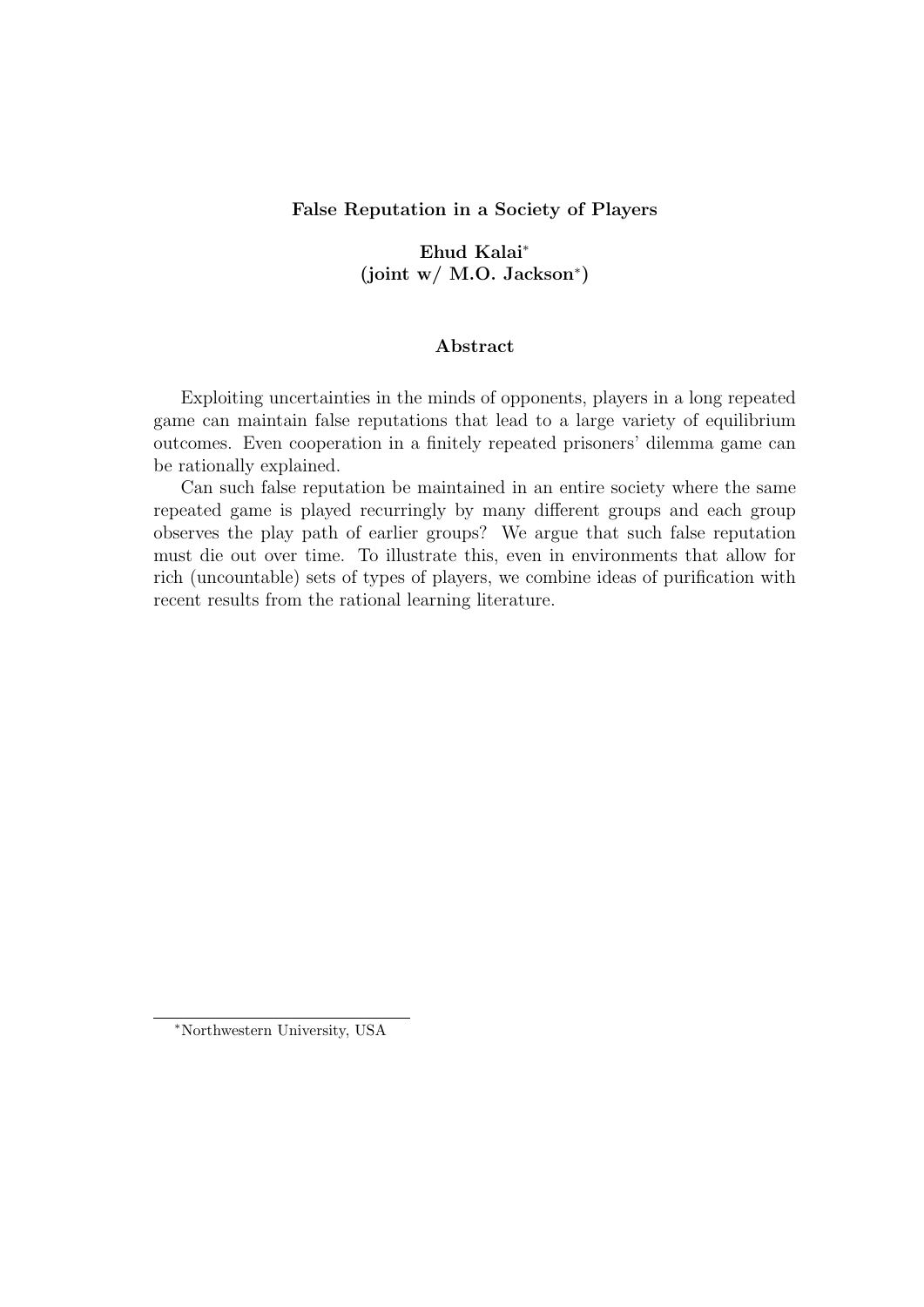**False Reputation in a Society of Players**

**Ehud Kalai***
**(joint w/ M.O. Jackson*)**

**Abstract**

Exploiting uncertainties in the minds of opponents, players in a long repeated game can maintain false reputations that lead to a large variety of equilibrium outcomes. Even cooperation in a finitely repeated prisoners' dilemma game can be rationally explained.

Can such false reputation be maintained in an entire society where the same repeated game is played recurringly by many different groups and each group observes the play path of earlier groups? We argue that such false reputation must die out over time. To illustrate this, even in environments that allow for rich (uncountable) sets of types of players, we combine ideas of purification with recent results from the rational learning literature.

*Northwestern University, USA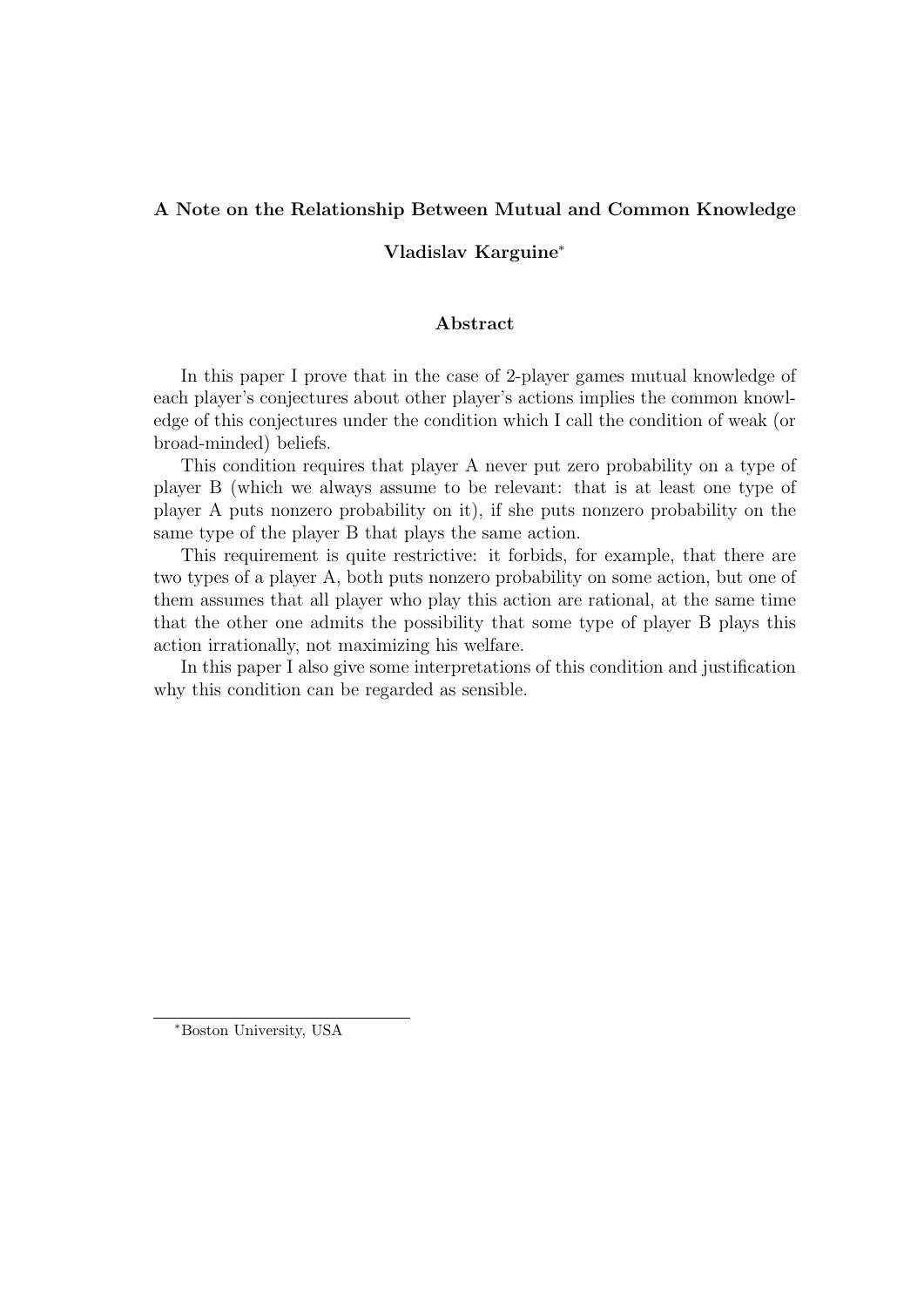**A Note on the Relationship Between Mutual and Common Knowledge**

**Vladislav Karguine***

**Abstract**

In this paper I prove that in the case of 2-player games mutual knowledge of each player's conjectures about other player's actions implies the common knowledge of this conjectures under the condition which I call the condition of weak (or broad-minded) beliefs.

This condition requires that player A never put zero probability on a type of player B (which we always assume to be relevant: that is at least one type of player A puts nonzero probability on it), if she puts nonzero probability on the same type of the player B that plays the same action.

This requirement is quite restrictive: it forbids, for example, that there are two types of a player A, both puts nonzero probability on some action, but one of them assumes that all player who play this action are rational, at the same time that the other one admits the possibility that some type of player B plays this action irrationally, not maximizing his welfare.

In this paper I also give some interpretations of this condition and justification why this condition can be regarded as sensible.

*Boston University, USA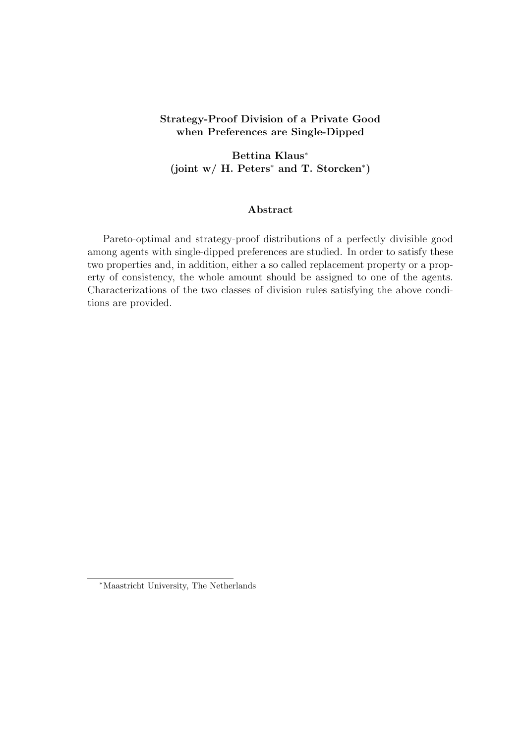**Strategy-Proof Division of a Private Good when Preferences are Single-Dipped**

**Bettina Klaus[*]**
**(joint w/ H. Peters[*] and T. Storcken[*])**

**Abstract**

Pareto-optimal and strategy-proof distributions of a perfectly divisible good among agents with single-dipped preferences are studied. In order to satisfy these two properties and, in addition, either a so called replacement property or a property of consistency, the whole amount should be assigned to one of the agents. Characterizations of the two classes of division rules satisfying the above conditions are provided.

[*]Maastricht University, The Netherlands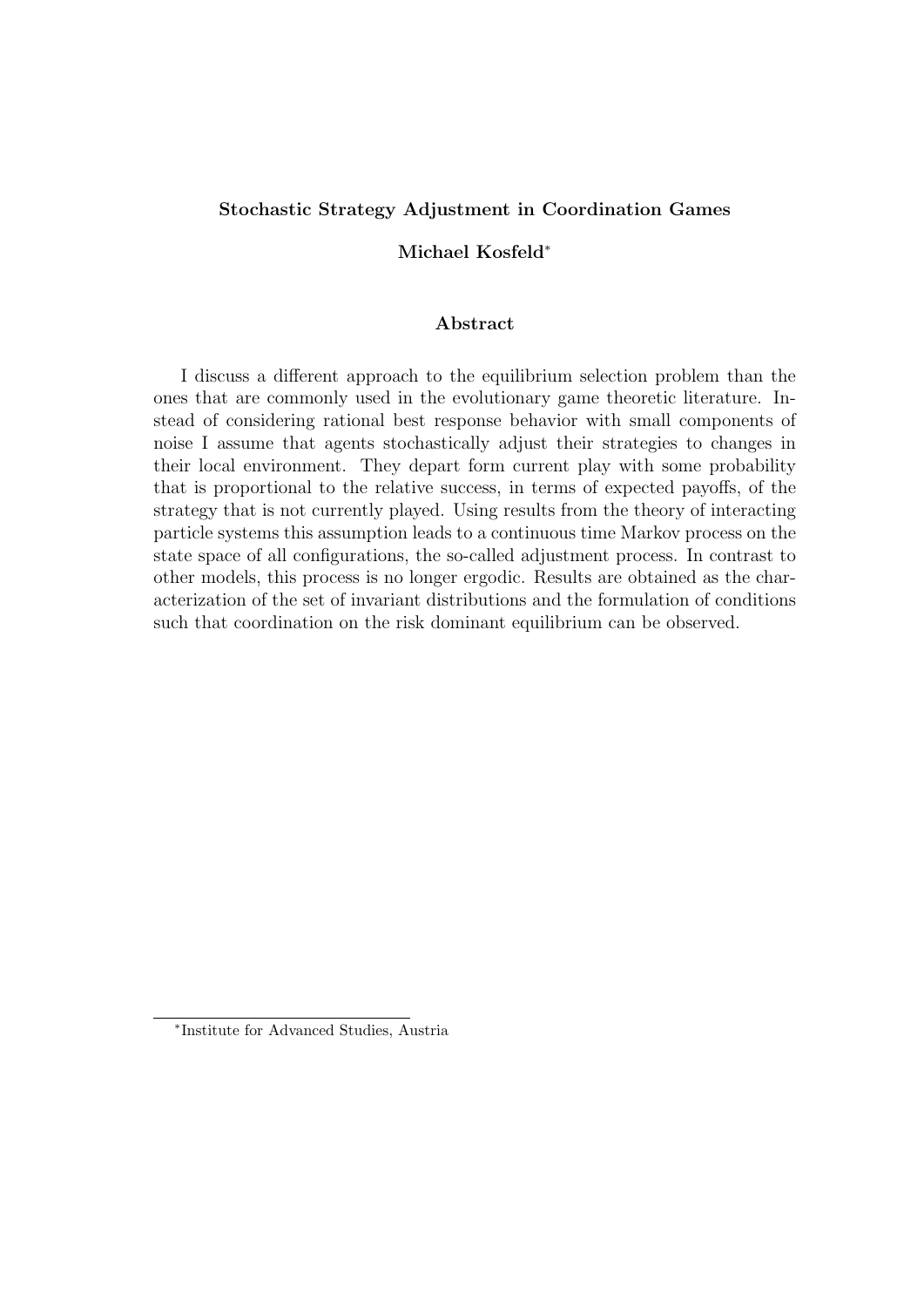**Stochastic Strategy Adjustment in Coordination Games**

**Michael Kosfeld***

## Abstract

I discuss a different approach to the equilibrium selection problem than the ones that are commonly used in the evolutionary game theoretic literature. Instead of considering rational best response behavior with small components of noise I assume that agents stochastically adjust their strategies to changes in their local environment. They depart form current play with some probability that is proportional to the relative success, in terms of expected payoffs, of the strategy that is not currently played. Using results from the theory of interacting particle systems this assumption leads to a continuous time Markov process on the state space of all configurations, the so-called adjustment process. In contrast to other models, this process is no longer ergodic. Results are obtained as the characterization of the set of invariant distributions and the formulation of conditions such that coordination on the risk dominant equilibrium can be observed.

---

*Institute for Advanced Studies, Austria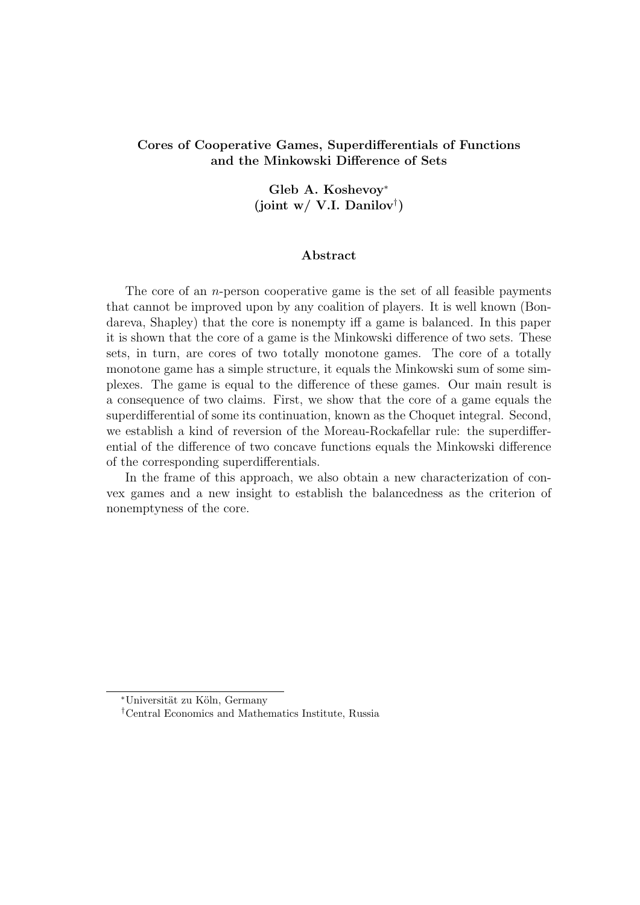**Cores of Cooperative Games, Superdifferentials of Functions and the Minkowski Difference of Sets**

**Gleb A. Koshevoy**[*]
**(joint w/ V.I. Danilov**[†]**)**

### Abstract

The core of an $n$-person cooperative game is the set of all feasible payments that cannot be improved upon by any coalition of players. It is well known (Bondareva, Shapley) that the core is nonempty iff a game is balanced. In this paper it is shown that the core of a game is the Minkowski difference of two sets. These sets, in turn, are cores of two totally monotone games. The core of a totally monotone game has a simple structure, it equals the Minkowski sum of some simplexes. The game is equal to the difference of these games. Our main result is a consequence of two claims. First, we show that the core of a game equals the superdifferential of some its continuation, known as the Choquet integral. Second, we establish a kind of reversion of the Moreau-Rockafellar rule: the superdifferential of the difference of two concave functions equals the Minkowski difference of the corresponding superdifferentials.

In the frame of this approach, we also obtain a new characterization of convex games and a new insight to establish the balancedness as the criterion of nonemptyness of the core.

---

[*] Universität zu Köln, Germany

[†] Central Economics and Mathematics Institute, Russia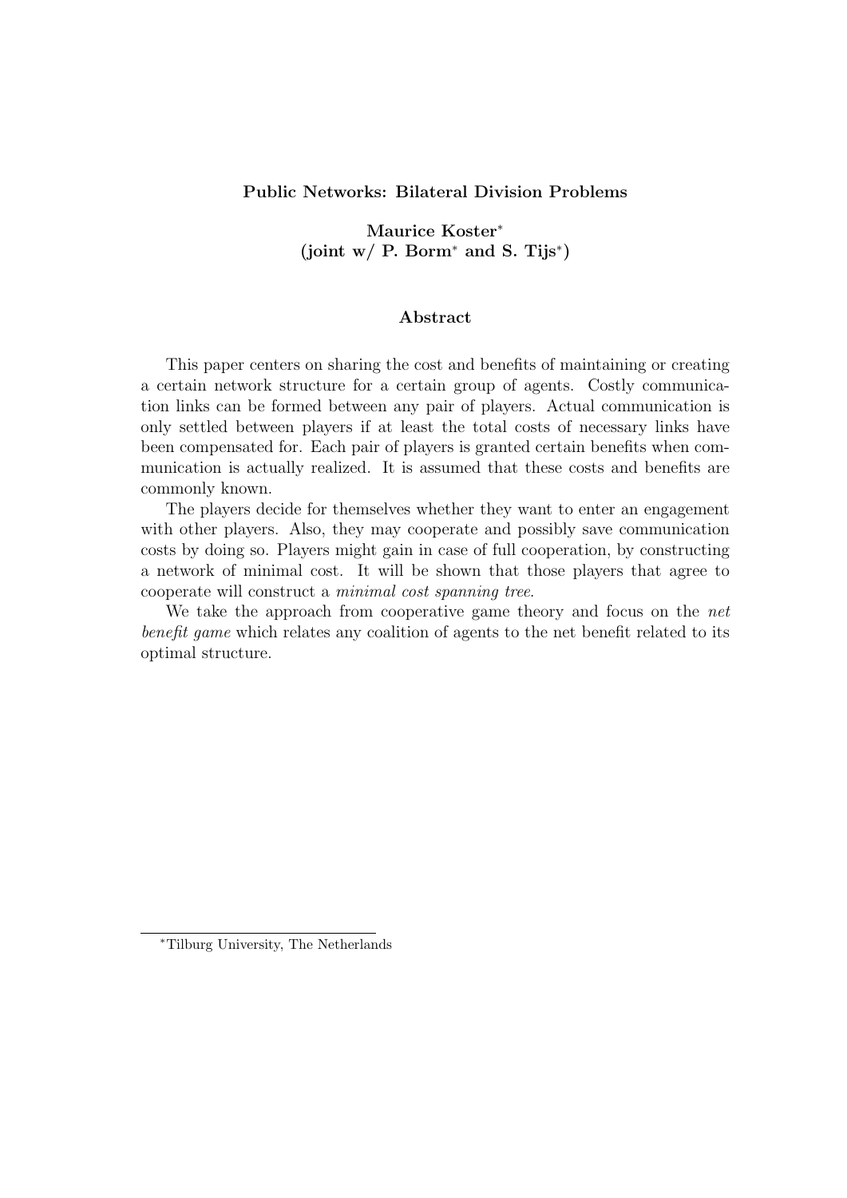**Public Networks: Bilateral Division Problems**

**Maurice Koster***
**(joint w/ P. Borm* and S. Tijs*)**

**Abstract**

This paper centers on sharing the cost and benefits of maintaining or creating a certain network structure for a certain group of agents. Costly communication links can be formed between any pair of players. Actual communication is only settled between players if at least the total costs of necessary links have been compensated for. Each pair of players is granted certain benefits when communication is actually realized. It is assumed that these costs and benefits are commonly known.

The players decide for themselves whether they want to enter an engagement with other players. Also, they may cooperate and possibly save communication costs by doing so. Players might gain in case of full cooperation, by constructing a network of minimal cost. It will be shown that those players that agree to cooperate will construct a *minimal cost spanning tree*.

We take the approach from cooperative game theory and focus on the *net benefit game* which relates any coalition of agents to the net benefit related to its optimal structure.

*Tilburg University, The Netherlands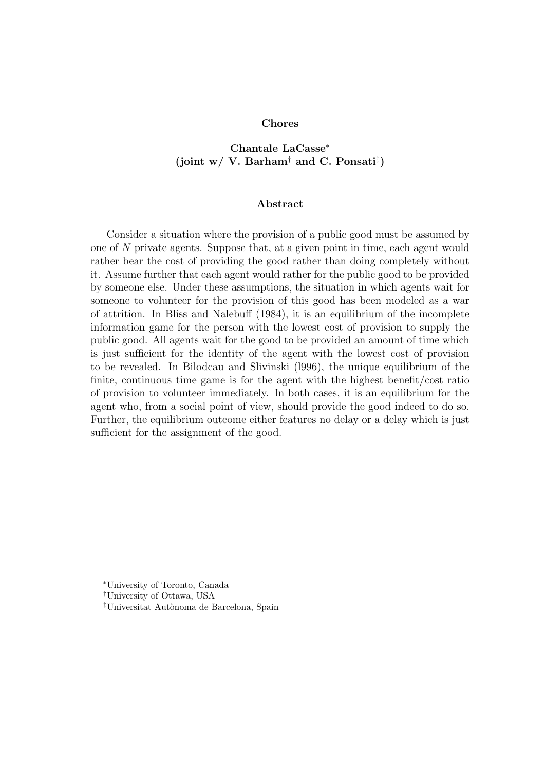**Chores**

**Chantale LaCasse[*]**
**(joint w/ V. Barham[†] and C. Ponsati[‡])**

**Abstract**

Consider a situation where the provision of a public good must be assumed by one of $N$ private agents. Suppose that, at a given point in time, each agent would rather bear the cost of providing the good rather than doing completely without it. Assume further that each agent would rather for the public good to be provided by someone else. Under these assumptions, the situation in which agents wait for someone to volunteer for the provision of this good has been modeled as a war of attrition. In Bliss and Nalebuff (1984), it is an equilibrium of the incomplete information game for the person with the lowest cost of provision to supply the public good. All agents wait for the good to be provided an amount of time which is just sufficient for the identity of the agent with the lowest cost of provision to be revealed. In Bilodcau and Slivinski (l996), the unique equilibrium of the finite, continuous time game is for the agent with the highest benefit/cost ratio of provision to volunteer immediately. In both cases, it is an equilibrium for the agent who, from a social point of view, should provide the good indeed to do so. Further, the equilibrium outcome either features no delay or a delay which is just sufficient for the assignment of the good.

---

[*] University of Toronto, Canada

[†] University of Ottawa, USA

[‡] Universitat Autònoma de Barcelona, Spain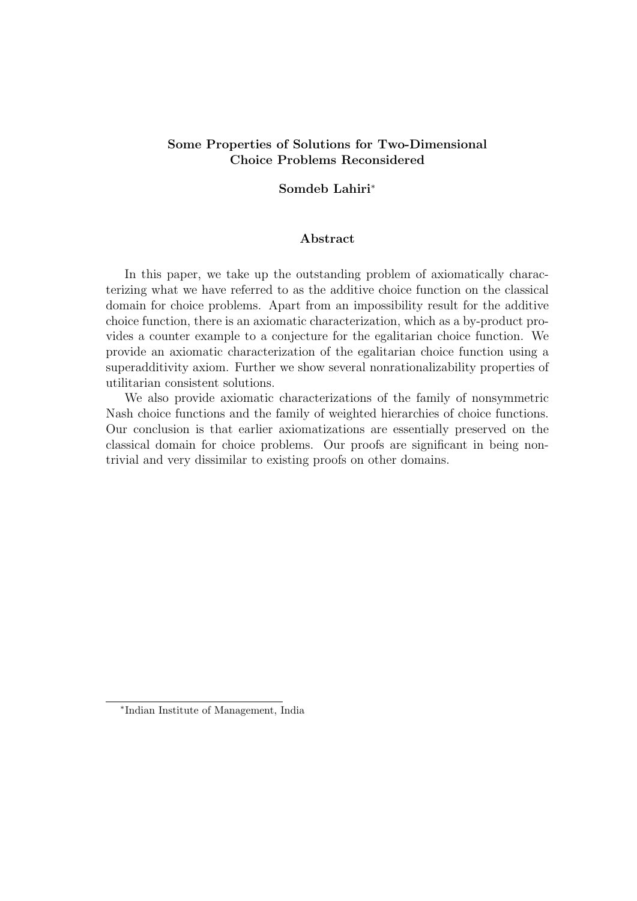## Some Properties of Solutions for Two-Dimensional Choice Problems Reconsidered

**Somdeb Lahiri***

### Abstract

In this paper, we take up the outstanding problem of axiomatically characterizing what we have referred to as the additive choice function on the classical domain for choice problems. Apart from an impossibility result for the additive choice function, there is an axiomatic characterization, which as a by-product provides a counter example to a conjecture for the egalitarian choice function. We provide an axiomatic characterization of the egalitarian choice function using a superadditivity axiom. Further we show several nonrationalizability properties of utilitarian consistent solutions.

We also provide axiomatic characterizations of the family of nonsymmetric Nash choice functions and the family of weighted hierarchies of choice functions. Our conclusion is that earlier axiomatizations are essentially preserved on the classical domain for choice problems. Our proofs are significant in being nontrivial and very dissimilar to existing proofs on other domains.

---

*Indian Institute of Management, India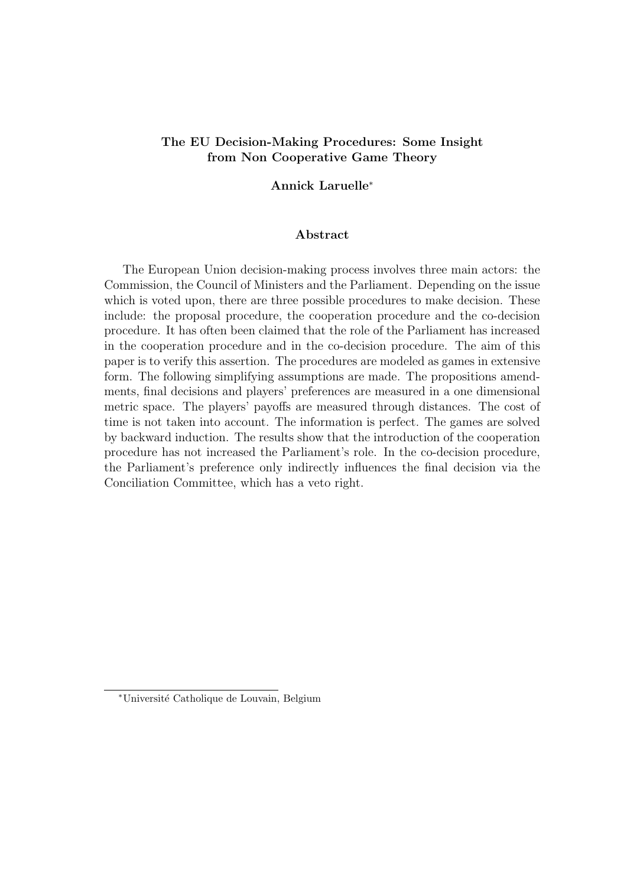# The EU Decision-Making Procedures: Some Insight from Non Cooperative Game Theory

**Annick Laruelle***

## Abstract

The European Union decision-making process involves three main actors: the Commission, the Council of Ministers and the Parliament. Depending on the issue which is voted upon, there are three possible procedures to make decision. These include: the proposal procedure, the cooperation procedure and the co-decision procedure. It has often been claimed that the role of the Parliament has increased in the cooperation procedure and in the co-decision procedure. The aim of this paper is to verify this assertion. The procedures are modeled as games in extensive form. The following simplifying assumptions are made. The propositions amendments, final decisions and players' preferences are measured in a one dimensional metric space. The players' payoffs are measured through distances. The cost of time is not taken into account. The information is perfect. The games are solved by backward induction. The results show that the introduction of the cooperation procedure has not increased the Parliament's role. In the co-decision procedure, the Parliament's preference only indirectly influences the final decision via the Conciliation Committee, which has a veto right.

---

*Université Catholique de Louvain, Belgium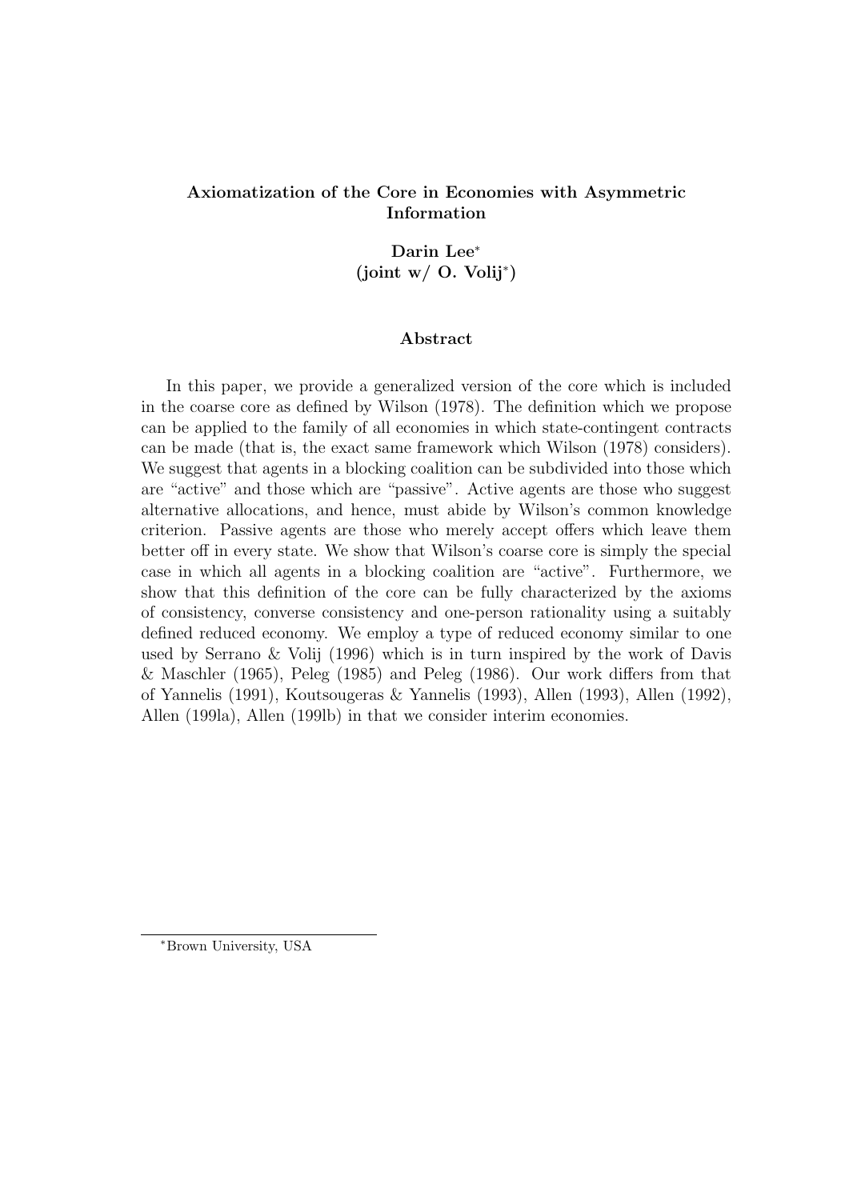**Axiomatization of the Core in Economies with Asymmetric Information**

**Darin Lee[*]**
**(joint w/ O. Volij[*])**

**Abstract**

In this paper, we provide a generalized version of the core which is included in the coarse core as defined by Wilson (1978). The definition which we propose can be applied to the family of all economies in which state-contingent contracts can be made (that is, the exact same framework which Wilson (1978) considers). We suggest that agents in a blocking coalition can be subdivided into those which are "active" and those which are "passive". Active agents are those who suggest alternative allocations, and hence, must abide by Wilson's common knowledge criterion. Passive agents are those who merely accept offers which leave them better off in every state. We show that Wilson's coarse core is simply the special case in which all agents in a blocking coalition are "active". Furthermore, we show that this definition of the core can be fully characterized by the axioms of consistency, converse consistency and one-person rationality using a suitably defined reduced economy. We employ a type of reduced economy similar to one used by Serrano & Volij (1996) which is in turn inspired by the work of Davis & Maschler (1965), Peleg (1985) and Peleg (1986). Our work differs from that of Yannelis (1991), Koutsougeras & Yannelis (1993), Allen (1993), Allen (1992), Allen (199la), Allen (199lb) in that we consider interim economies.

[*]Brown University, USA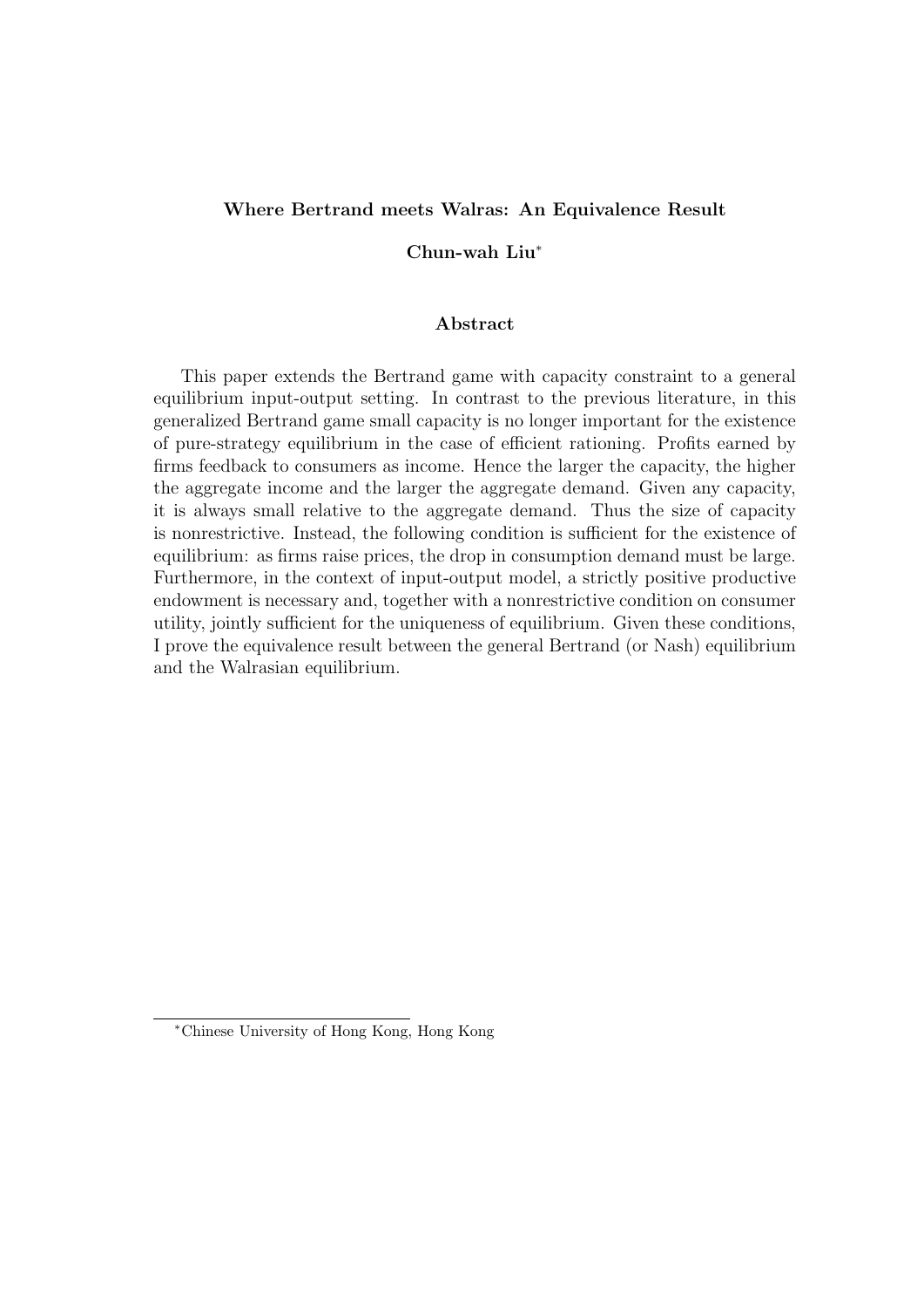# Where Bertrand meets Walras: An Equivalence Result

**Chun-wah Liu***

## Abstract

This paper extends the Bertrand game with capacity constraint to a general equilibrium input-output setting. In contrast to the previous literature, in this generalized Bertrand game small capacity is no longer important for the existence of pure-strategy equilibrium in the case of efficient rationing. Profits earned by firms feedback to consumers as income. Hence the larger the capacity, the higher the aggregate income and the larger the aggregate demand. Given any capacity, it is always small relative to the aggregate demand. Thus the size of capacity is nonrestrictive. Instead, the following condition is sufficient for the existence of equilibrium: as firms raise prices, the drop in consumption demand must be large. Furthermore, in the context of input-output model, a strictly positive productive endowment is necessary and, together with a nonrestrictive condition on consumer utility, jointly sufficient for the uniqueness of equilibrium. Given these conditions, I prove the equivalence result between the general Bertrand (or Nash) equilibrium and the Walrasian equilibrium.

---

*Chinese University of Hong Kong, Hong Kong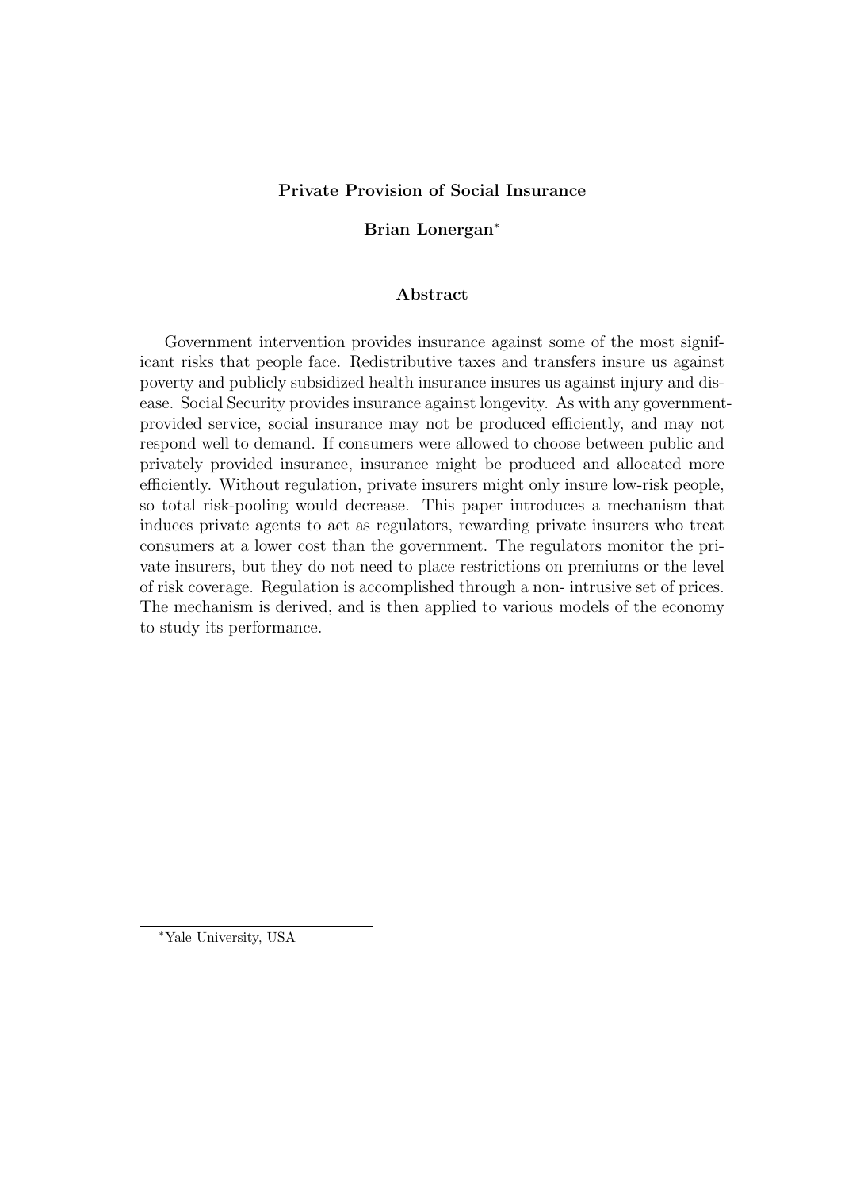**Private Provision of Social Insurance**

**Brian Lonergan***

## Abstract

Government intervention provides insurance against some of the most significant risks that people face. Redistributive taxes and transfers insure us against poverty and publicly subsidized health insurance insures us against injury and disease. Social Security provides insurance against longevity. As with any government-provided service, social insurance may not be produced efficiently, and may not respond well to demand. If consumers were allowed to choose between public and privately provided insurance, insurance might be produced and allocated more efficiently. Without regulation, private insurers might only insure low-risk people, so total risk-pooling would decrease. This paper introduces a mechanism that induces private agents to act as regulators, rewarding private insurers who treat consumers at a lower cost than the government. The regulators monitor the private insurers, but they do not need to place restrictions on premiums or the level of risk coverage. Regulation is accomplished through a non- intrusive set of prices. The mechanism is derived, and is then applied to various models of the economy to study its performance.

---

*Yale University, USA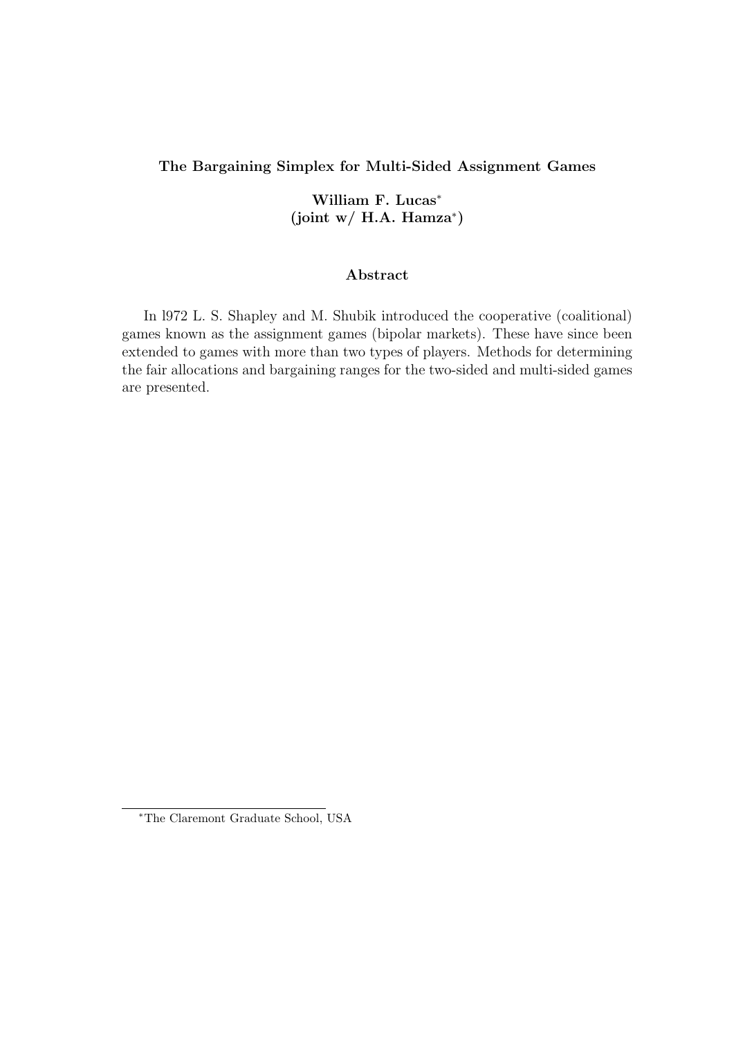**The Bargaining Simplex for Multi-Sided Assignment Games**

**William F. Lucas***
**(joint w/ H.A. Hamza*)**

**Abstract**

In l972 L. S. Shapley and M. Shubik introduced the cooperative (coalitional) games known as the assignment games (bipolar markets). These have since been extended to games with more than two types of players. Methods for determining the fair allocations and bargaining ranges for the two-sided and multi-sided games are presented.

*The Claremont Graduate School, USA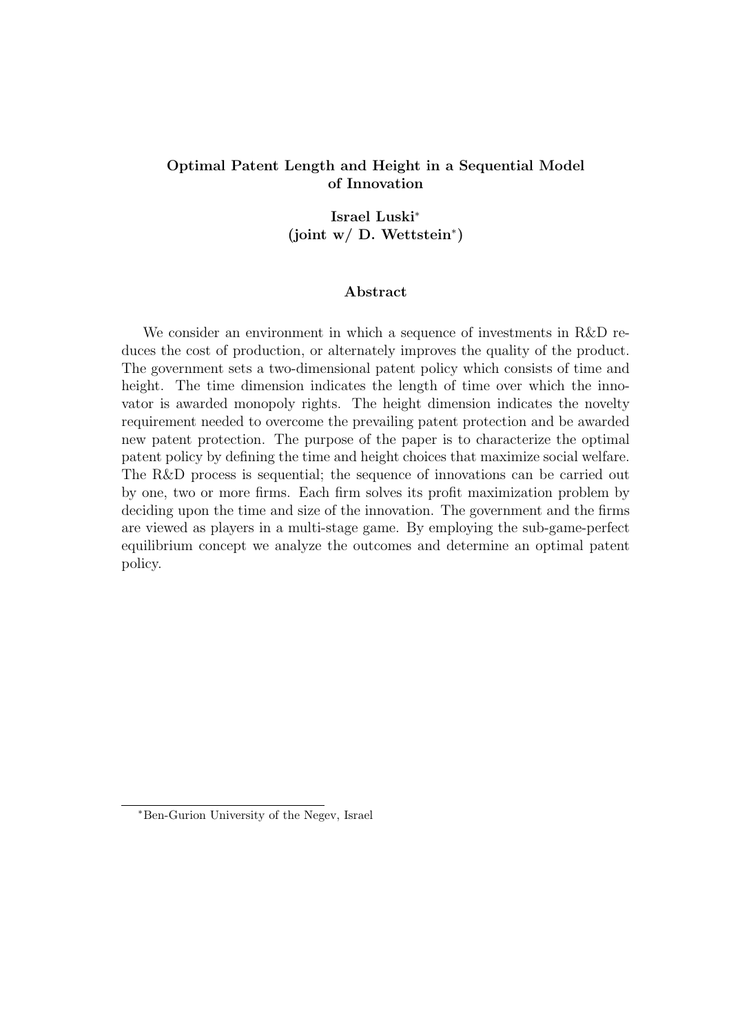**Optimal Patent Length and Height in a Sequential Model of Innovation**

**Israel Luski[*]**
**(joint w/ D. Wettstein[*])**

**Abstract**

We consider an environment in which a sequence of investments in R&D reduces the cost of production, or alternately improves the quality of the product. The government sets a two-dimensional patent policy which consists of time and height. The time dimension indicates the length of time over which the innovator is awarded monopoly rights. The height dimension indicates the novelty requirement needed to overcome the prevailing patent protection and be awarded new patent protection. The purpose of the paper is to characterize the optimal patent policy by defining the time and height choices that maximize social welfare. The R&D process is sequential; the sequence of innovations can be carried out by one, two or more firms. Each firm solves its profit maximization problem by deciding upon the time and size of the innovation. The government and the firms are viewed as players in a multi-stage game. By employing the sub-game-perfect equilibrium concept we analyze the outcomes and determine an optimal patent policy.

[*]Ben-Gurion University of the Negev, Israel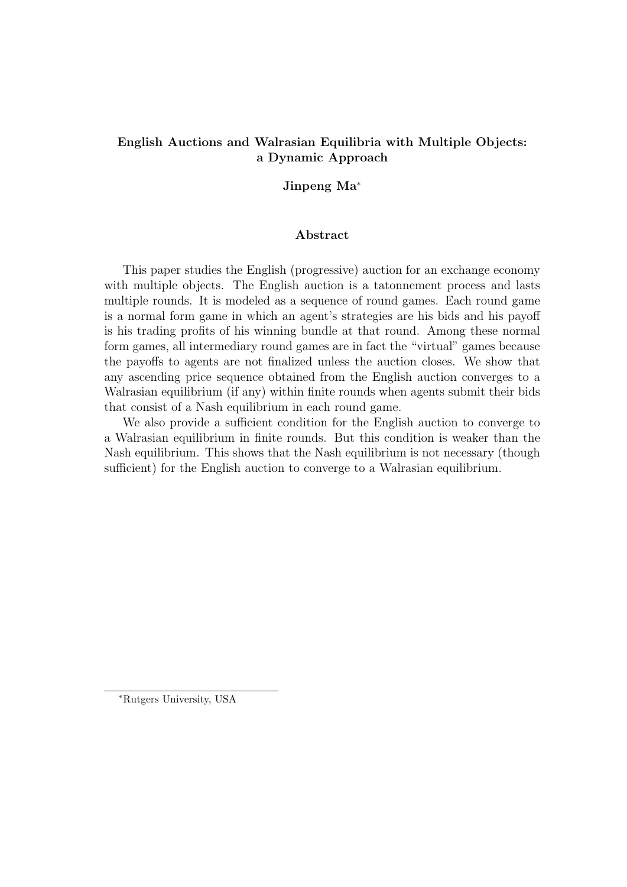**English Auctions and Walrasian Equilibria with Multiple Objects: a Dynamic Approach**

**Jinpeng Ma***

### Abstract

This paper studies the English (progressive) auction for an exchange economy with multiple objects. The English auction is a tatonnement process and lasts multiple rounds. It is modeled as a sequence of round games. Each round game is a normal form game in which an agent's strategies are his bids and his payoff is his trading profits of his winning bundle at that round. Among these normal form games, all intermediary round games are in fact the "virtual" games because the payoffs to agents are not finalized unless the auction closes. We show that any ascending price sequence obtained from the English auction converges to a Walrasian equilibrium (if any) within finite rounds when agents submit their bids that consist of a Nash equilibrium in each round game.

We also provide a sufficient condition for the English auction to converge to a Walrasian equilibrium in finite rounds. But this condition is weaker than the Nash equilibrium. This shows that the Nash equilibrium is not necessary (though sufficient) for the English auction to converge to a Walrasian equilibrium.

---

*Rutgers University, USA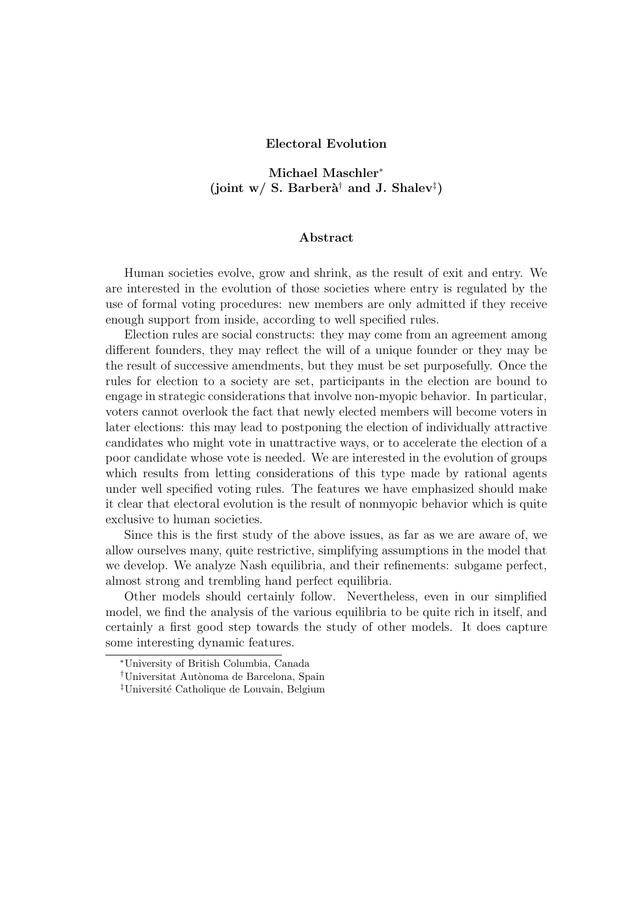## Electoral Evolution

**Michael Maschler*[*]**
**(joint w/ S. Barberà[†] and J. Shalev[‡])**

### Abstract

Human societies evolve, grow and shrink, as the result of exit and entry. We are interested in the evolution of those societies where entry is regulated by the use of formal voting procedures: new members are only admitted if they receive enough support from inside, according to well specified rules.

Election rules are social constructs: they may come from an agreement among different founders, they may reflect the will of a unique founder or they may be the result of successive amendments, but they must be set purposefully. Once the rules for election to a society are set, participants in the election are bound to engage in strategic considerations that involve non-myopic behavior. In particular, voters cannot overlook the fact that newly elected members will become voters in later elections: this may lead to postponing the election of individually attractive candidates who might vote in unattractive ways, or to accelerate the election of a poor candidate whose vote is needed. We are interested in the evolution of groups which results from letting considerations of this type made by rational agents under well specified voting rules. The features we have emphasized should make it clear that electoral evolution is the result of nonmyopic behavior which is quite exclusive to human societies.

Since this is the first study of the above issues, as far as we are aware of, we allow ourselves many, quite restrictive, simplifying assumptions in the model that we develop. We analyze Nash equilibria, and their refinements: subgame perfect, almost strong and trembling hand perfect equilibria.

Other models should certainly follow. Nevertheless, even in our simplified model, we find the analysis of the various equilibria to be quite rich in itself, and certainly a first good step towards the study of other models. It does capture some interesting dynamic features.

---

[*] University of British Columbia, Canada

[†] Universitat Autònoma de Barcelona, Spain

[‡] Université Catholique de Louvain, Belgium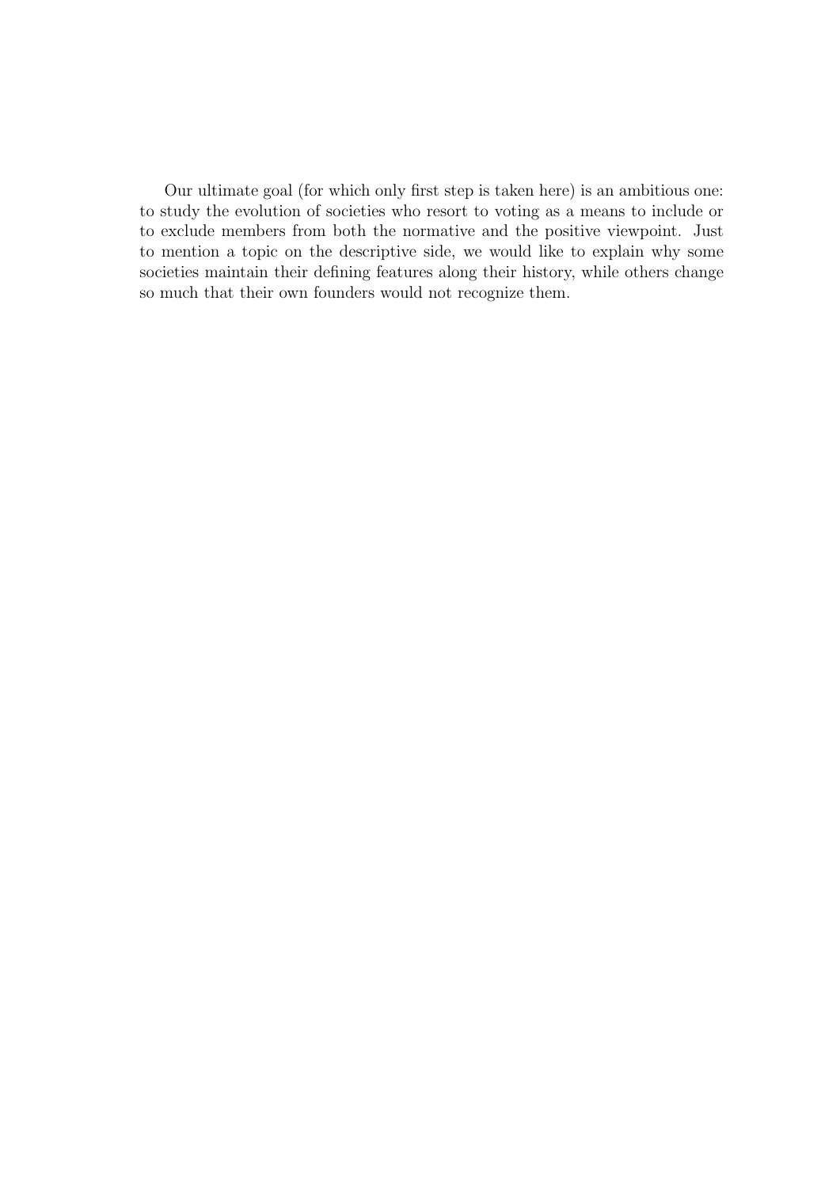Our ultimate goal (for which only first step is taken here) is an ambitious one: to study the evolution of societies who resort to voting as a means to include or to exclude members from both the normative and the positive viewpoint. Just to mention a topic on the descriptive side, we would like to explain why some societies maintain their defining features along their history, while others change so much that their own founders would not recognize them.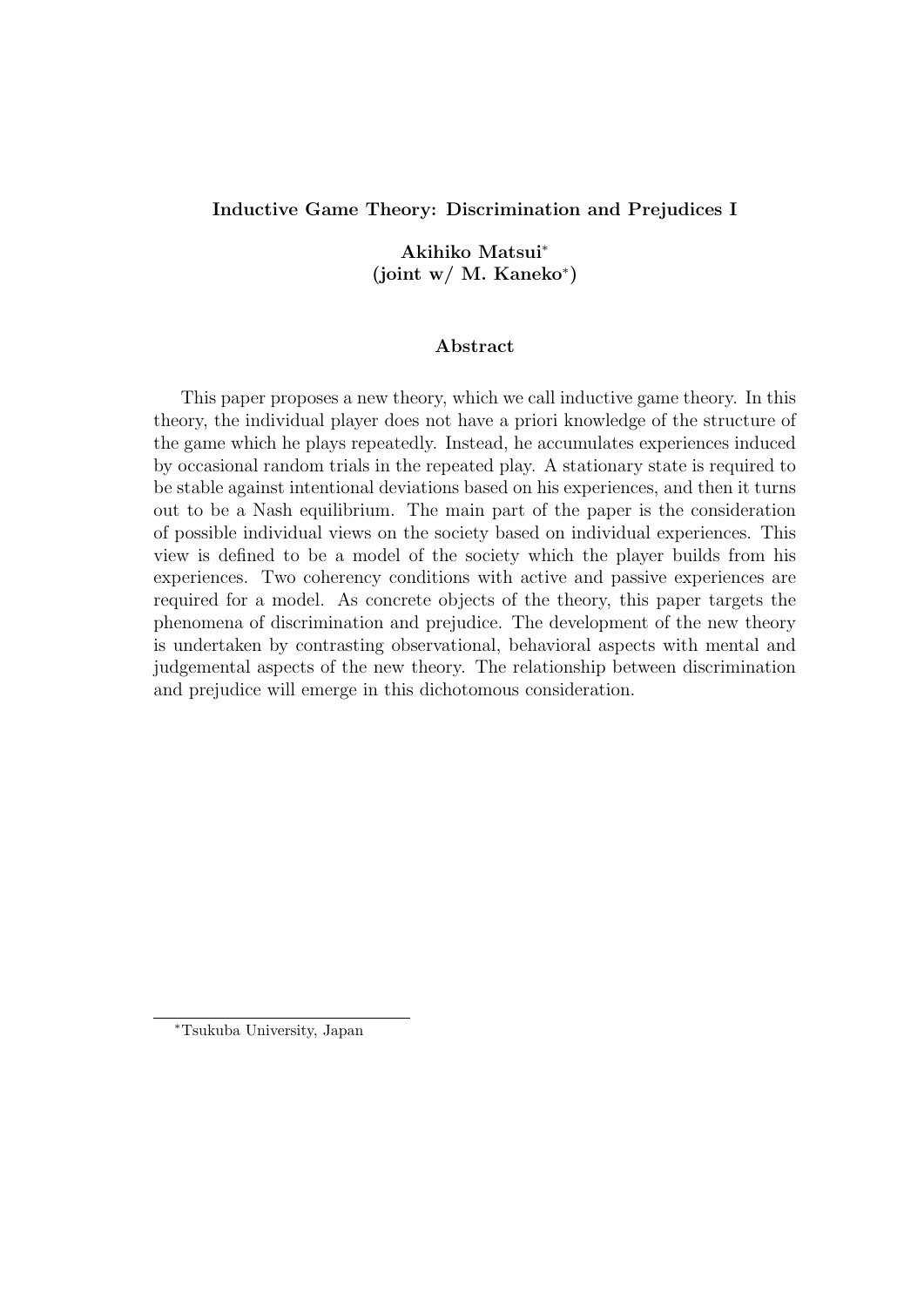**Inductive Game Theory: Discrimination and Prejudices I**

**Akihiko Matsui***
**(joint w/ M. Kaneko*)**

**Abstract**

This paper proposes a new theory, which we call inductive game theory. In this theory, the individual player does not have a priori knowledge of the structure of the game which he plays repeatedly. Instead, he accumulates experiences induced by occasional random trials in the repeated play. A stationary state is required to be stable against intentional deviations based on his experiences, and then it turns out to be a Nash equilibrium. The main part of the paper is the consideration of possible individual views on the society based on individual experiences. This view is defined to be a model of the society which the player builds from his experiences. Two coherency conditions with active and passive experiences are required for a model. As concrete objects of the theory, this paper targets the phenomena of discrimination and prejudice. The development of the new theory is undertaken by contrasting observational, behavioral aspects with mental and judgemental aspects of the new theory. The relationship between discrimination and prejudice will emerge in this dichotomous consideration.

*Tsukuba University, Japan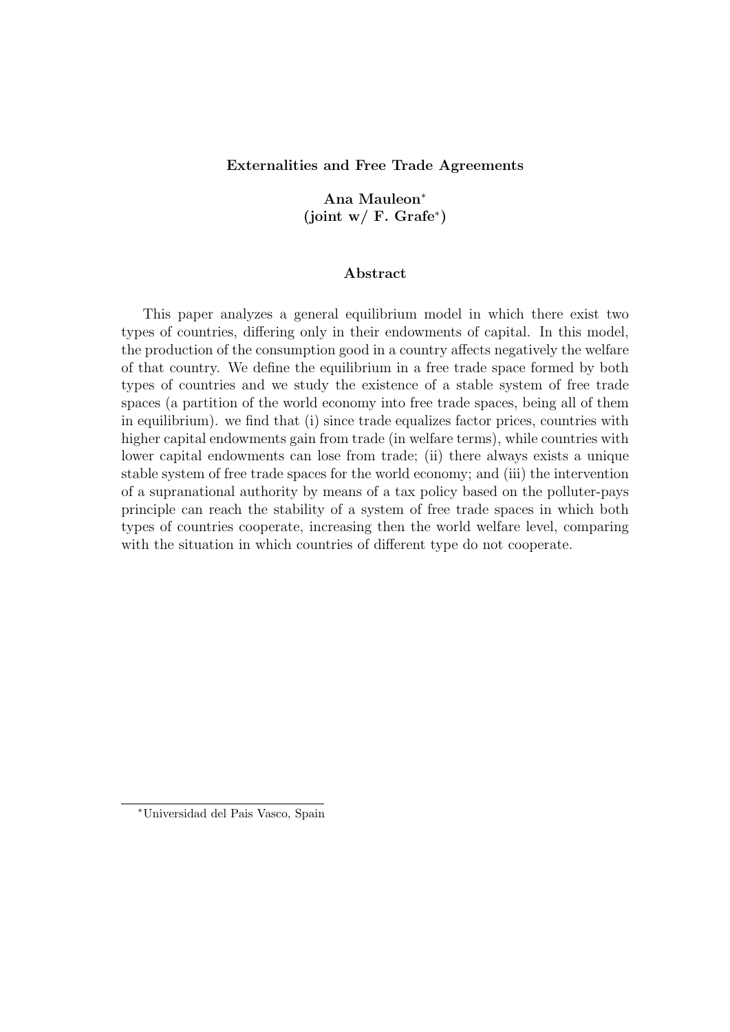**Externalities and Free Trade Agreements**

**Ana Mauleon**[*]
**(joint w/ F. Grafe**[*]**)**

**Abstract**

This paper analyzes a general equilibrium model in which there exist two types of countries, differing only in their endowments of capital. In this model, the production of the consumption good in a country affects negatively the welfare of that country. We define the equilibrium in a free trade space formed by both types of countries and we study the existence of a stable system of free trade spaces (a partition of the world economy into free trade spaces, being all of them in equilibrium). we find that (i) since trade equalizes factor prices, countries with higher capital endowments gain from trade (in welfare terms), while countries with lower capital endowments can lose from trade; (ii) there always exists a unique stable system of free trade spaces for the world economy; and (iii) the intervention of a supranational authority by means of a tax policy based on the polluter-pays principle can reach the stability of a system of free trade spaces in which both types of countries cooperate, increasing then the world welfare level, comparing with the situation in which countries of different type do not cooperate.

---

[*]Universidad del Pais Vasco, Spain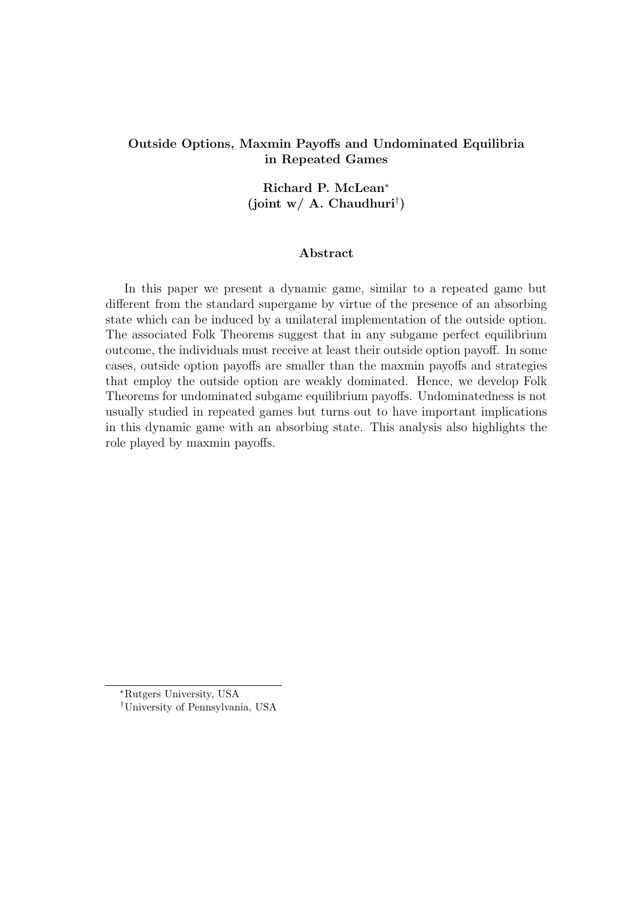**Outside Options, Maxmin Payoffs and Undominated Equilibria in Repeated Games**

**Richard P. McLean**[*]
**(joint w/ A. Chaudhuri**[†]**)**

**Abstract**

In this paper we present a dynamic game, similar to a repeated game but different from the standard supergame by virtue of the presence of an absorbing state which can be induced by a unilateral implementation of the outside option. The associated Folk Theorems suggest that in any subgame perfect equilibrium outcome, the individuals must receive at least their outside option payoff. In some cases, outside option payoffs are smaller than the maxmin payoffs and strategies that employ the outside option are weakly dominated. Hence, we develop Folk Theorems for undominated subgame equilibrium payoffs. Undominatedness is not usually studied in repeated games but turns out to have important implications in this dynamic game with an absorbing state. This analysis also highlights the role played by maxmin payoffs.

---

[*] Rutgers University, USA

[†] University of Pennsylvania, USA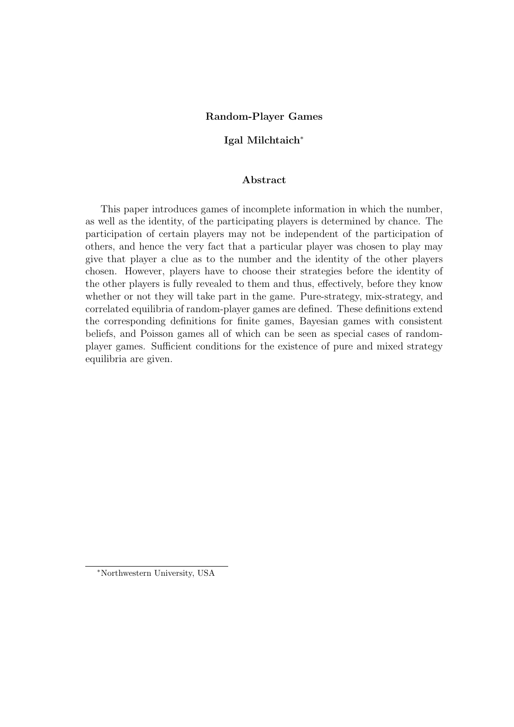**Random-Player Games**

**Igal Milchtaich***

**Abstract**

This paper introduces games of incomplete information in which the number, as well as the identity, of the participating players is determined by chance. The participation of certain players may not be independent of the participation of others, and hence the very fact that a particular player was chosen to play may give that player a clue as to the number and the identity of the other players chosen. However, players have to choose their strategies before the identity of the other players is fully revealed to them and thus, effectively, before they know whether or not they will take part in the game. Pure-strategy, mix-strategy, and correlated equilibria of random-player games are defined. These definitions extend the corresponding definitions for finite games, Bayesian games with consistent beliefs, and Poisson games all of which can be seen as special cases of random-player games. Sufficient conditions for the existence of pure and mixed strategy equilibria are given.

*Northwestern University, USA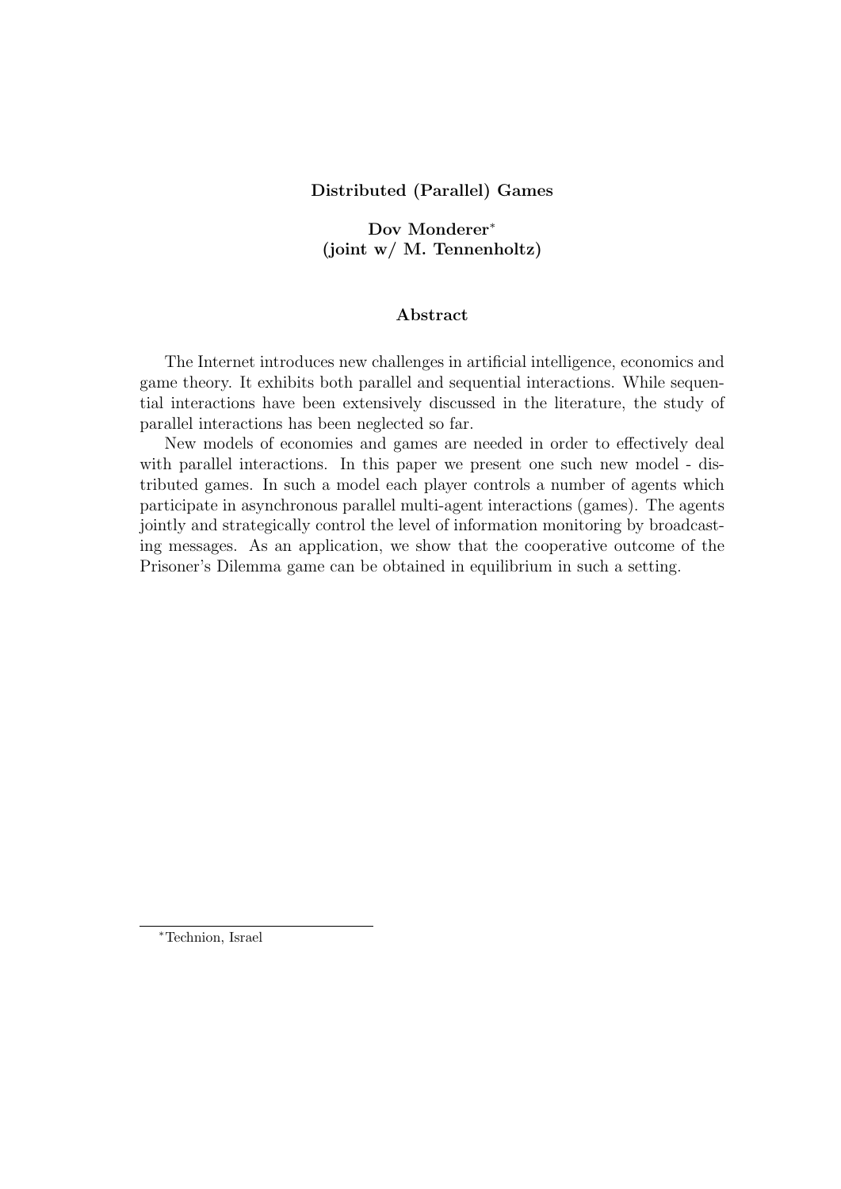# Distributed (Parallel) Games

**Dov Monderer***
**(joint w/ M. Tennenholtz)**

## Abstract

The Internet introduces new challenges in artificial intelligence, economics and game theory. It exhibits both parallel and sequential interactions. While sequential interactions have been extensively discussed in the literature, the study of parallel interactions has been neglected so far.

New models of economies and games are needed in order to effectively deal with parallel interactions. In this paper we present one such new model - distributed games. In such a model each player controls a number of agents which participate in asynchronous parallel multi-agent interactions (games). The agents jointly and strategically control the level of information monitoring by broadcasting messages. As an application, we show that the cooperative outcome of the Prisoner's Dilemma game can be obtained in equilibrium in such a setting.

*Technion, Israel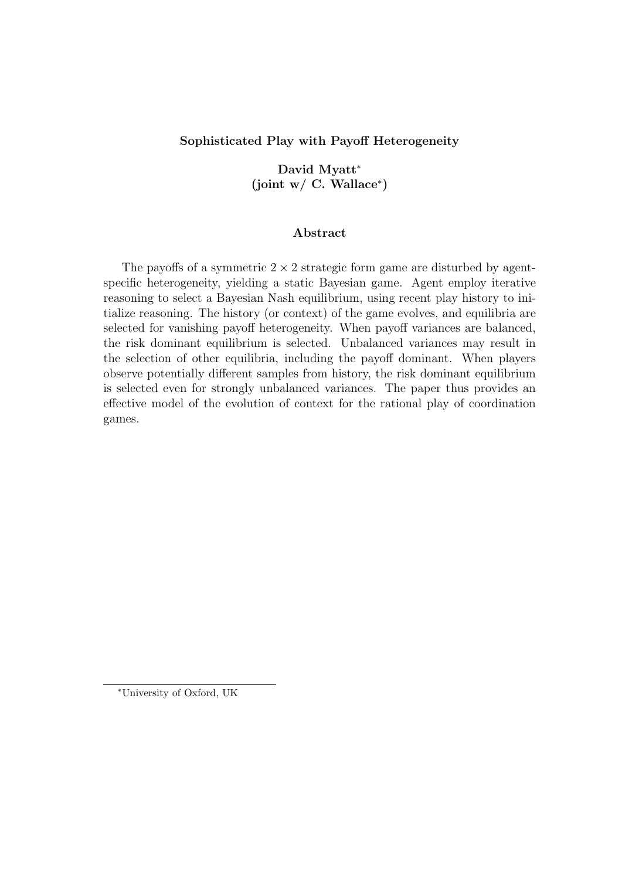**Sophisticated Play with Payoff Heterogeneity**

**David Myatt[*]**
**(joint w/ C. Wallace[*])**

**Abstract**

The payoffs of a symmetric $2 \times 2$ strategic form game are disturbed by agent-specific heterogeneity, yielding a static Bayesian game. Agent employ iterative reasoning to select a Bayesian Nash equilibrium, using recent play history to initialize reasoning. The history (or context) of the game evolves, and equilibria are selected for vanishing payoff heterogeneity. When payoff variances are balanced, the risk dominant equilibrium is selected. Unbalanced variances may result in the selection of other equilibria, including the payoff dominant. When players observe potentially different samples from history, the risk dominant equilibrium is selected even for strongly unbalanced variances. The paper thus provides an effective model of the evolution of context for the rational play of coordination games.

[*]University of Oxford, UK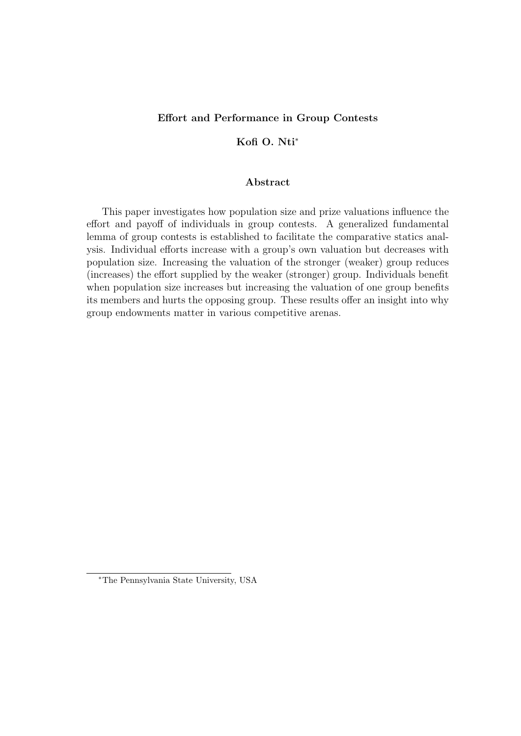**Effort and Performance in Group Contests**

**Kofi O. Nti***

## Abstract

This paper investigates how population size and prize valuations influence the effort and payoff of individuals in group contests. A generalized fundamental lemma of group contests is established to facilitate the comparative statics analysis. Individual efforts increase with a group's own valuation but decreases with population size. Increasing the valuation of the stronger (weaker) group reduces (increases) the effort supplied by the weaker (stronger) group. Individuals benefit when population size increases but increasing the valuation of one group benefits its members and hurts the opposing group. These results offer an insight into why group endowments matter in various competitive arenas.

---

*The Pennsylvania State University, USA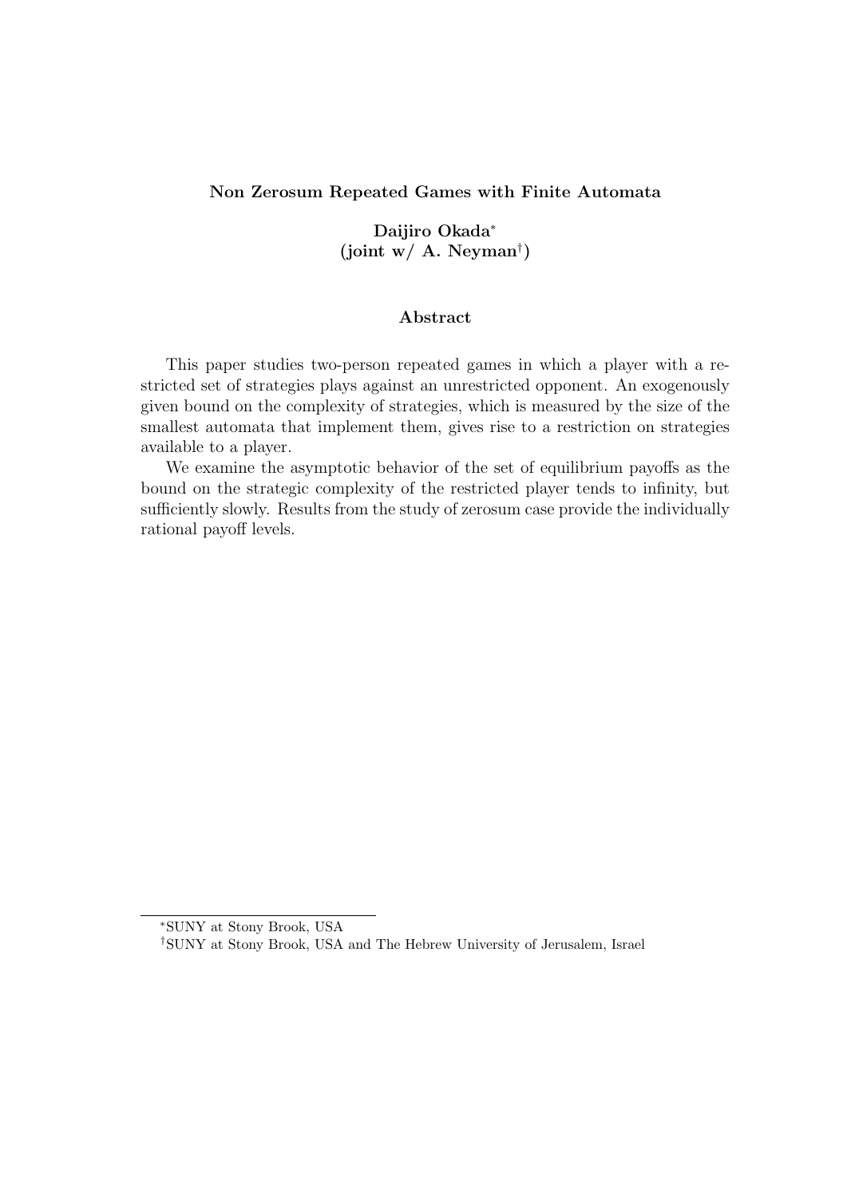**Non Zerosum Repeated Games with Finite Automata**

**Daijiro Okada***
**(joint w/ A. Neyman†)**

**Abstract**

This paper studies two-person repeated games in which a player with a restricted set of strategies plays against an unrestricted opponent. An exogenously given bound on the complexity of strategies, which is measured by the size of the smallest automata that implement them, gives rise to a restriction on strategies available to a player.

We examine the asymptotic behavior of the set of equilibrium payoffs as the bound on the strategic complexity of the restricted player tends to infinity, but sufficiently slowly. Results from the study of zerosum case provide the individually rational payoff levels.

---

*SUNY at Stony Brook, USA

†SUNY at Stony Brook, USA and The Hebrew University of Jerusalem, Israel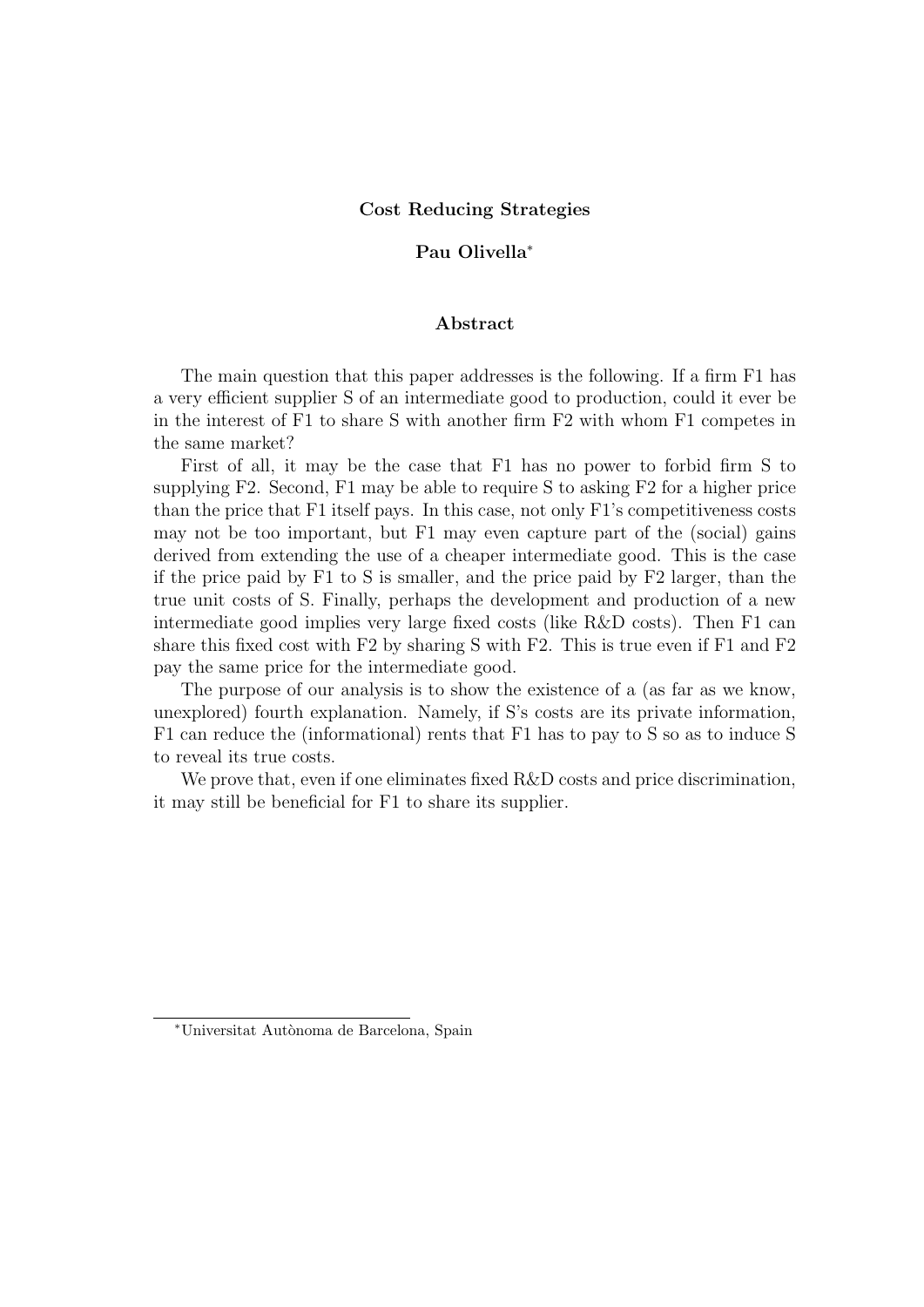# Cost Reducing Strategies

**Pau Olivella***

## Abstract

The main question that this paper addresses is the following. If a firm F1 has a very efficient supplier S of an intermediate good to production, could it ever be in the interest of F1 to share S with another firm F2 with whom F1 competes in the same market?

First of all, it may be the case that F1 has no power to forbid firm S to supplying F2. Second, F1 may be able to require S to asking F2 for a higher price than the price that F1 itself pays. In this case, not only F1's competitiveness costs may not be too important, but F1 may even capture part of the (social) gains derived from extending the use of a cheaper intermediate good. This is the case if the price paid by F1 to S is smaller, and the price paid by F2 larger, than the true unit costs of S. Finally, perhaps the development and production of a new intermediate good implies very large fixed costs (like R&D costs). Then F1 can share this fixed cost with F2 by sharing S with F2. This is true even if F1 and F2 pay the same price for the intermediate good.

The purpose of our analysis is to show the existence of a (as far as we know, unexplored) fourth explanation. Namely, if S's costs are its private information, F1 can reduce the (informational) rents that F1 has to pay to S so as to induce S to reveal its true costs.

We prove that, even if one eliminates fixed R&D costs and price discrimination, it may still be beneficial for F1 to share its supplier.

*Universitat Autònoma de Barcelona, Spain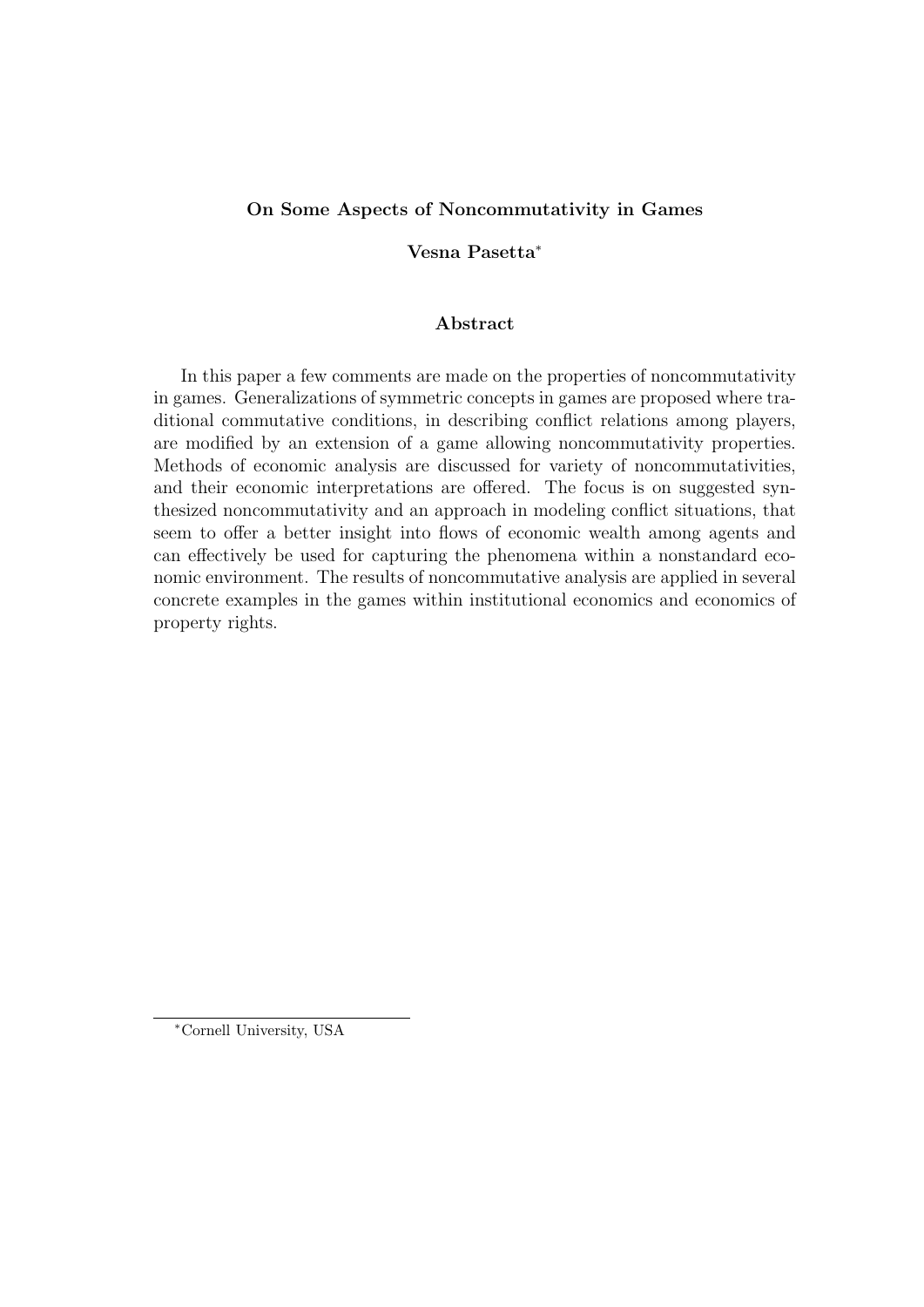**On Some Aspects of Noncommutativity in Games**

**Vesna Pasetta***

## Abstract

In this paper a few comments are made on the properties of noncommutativity in games. Generalizations of symmetric concepts in games are proposed where traditional commutative conditions, in describing conflict relations among players, are modified by an extension of a game allowing noncommutativity properties. Methods of economic analysis are discussed for variety of noncommutativities, and their economic interpretations are offered. The focus is on suggested synthesized noncommutativity and an approach in modeling conflict situations, that seem to offer a better insight into flows of economic wealth among agents and can effectively be used for capturing the phenomena within a nonstandard economic environment. The results of noncommutative analysis are applied in several concrete examples in the games within institutional economics and economics of property rights.

*Cornell University, USA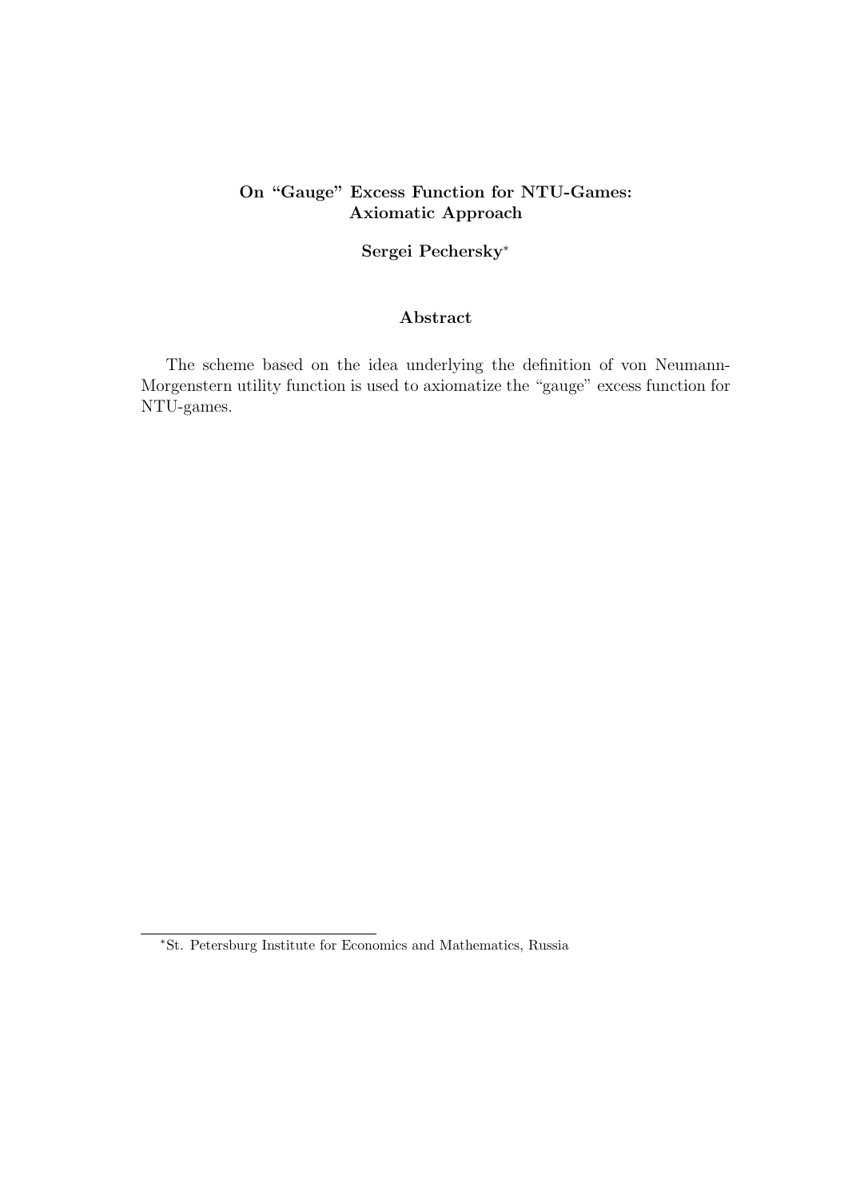# On “Gauge” Excess Function for NTU-Games: Axiomatic Approach

**Sergei Pechersky***

## Abstract

The scheme based on the idea underlying the definition of von Neumann-Morgenstern utility function is used to axiomatize the “gauge” excess function for NTU-games.

*St. Petersburg Institute for Economics and Mathematics, Russia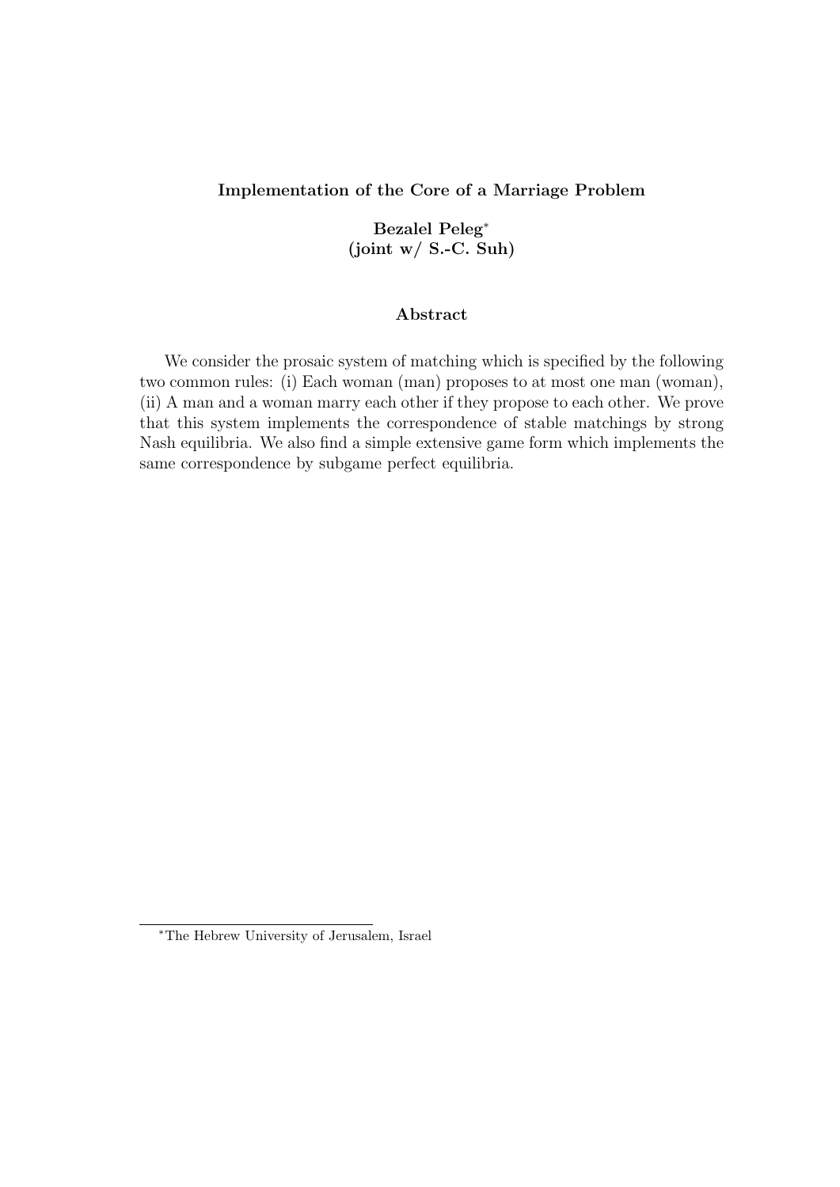**Implementation of the Core of a Marriage Problem**

**Bezalel Peleg**[*]
**(joint w/ S.-C. Suh)**

**Abstract**

We consider the prosaic system of matching which is specified by the following two common rules: (i) Each woman (man) proposes to at most one man (woman), (ii) A man and a woman marry each other if they propose to each other. We prove that this system implements the correspondence of stable matchings by strong Nash equilibria. We also find a simple extensive game form which implements the same correspondence by subgame perfect equilibria.

[*]The Hebrew University of Jerusalem, Israel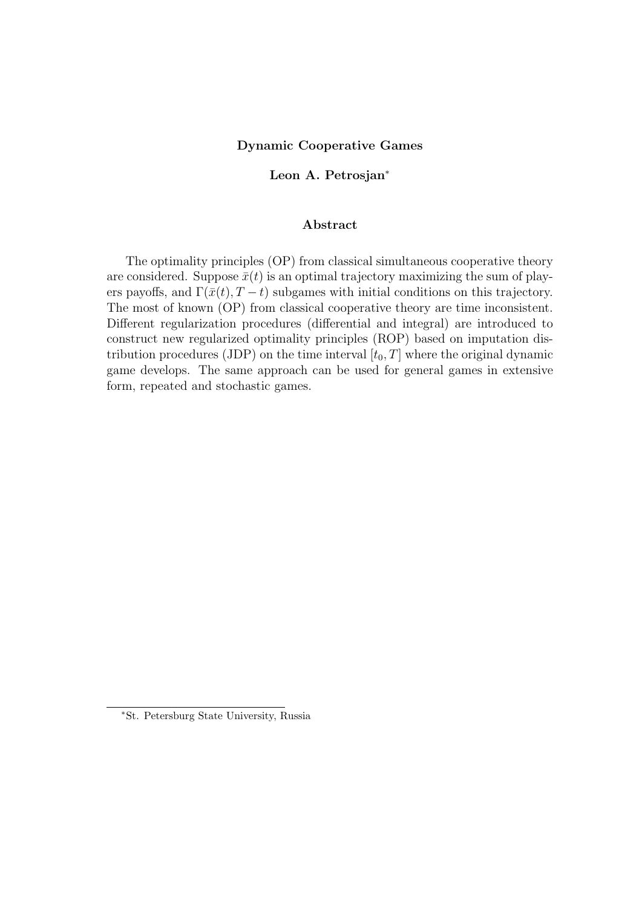**Dynamic Cooperative Games**

**Leon A. Petrosjan***

**Abstract**

The optimality principles (OP) from classical simultaneous cooperative theory are considered. Suppose $\bar{x}(t)$ is an optimal trajectory maximizing the sum of players payoffs, and $\Gamma(\bar{x}(t), T-t)$ subgames with initial conditions on this trajectory. The most of known (OP) from classical cooperative theory are time inconsistent. Different regularization procedures (differential and integral) are introduced to construct new regularized optimality principles (ROP) based on imputation distribution procedures (JDP) on the time interval $[t_0, T]$ where the original dynamic game develops. The same approach can be used for general games in extensive form, repeated and stochastic games.

*St. Petersburg State University, Russia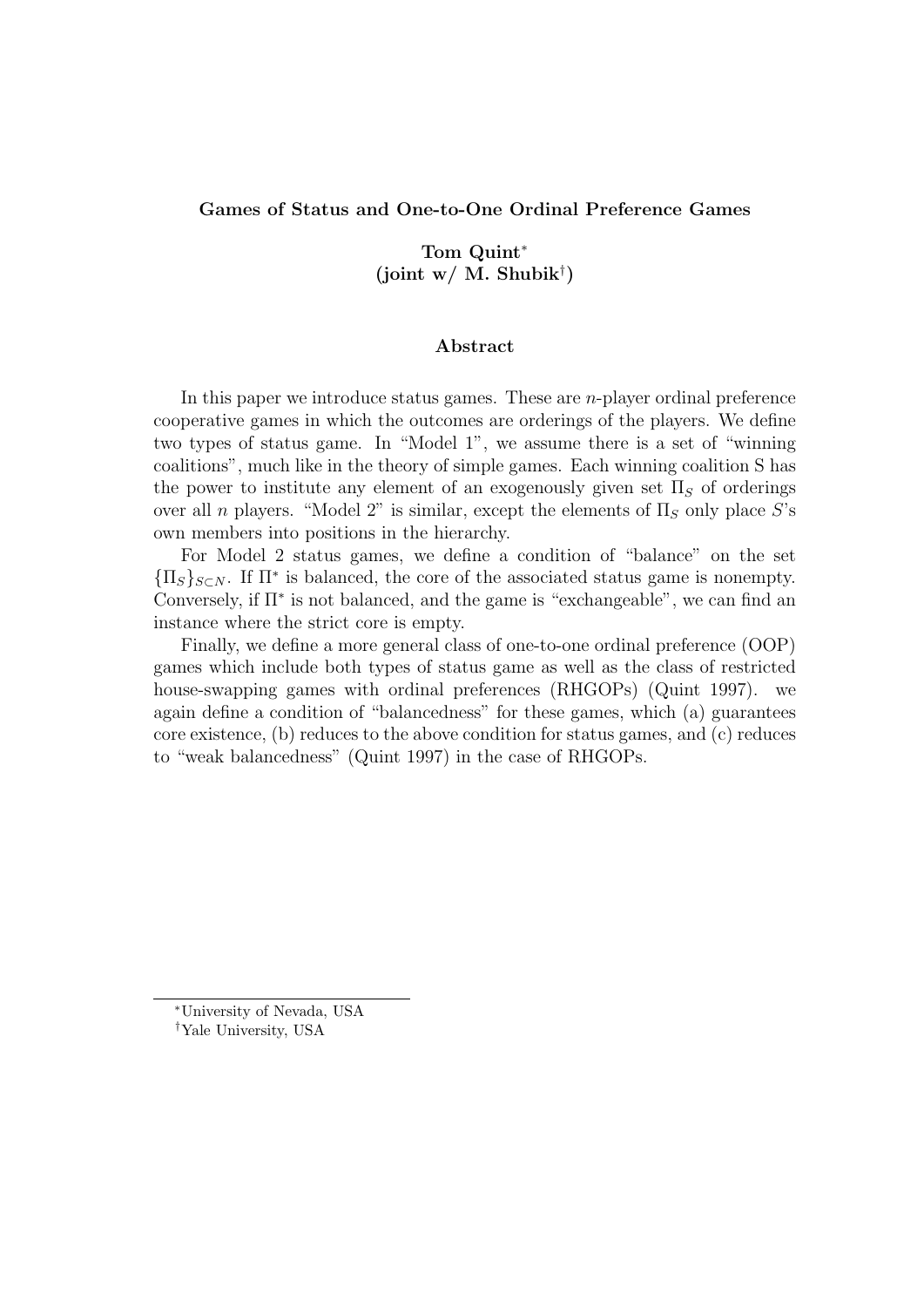**Games of Status and One-to-One Ordinal Preference Games**

**Tom Quint[*]**
**(joint w/ M. Shubik[†])**

**Abstract**

In this paper we introduce status games. These are $n$-player ordinal preference cooperative games in which the outcomes are orderings of the players. We define two types of status game. In "Model 1", we assume there is a set of "winning coalitions", much like in the theory of simple games. Each winning coalition S has the power to institute any element of an exogenously given set $\Pi_S$ of orderings over all $n$ players. "Model 2" is similar, except the elements of $\Pi_S$ only place $S$'s own members into positions in the hierarchy.

For Model 2 status games, we define a condition of "balance" on the set $\{\Pi_S\}_{S \subset N}$. If $\Pi^*$ is balanced, the core of the associated status game is nonempty. Conversely, if $\Pi^*$ is not balanced, and the game is "exchangeable", we can find an instance where the strict core is empty.

Finally, we define a more general class of one-to-one ordinal preference (OOP) games which include both types of status game as well as the class of restricted house-swapping games with ordinal preferences (RHGOPs) (Quint 1997). we again define a condition of "balancedness" for these games, which (a) guarantees core existence, (b) reduces to the above condition for status games, and (c) reduces to "weak balancedness" (Quint 1997) in the case of RHGOPs.

[*] University of Nevada, USA

[†] Yale University, USA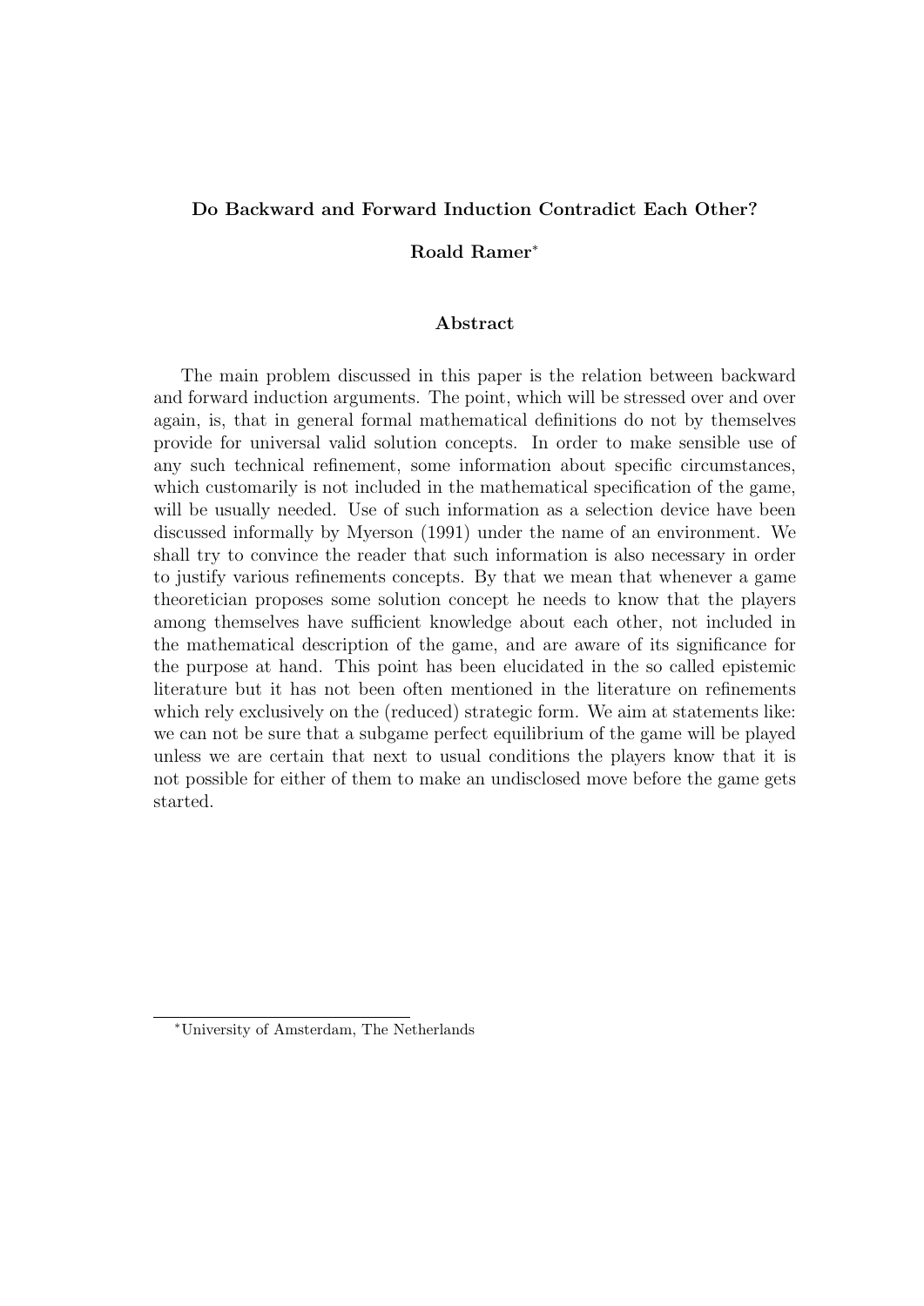**Do Backward and Forward Induction Contradict Each Other?**

**Roald Ramer***

### Abstract

The main problem discussed in this paper is the relation between backward and forward induction arguments. The point, which will be stressed over and over again, is, that in general formal mathematical definitions do not by themselves provide for universal valid solution concepts. In order to make sensible use of any such technical refinement, some information about specific circumstances, which customarily is not included in the mathematical specification of the game, will be usually needed. Use of such information as a selection device have been discussed informally by Myerson (1991) under the name of an environment. We shall try to convince the reader that such information is also necessary in order to justify various refinements concepts. By that we mean that whenever a game theoretician proposes some solution concept he needs to know that the players among themselves have sufficient knowledge about each other, not included in the mathematical description of the game, and are aware of its significance for the purpose at hand. This point has been elucidated in the so called epistemic literature but it has not been often mentioned in the literature on refinements which rely exclusively on the (reduced) strategic form. We aim at statements like: we can not be sure that a subgame perfect equilibrium of the game will be played unless we are certain that next to usual conditions the players know that it is not possible for either of them to make an undisclosed move before the game gets started.

---

*University of Amsterdam, The Netherlands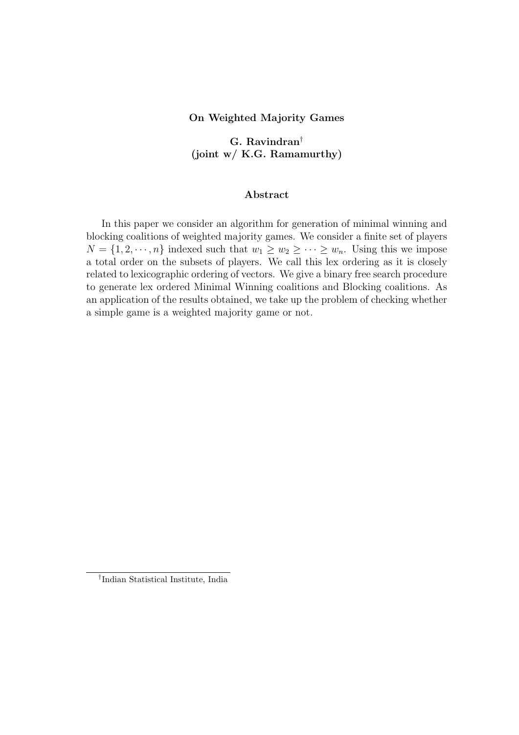**On Weighted Majority Games**

**G. Ravindran[†]**
**(joint w/ K.G. Ramamurthy)**

**Abstract**

In this paper we consider an algorithm for generation of minimal winning and blocking coalitions of weighted majority games. We consider a finite set of players $N = \{1, 2, \cdots, n\}$ indexed such that $w_1 \geq w_2 \geq \cdots \geq w_n$. Using this we impose a total order on the subsets of players. We call this lex ordering as it is closely related to lexicographic ordering of vectors. We give a binary free search procedure to generate lex ordered Minimal Winning coalitions and Blocking coalitions. As an application of the results obtained, we take up the problem of checking whether a simple game is a weighted majority game or not.

---

[†]Indian Statistical Institute, India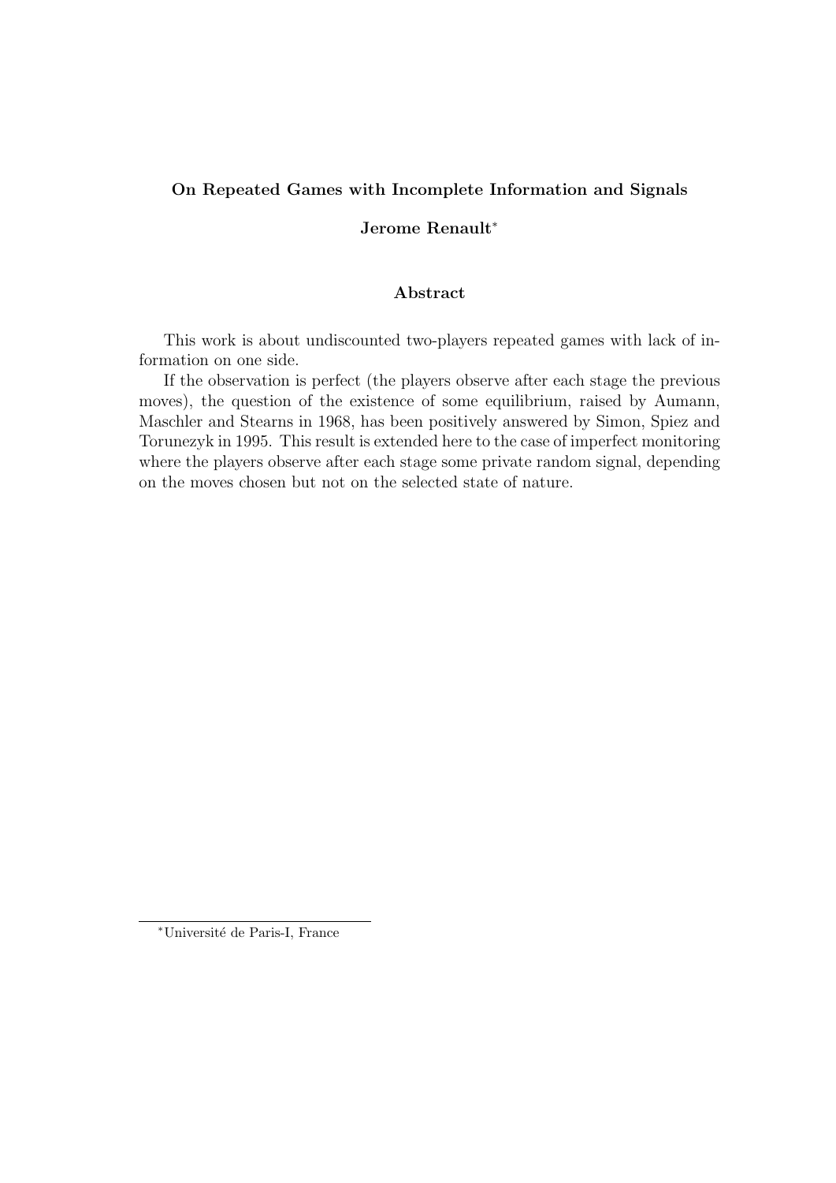# On Repeated Games with Incomplete Information and Signals

**Jerome Renault**[*]

## Abstract

This work is about undiscounted two-players repeated games with lack of information on one side.

If the observation is perfect (the players observe after each stage the previous moves), the question of the existence of some equilibrium, raised by Aumann, Maschler and Stearns in 1968, has been positively answered by Simon, Spiez and Torunezyk in 1995. This result is extended here to the case of imperfect monitoring where the players observe after each stage some private random signal, depending on the moves chosen but not on the selected state of nature.

---

[*] Université de Paris-I, France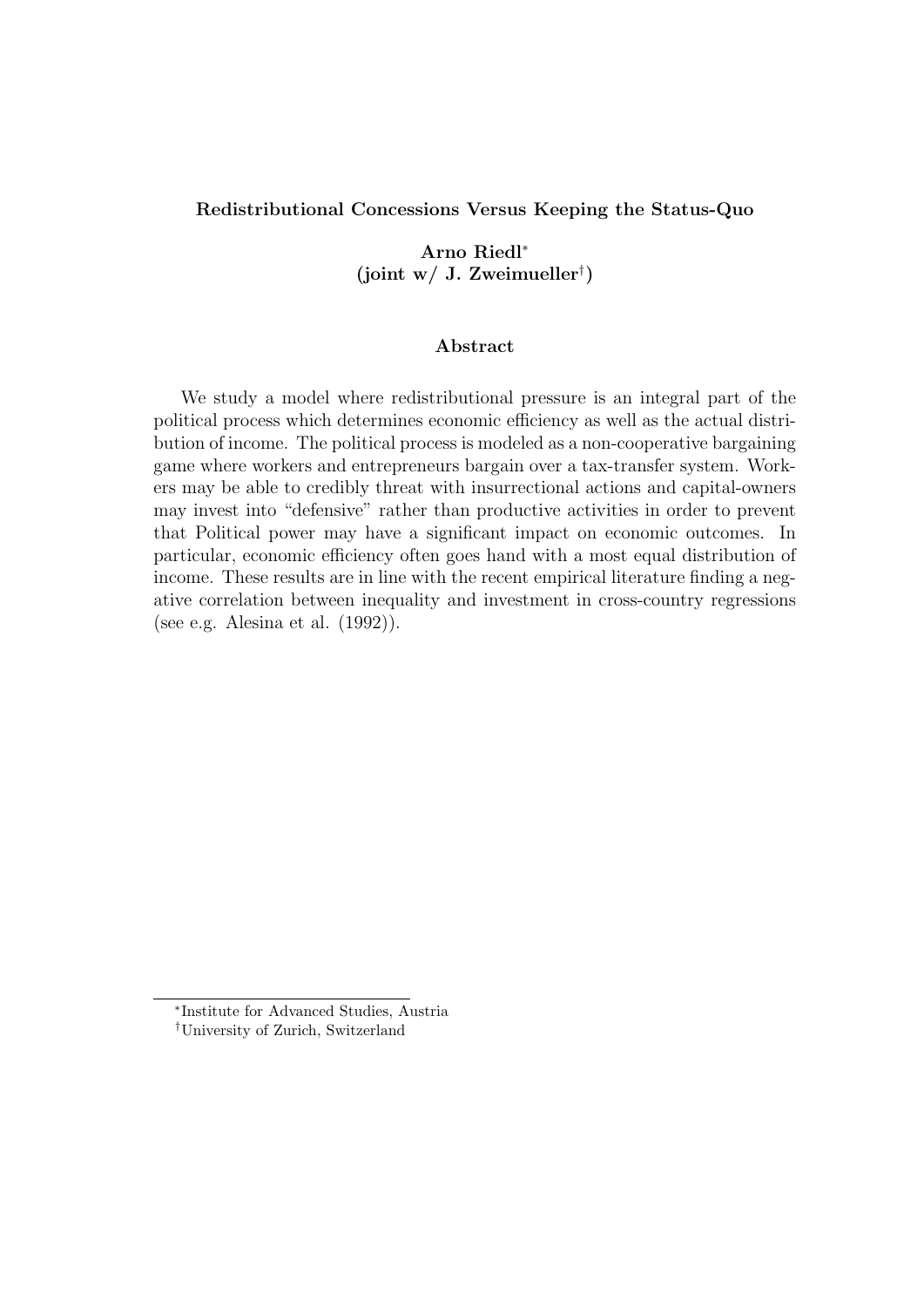**Redistributional Concessions Versus Keeping the Status-Quo**

**Arno Riedl***
**(joint w/ J. Zweimueller†)**

**Abstract**

We study a model where redistributional pressure is an integral part of the political process which determines economic efficiency as well as the actual distribution of income. The political process is modeled as a non-cooperative bargaining game where workers and entrepreneurs bargain over a tax-transfer system. Workers may be able to credibly threat with insurrectional actions and capital-owners may invest into "defensive" rather than productive activities in order to prevent that Political power may have a significant impact on economic outcomes. In particular, economic efficiency often goes hand with a most equal distribution of income. These results are in line with the recent empirical literature finding a negative correlation between inequality and investment in cross-country regressions (see e.g. Alesina et al. (1992)).

*Institute for Advanced Studies, Austria

†University of Zurich, Switzerland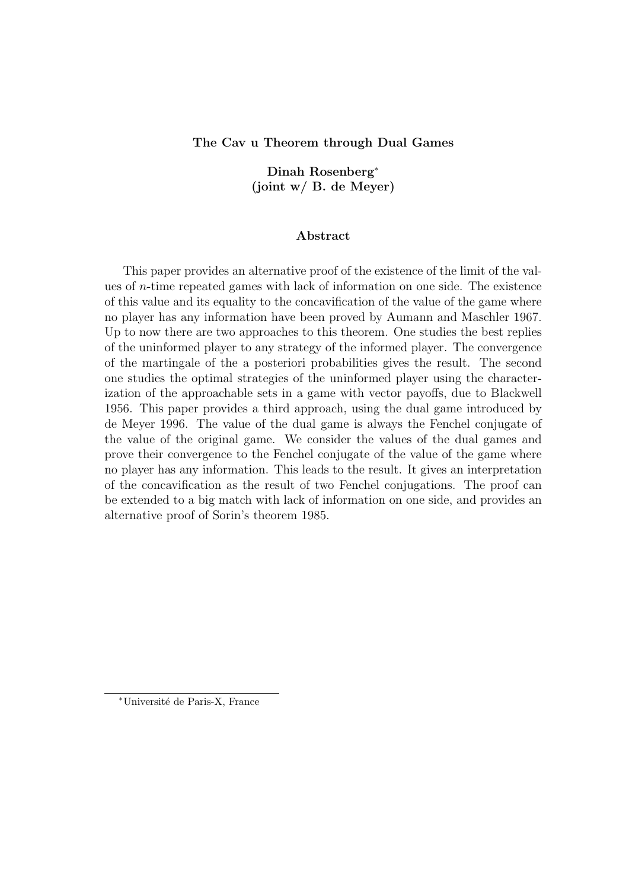**The Cav u Theorem through Dual Games**

**Dinah Rosenberg**[*]
**(joint w/ B. de Meyer)**

**Abstract**

This paper provides an alternative proof of the existence of the limit of the values of $n$-time repeated games with lack of information on one side. The existence of this value and its equality to the concavification of the value of the game where no player has any information have been proved by Aumann and Maschler 1967. Up to now there are two approaches to this theorem. One studies the best replies of the uninformed player to any strategy of the informed player. The convergence of the martingale of the a posteriori probabilities gives the result. The second one studies the optimal strategies of the uninformed player using the characterization of the approachable sets in a game with vector payoffs, due to Blackwell 1956. This paper provides a third approach, using the dual game introduced by de Meyer 1996. The value of the dual game is always the Fenchel conjugate of the value of the original game. We consider the values of the dual games and prove their convergence to the Fenchel conjugate of the value of the game where no player has any information. This leads to the result. It gives an interpretation of the concavification as the result of two Fenchel conjugations. The proof can be extended to a big match with lack of information on one side, and provides an alternative proof of Sorin's theorem 1985.

[*] Université de Paris-X, France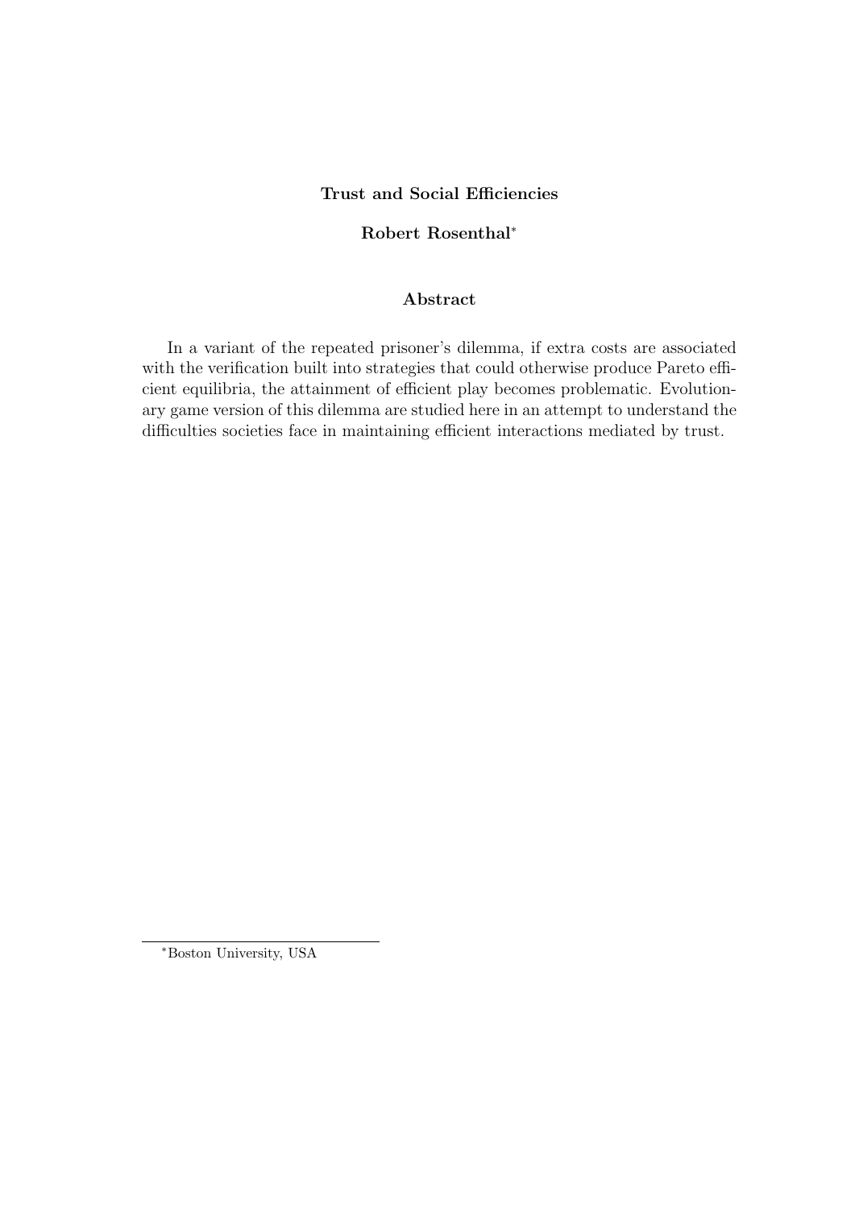# Trust and Social Efficiencies

**Robert Rosenthal**[*]

## Abstract

In a variant of the repeated prisoner's dilemma, if extra costs are associated with the verification built into strategies that could otherwise produce Pareto efficient equilibria, the attainment of efficient play becomes problematic. Evolutionary game version of this dilemma are studied here in an attempt to understand the difficulties societies face in maintaining efficient interactions mediated by trust.

---

[*] Boston University, USA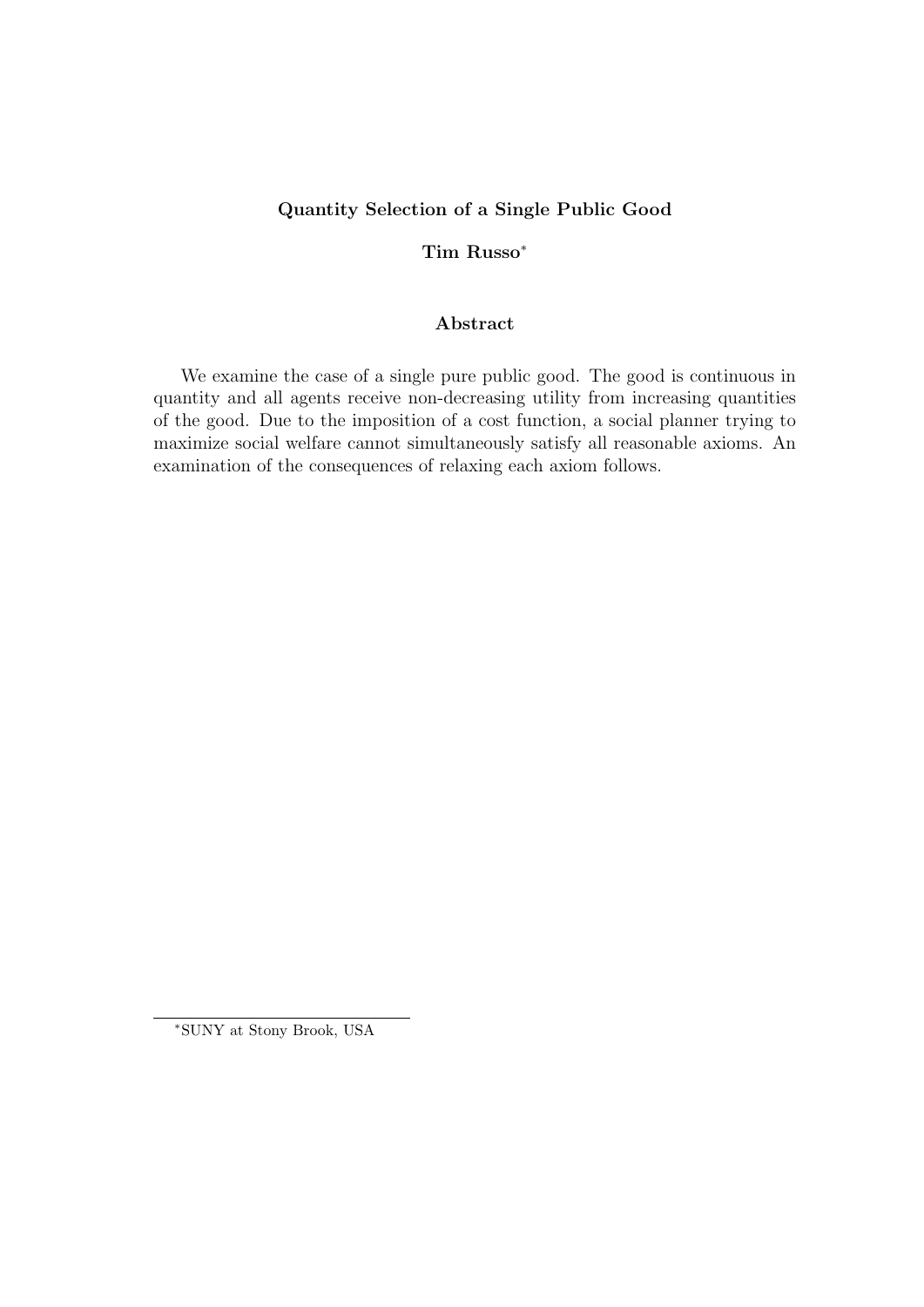**Quantity Selection of a Single Public Good**

**Tim Russo**[*]

**Abstract**

We examine the case of a single pure public good. The good is continuous in quantity and all agents receive non-decreasing utility from increasing quantities of the good. Due to the imposition of a cost function, a social planner trying to maximize social welfare cannot simultaneously satisfy all reasonable axioms. An examination of the consequences of relaxing each axiom follows.

---

[*]SUNY at Stony Brook, USA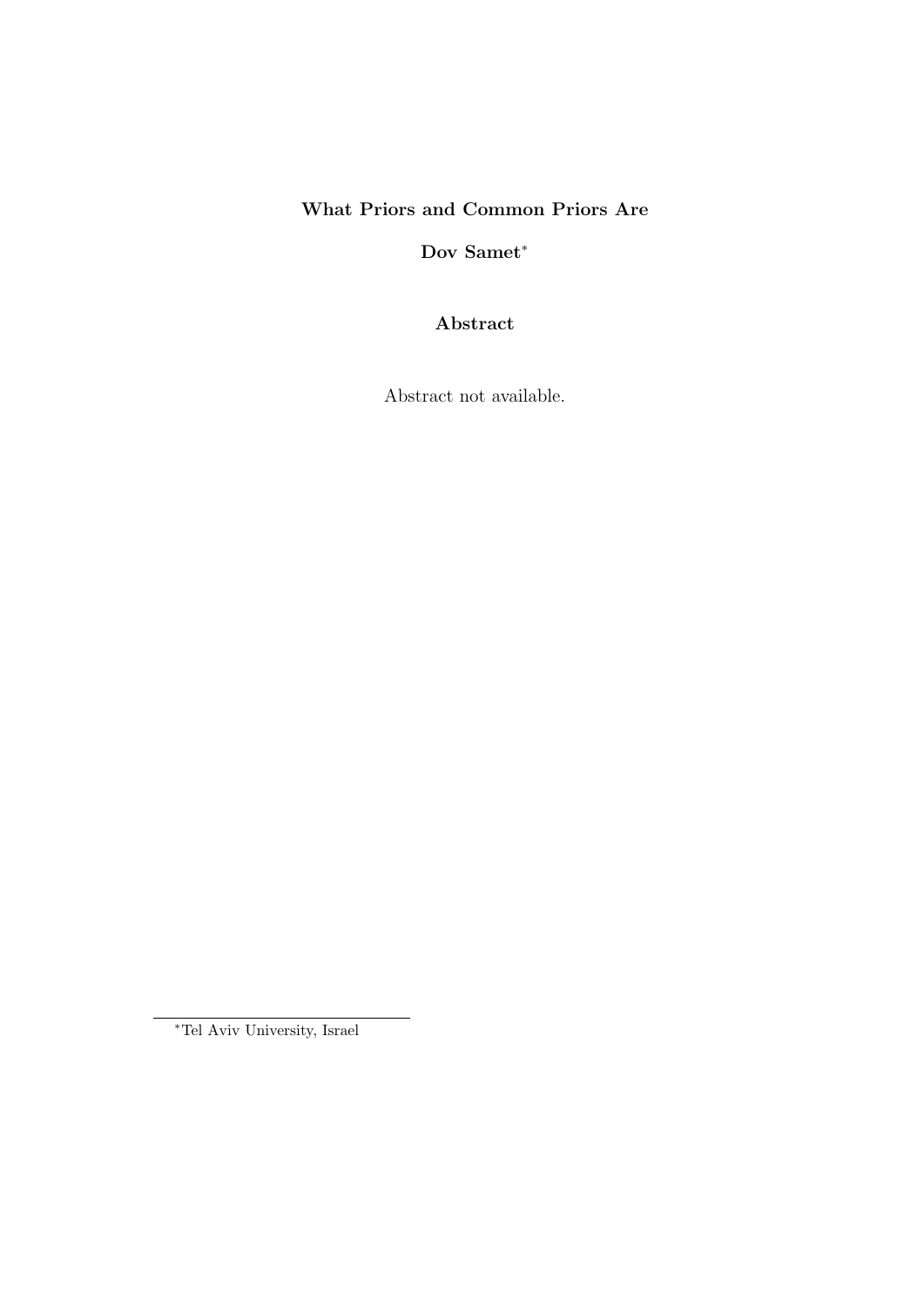**What Priors and Common Priors Are**

**Dov Samet***

**Abstract**

Abstract not available.

*Tel Aviv University, Israel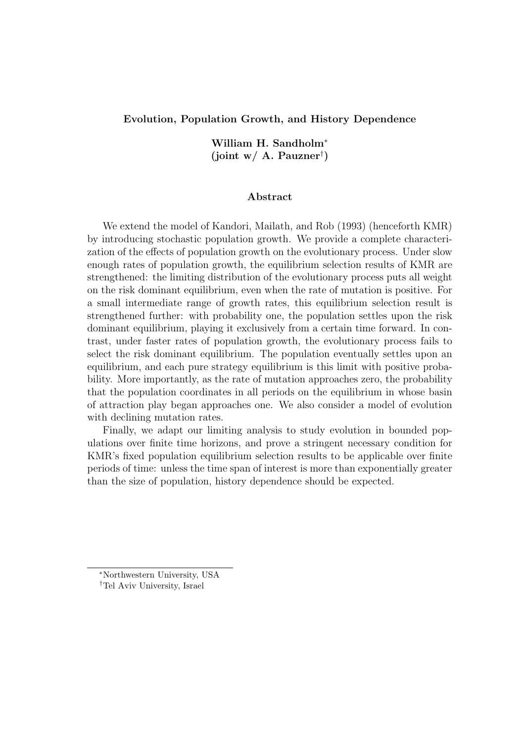**Evolution, Population Growth, and History Dependence**

**William H. Sandholm[*]**
**(joint w/ A. Pauzner[†])**

**Abstract**

We extend the model of Kandori, Mailath, and Rob (1993) (henceforth KMR) by introducing stochastic population growth. We provide a complete characterization of the effects of population growth on the evolutionary process. Under slow enough rates of population growth, the equilibrium selection results of KMR are strengthened: the limiting distribution of the evolutionary process puts all weight on the risk dominant equilibrium, even when the rate of mutation is positive. For a small intermediate range of growth rates, this equilibrium selection result is strengthened further: with probability one, the population settles upon the risk dominant equilibrium, playing it exclusively from a certain time forward. In contrast, under faster rates of population growth, the evolutionary process fails to select the risk dominant equilibrium. The population eventually settles upon an equilibrium, and each pure strategy equilibrium is this limit with positive probability. More importantly, as the rate of mutation approaches zero, the probability that the population coordinates in all periods on the equilibrium in whose basin of attraction play began approaches one. We also consider a model of evolution with declining mutation rates.

Finally, we adapt our limiting analysis to study evolution in bounded populations over finite time horizons, and prove a stringent necessary condition for KMR's fixed population equilibrium selection results to be applicable over finite periods of time: unless the time span of interest is more than exponentially greater than the size of population, history dependence should be expected.

---

[*] Northwestern University, USA
[†] Tel Aviv University, Israel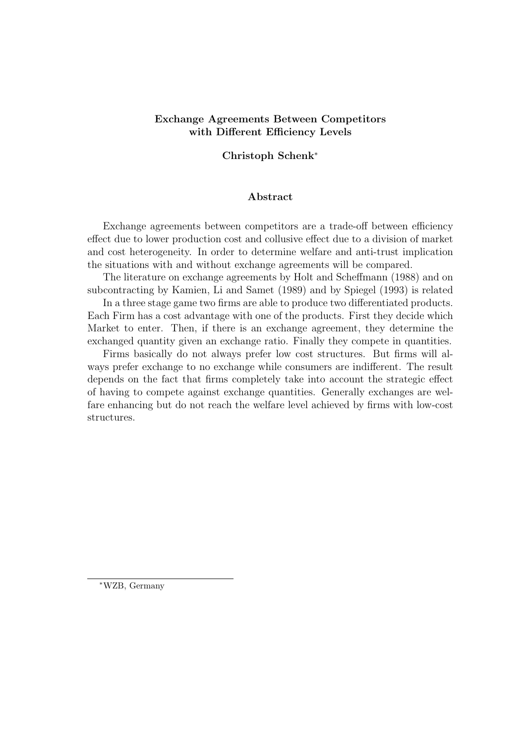**Exchange Agreements Between Competitors with Different Efficiency Levels**

**Christoph Schenk***

**Abstract**

Exchange agreements between competitors are a trade-off between efficiency effect due to lower production cost and collusive effect due to a division of market and cost heterogeneity. In order to determine welfare and anti-trust implication the situations with and without exchange agreements will be compared.

The literature on exchange agreements by Holt and Scheffmann (1988) and on subcontracting by Kamien, Li and Samet (1989) and by Spiegel (1993) is related

In a three stage game two firms are able to produce two differentiated products. Each Firm has a cost advantage with one of the products. First they decide which Market to enter. Then, if there is an exchange agreement, they determine the exchanged quantity given an exchange ratio. Finally they compete in quantities.

Firms basically do not always prefer low cost structures. But firms will always prefer exchange to no exchange while consumers are indifferent. The result depends on the fact that firms completely take into account the strategic effect of having to compete against exchange quantities. Generally exchanges are welfare enhancing but do not reach the welfare level achieved by firms with low-cost structures.

*WZB, Germany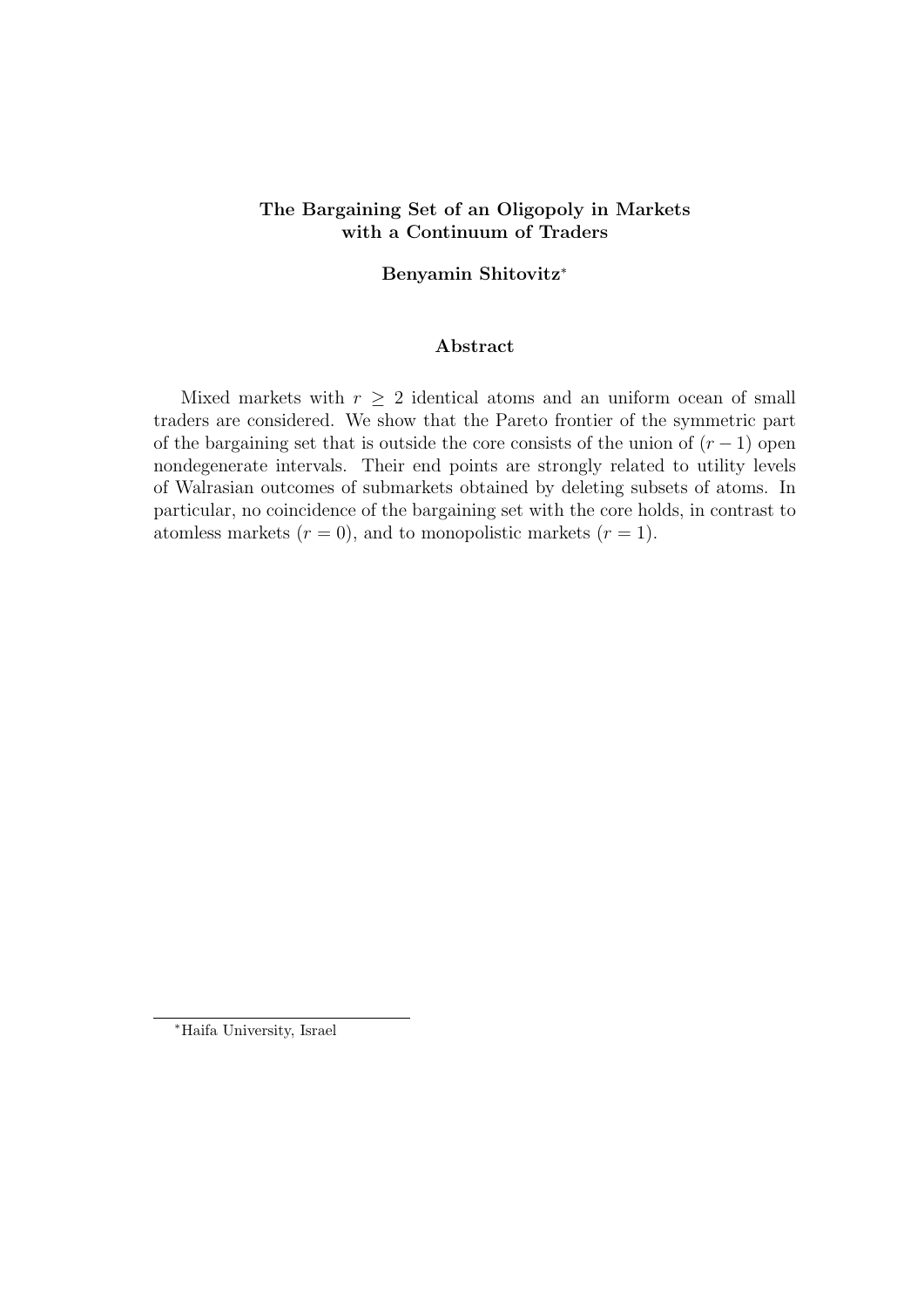# The Bargaining Set of an Oligopoly in Markets with a Continuum of Traders

**Benyamin Shitovitz**[*]

## Abstract

Mixed markets with $r \geq 2$ identical atoms and an uniform ocean of small traders are considered. We show that the Pareto frontier of the symmetric part of the bargaining set that is outside the core consists of the union of $(r-1)$ open nondegenerate intervals. Their end points are strongly related to utility levels of Walrasian outcomes of submarkets obtained by deleting subsets of atoms. In particular, no coincidence of the bargaining set with the core holds, in contrast to atomless markets ($r = 0$), and to monopolistic markets ($r = 1$).

---

[*] Haifa University, Israel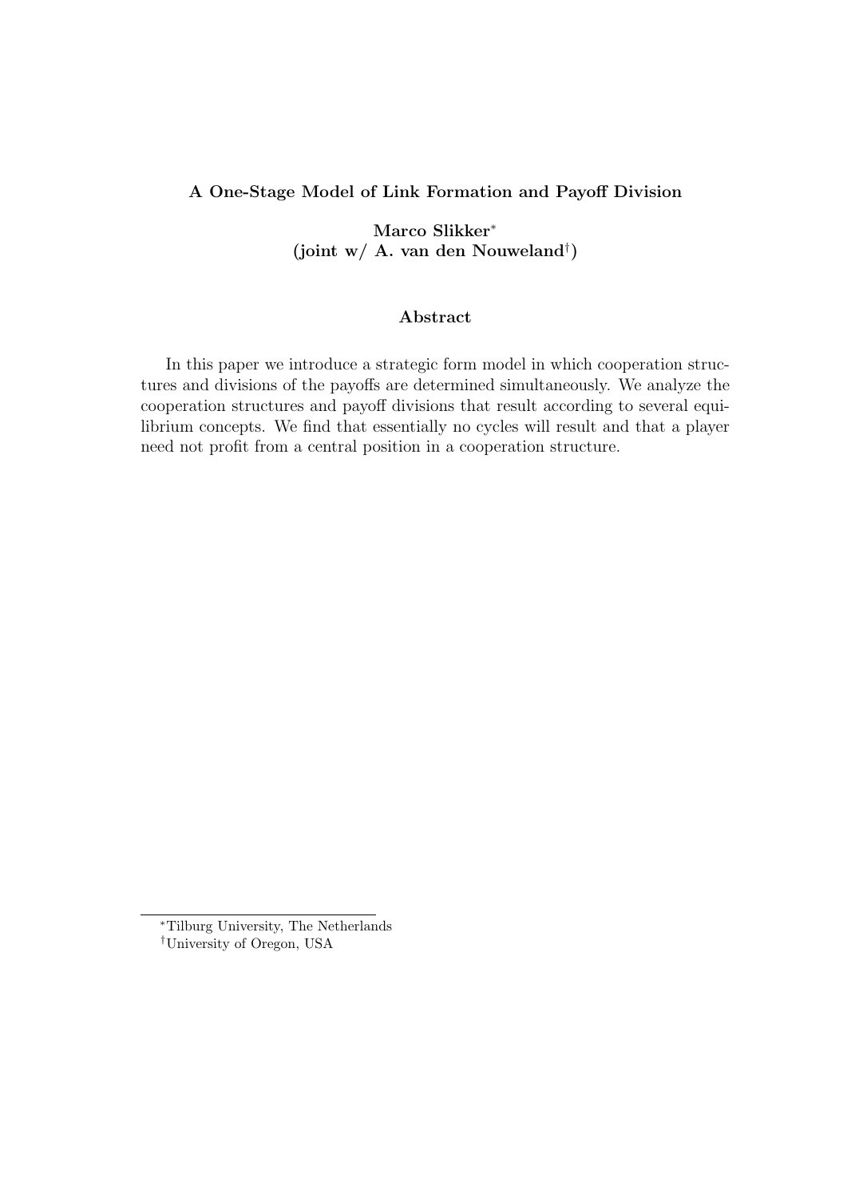**A One-Stage Model of Link Formation and Payoff Division**

**Marco Slikker*[*]**
**(joint w/ A. van den Nouweland[†])**

**Abstract**

In this paper we introduce a strategic form model in which cooperation structures and divisions of the payoffs are determined simultaneously. We analyze the cooperation structures and payoff divisions that result according to several equilibrium concepts. We find that essentially no cycles will result and that a player need not profit from a central position in a cooperation structure.

---

[*] Tilburg University, The Netherlands

[†] University of Oregon, USA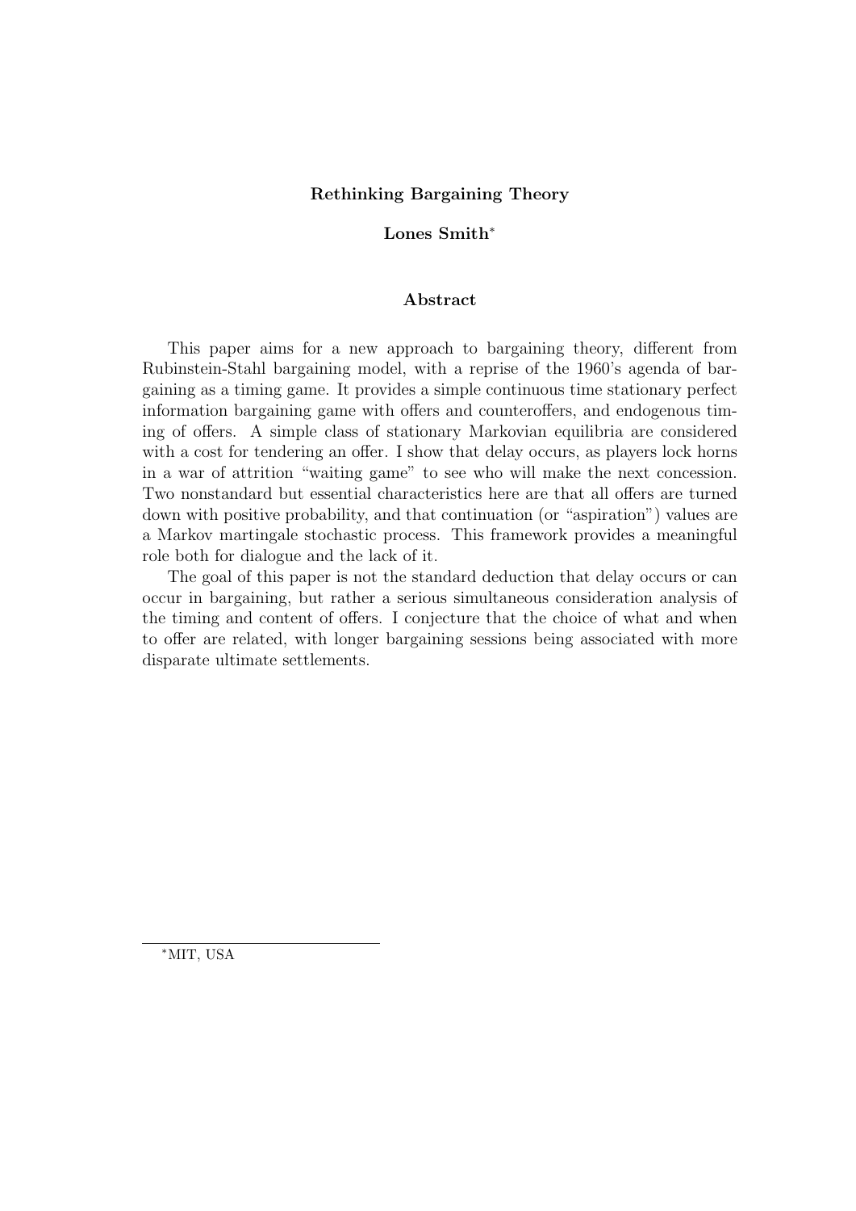**Rethinking Bargaining Theory**

**Lones Smith***

**Abstract**

This paper aims for a new approach to bargaining theory, different from Rubinstein-Stahl bargaining model, with a reprise of the 1960's agenda of bargaining as a timing game. It provides a simple continuous time stationary perfect information bargaining game with offers and counteroffers, and endogenous timing of offers. A simple class of stationary Markovian equilibria are considered with a cost for tendering an offer. I show that delay occurs, as players lock horns in a war of attrition "waiting game" to see who will make the next concession. Two nonstandard but essential characteristics here are that all offers are turned down with positive probability, and that continuation (or "aspiration") values are a Markov martingale stochastic process. This framework provides a meaningful role both for dialogue and the lack of it.

The goal of this paper is not the standard deduction that delay occurs or can occur in bargaining, but rather a serious simultaneous consideration analysis of the timing and content of offers. I conjecture that the choice of what and when to offer are related, with longer bargaining sessions being associated with more disparate ultimate settlements.

*MIT, USA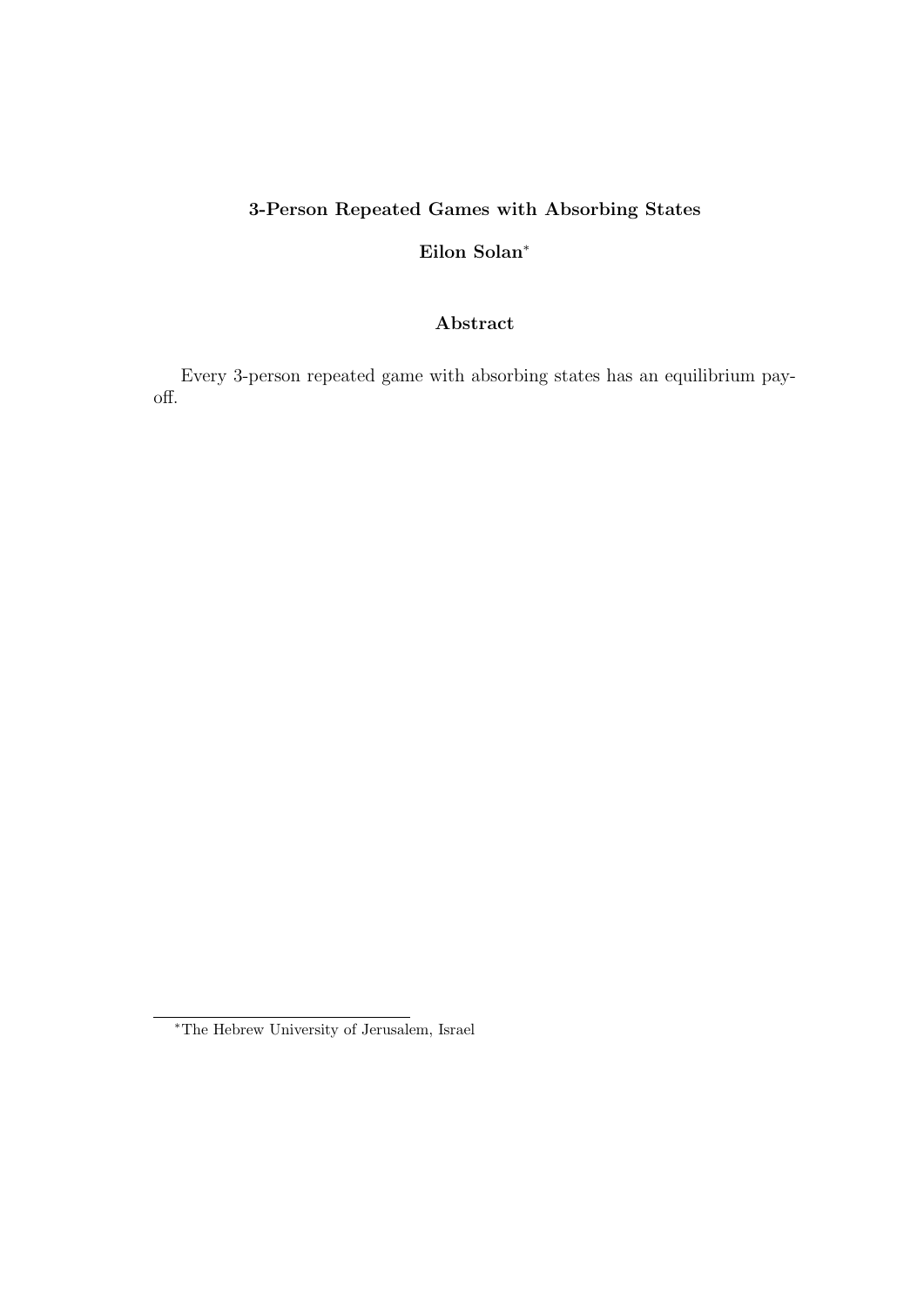**3-Person Repeated Games with Absorbing States**

**Eilon Solan***

**Abstract**

Every 3-person repeated game with absorbing states has an equilibrium payoff.

*The Hebrew University of Jerusalem, Israel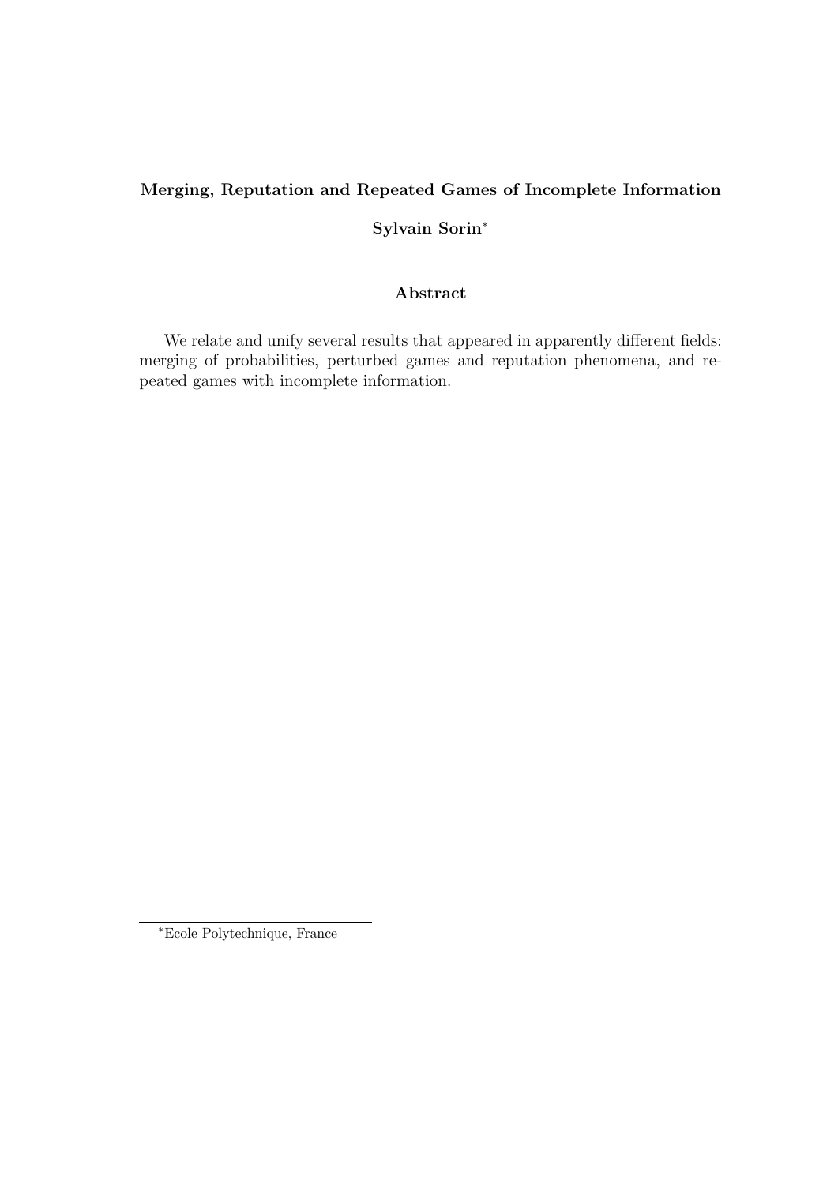**Merging, Reputation and Repeated Games of Incomplete Information**

**Sylvain Sorin***

**Abstract**

We relate and unify several results that appeared in apparently different fields: merging of probabilities, perturbed games and reputation phenomena, and repeated games with incomplete information.

*Ecole Polytechnique, France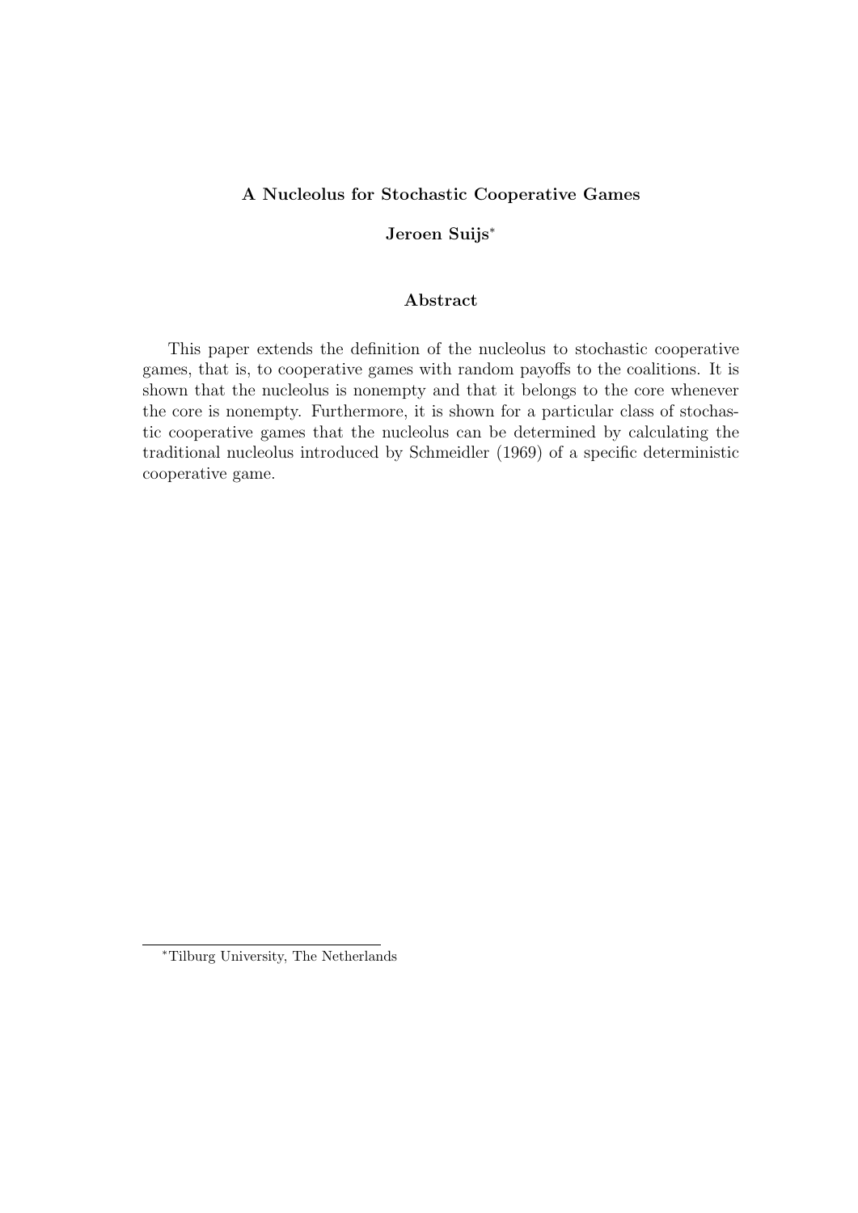**A Nucleolus for Stochastic Cooperative Games**

**Jeroen Suijs***

**Abstract**

This paper extends the definition of the nucleolus to stochastic cooperative games, that is, to cooperative games with random payoffs to the coalitions. It is shown that the nucleolus is nonempty and that it belongs to the core whenever the core is nonempty. Furthermore, it is shown for a particular class of stochastic cooperative games that the nucleolus can be determined by calculating the traditional nucleolus introduced by Schmeidler (1969) of a specific deterministic cooperative game.

---

*Tilburg University, The Netherlands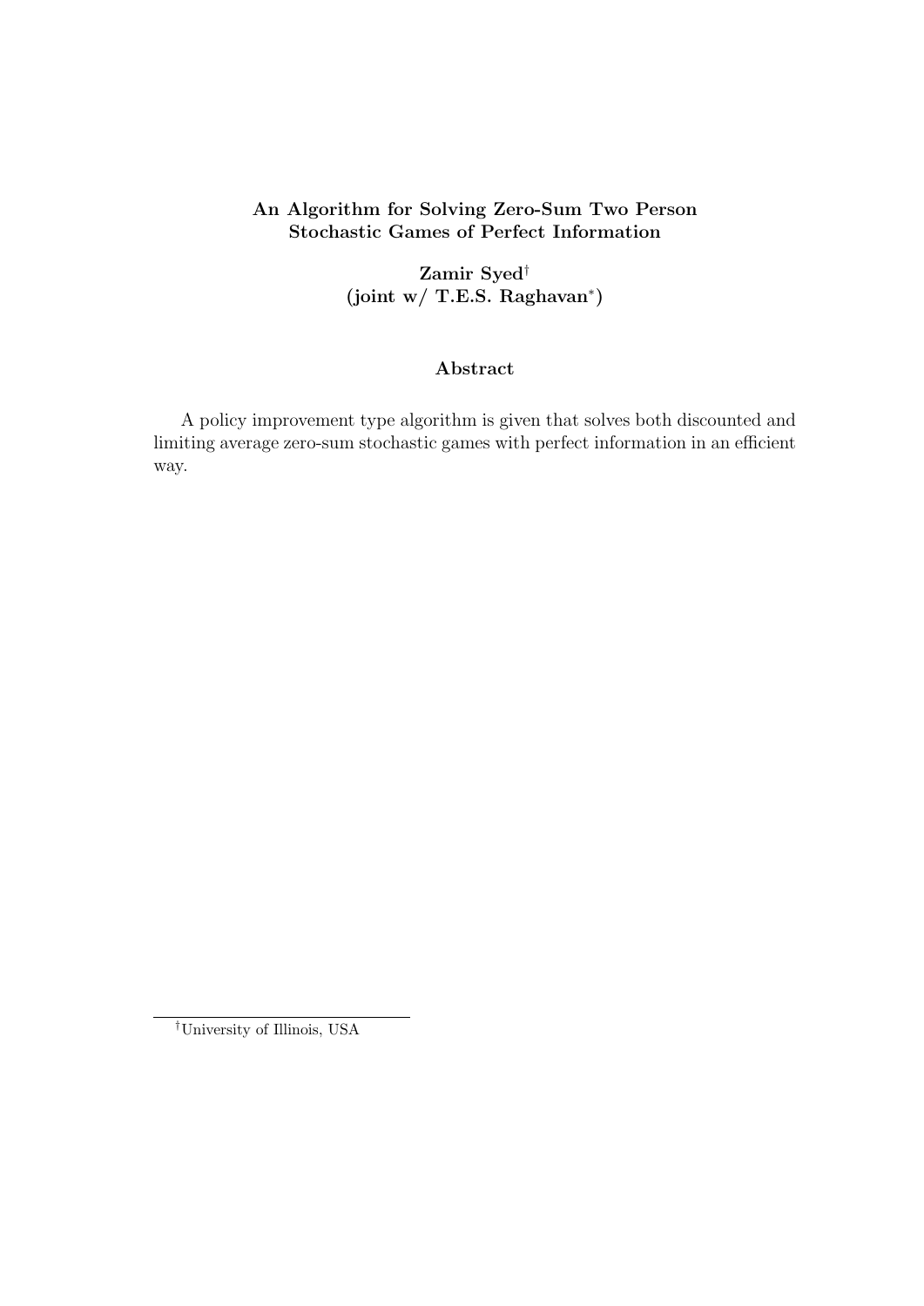**An Algorithm for Solving Zero-Sum Two Person Stochastic Games of Perfect Information**

**Zamir Syed[†]**
**(joint w/ T.E.S. Raghavan[*])**

**Abstract**

A policy improvement type algorithm is given that solves both discounted and limiting average zero-sum stochastic games with perfect information in an efficient way.

[†]University of Illinois, USA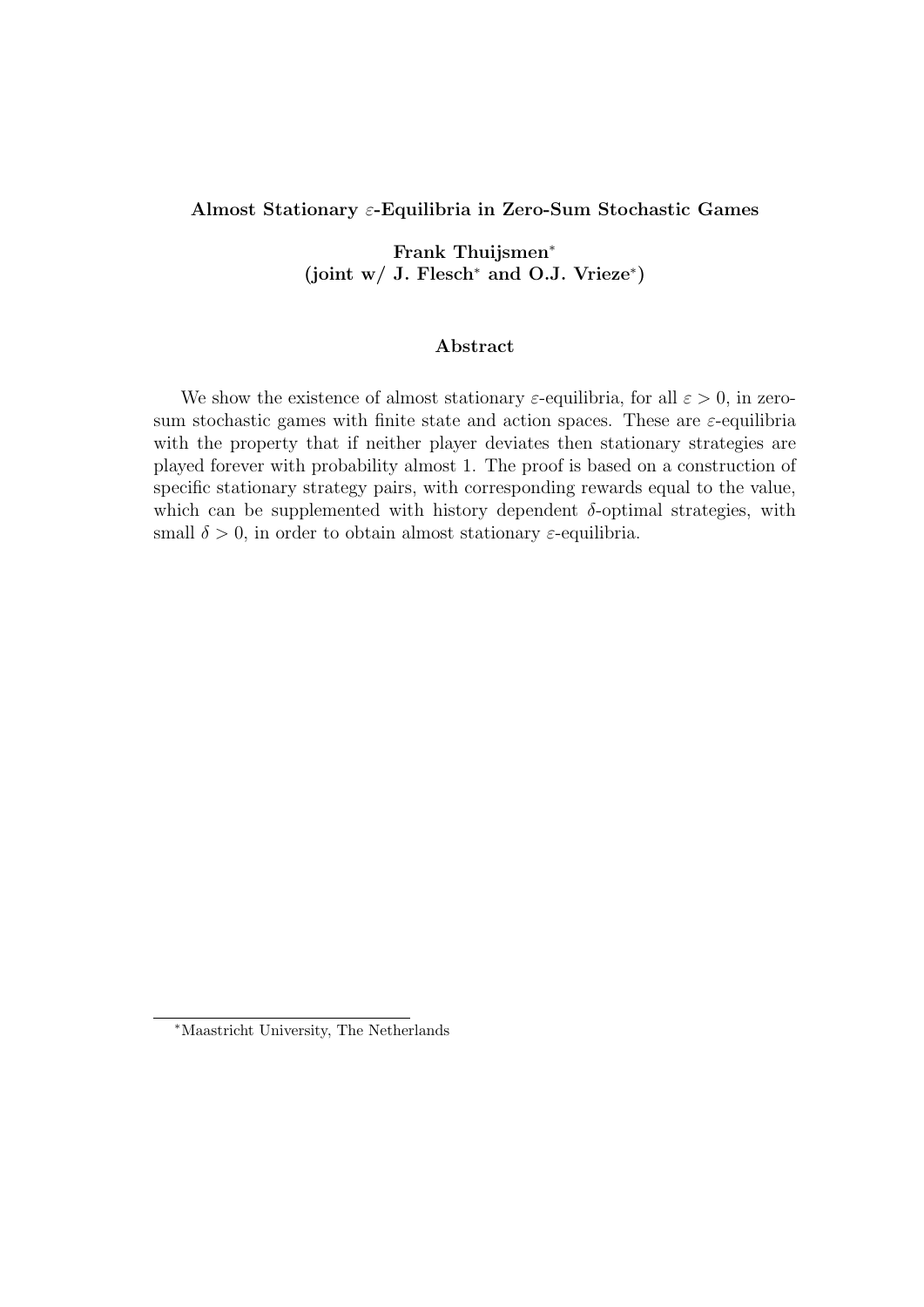## Almost Stationary $\varepsilon$-Equilibria in Zero-Sum Stochastic Games

**Frank Thuijsmen***
**(joint w/ J. Flesch* and O.J. Vrieze*)**

### Abstract

We show the existence of almost stationary $\varepsilon$-equilibria, for all $\varepsilon > 0$, in zero-sum stochastic games with finite state and action spaces. These are $\varepsilon$-equilibria with the property that if neither player deviates then stationary strategies are played forever with probability almost 1. The proof is based on a construction of specific stationary strategy pairs, with corresponding rewards equal to the value, which can be supplemented with history dependent $\delta$-optimal strategies, with small $\delta > 0$, in order to obtain almost stationary $\varepsilon$-equilibria.

*Maastricht University, The Netherlands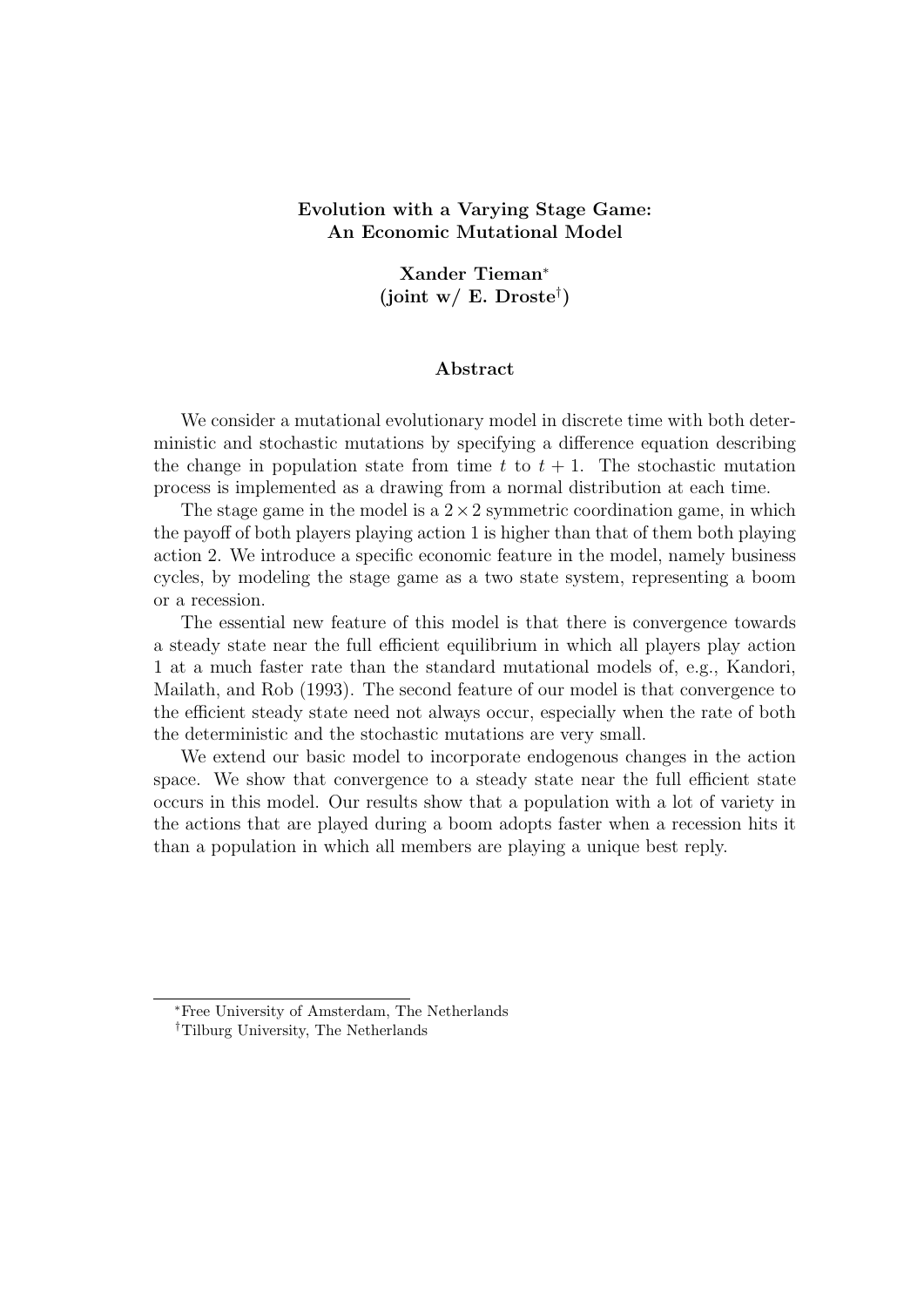**Evolution with a Varying Stage Game:**
**An Economic Mutational Model**

**Xander Tieman***
**(joint w/ E. Droste†)**

**Abstract**

We consider a mutational evolutionary model in discrete time with both deterministic and stochastic mutations by specifying a difference equation describing the change in population state from time $t$ to $t + 1$. The stochastic mutation process is implemented as a drawing from a normal distribution at each time.

The stage game in the model is a $2 \times 2$ symmetric coordination game, in which the payoff of both players playing action 1 is higher than that of them both playing action 2. We introduce a specific economic feature in the model, namely business cycles, by modeling the stage game as a two state system, representing a boom or a recession.

The essential new feature of this model is that there is convergence towards a steady state near the full efficient equilibrium in which all players play action 1 at a much faster rate than the standard mutational models of, e.g., Kandori, Mailath, and Rob (1993). The second feature of our model is that convergence to the efficient steady state need not always occur, especially when the rate of both the deterministic and the stochastic mutations are very small.

We extend our basic model to incorporate endogenous changes in the action space. We show that convergence to a steady state near the full efficient state occurs in this model. Our results show that a population with a lot of variety in the actions that are played during a boom adopts faster when a recession hits it than a population in which all members are playing a unique best reply.

*Free University of Amsterdam, The Netherlands
†Tilburg University, The Netherlands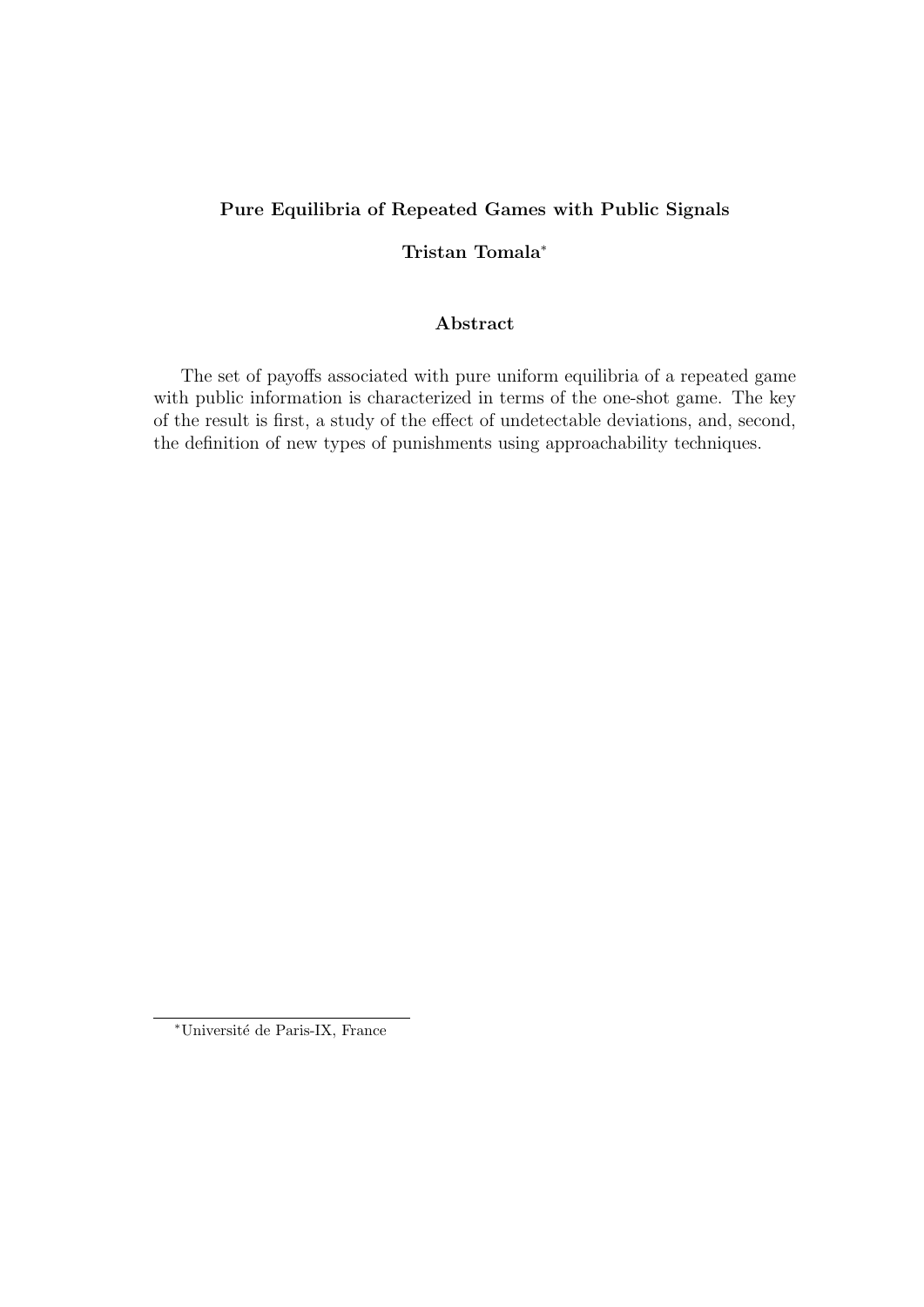# Pure Equilibria of Repeated Games with Public Signals

**Tristan Tomala***

## Abstract

The set of payoffs associated with pure uniform equilibria of a repeated game with public information is characterized in terms of the one-shot game. The key of the result is first, a study of the effect of undetectable deviations, and, second, the definition of new types of punishments using approachability techniques.

---

*Université de Paris-IX, France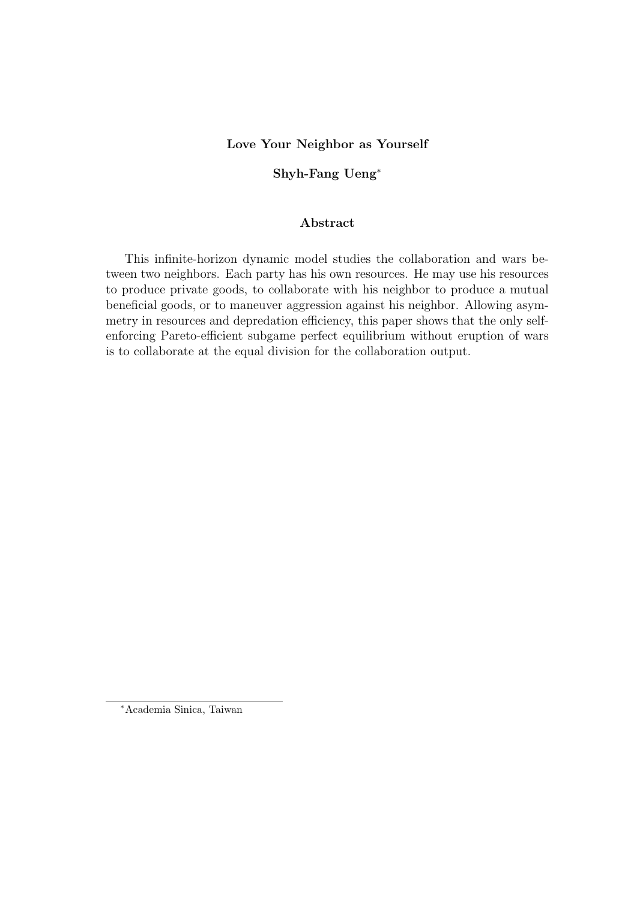# Love Your Neighbor as Yourself

**Shyh-Fang Ueng***

## Abstract

This infinite-horizon dynamic model studies the collaboration and wars between two neighbors. Each party has his own resources. He may use his resources to produce private goods, to collaborate with his neighbor to produce a mutual beneficial goods, or to maneuver aggression against his neighbor. Allowing asymmetry in resources and depredation efficiency, this paper shows that the only self-enforcing Pareto-efficient subgame perfect equilibrium without eruption of wars is to collaborate at the equal division for the collaboration output.

*Academia Sinica, Taiwan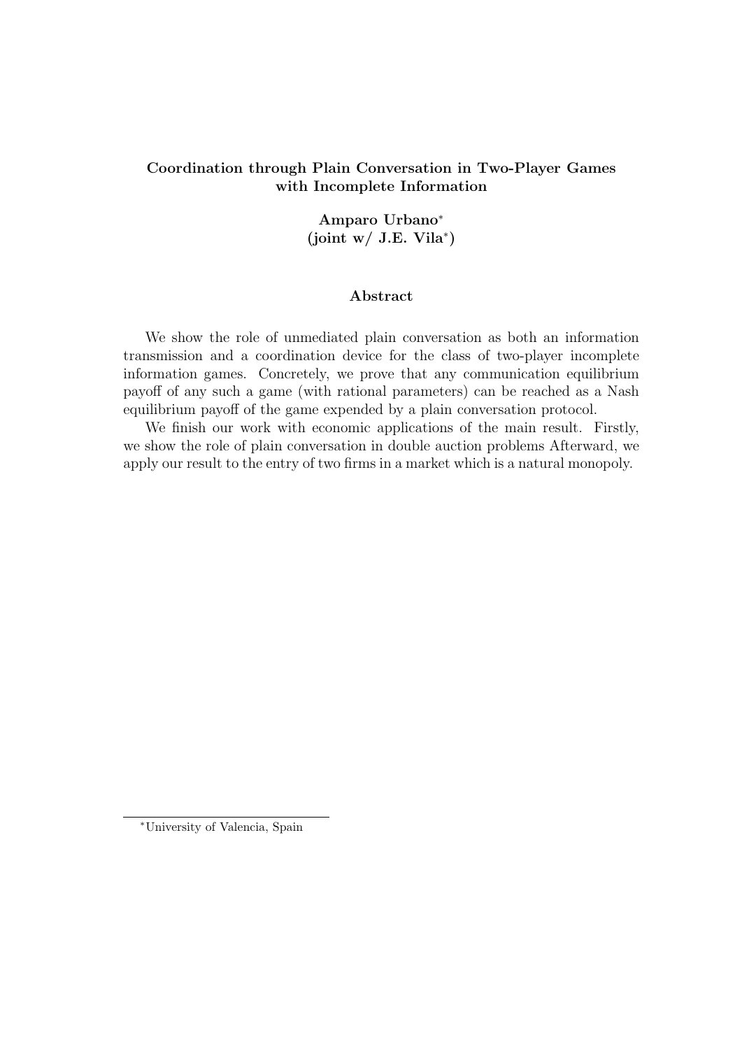**Coordination through Plain Conversation in Two-Player Games with Incomplete Information**

**Amparo Urbano***
**(joint w/ J.E. Vila*)**

**Abstract**

We show the role of unmediated plain conversation as both an information transmission and a coordination device for the class of two-player incomplete information games. Concretely, we prove that any communication equilibrium payoff of any such a game (with rational parameters) can be reached as a Nash equilibrium payoff of the game expended by a plain conversation protocol.

We finish our work with economic applications of the main result. Firstly, we show the role of plain conversation in double auction problems Afterward, we apply our result to the entry of two firms in a market which is a natural monopoly.

---

*University of Valencia, Spain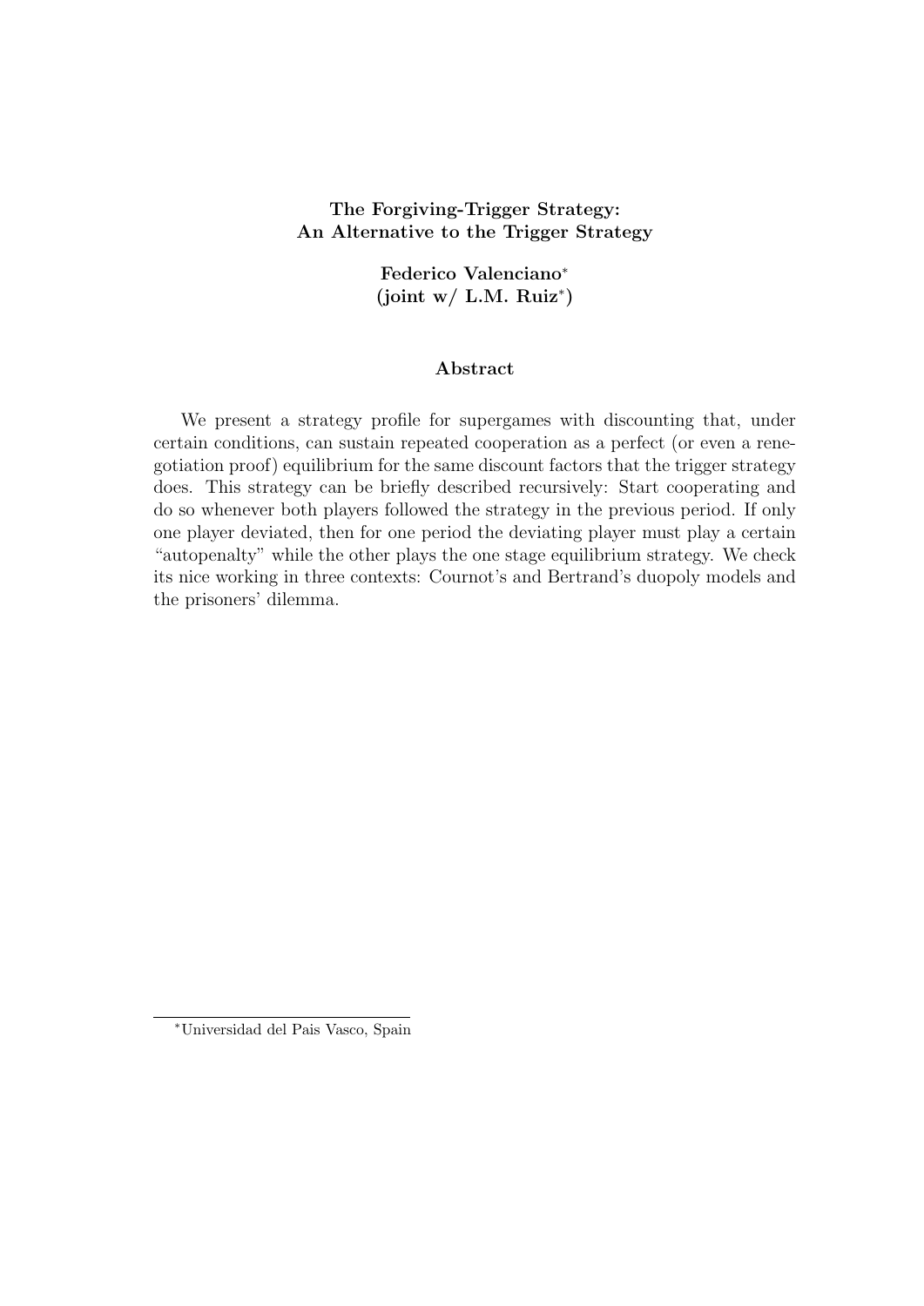**The Forgiving-Trigger Strategy:**
**An Alternative to the Trigger Strategy**

**Federico Valenciano***
**(joint w/ L.M. Ruiz*)**

**Abstract**

We present a strategy profile for supergames with discounting that, under certain conditions, can sustain repeated cooperation as a perfect (or even a renegotiation proof) equilibrium for the same discount factors that the trigger strategy does. This strategy can be briefly described recursively: Start cooperating and do so whenever both players followed the strategy in the previous period. If only one player deviated, then for one period the deviating player must play a certain "autopenalty" while the other plays the one stage equilibrium strategy. We check its nice working in three contexts: Cournot's and Bertrand's duopoly models and the prisoners' dilemma.

*Universidad del Pais Vasco, Spain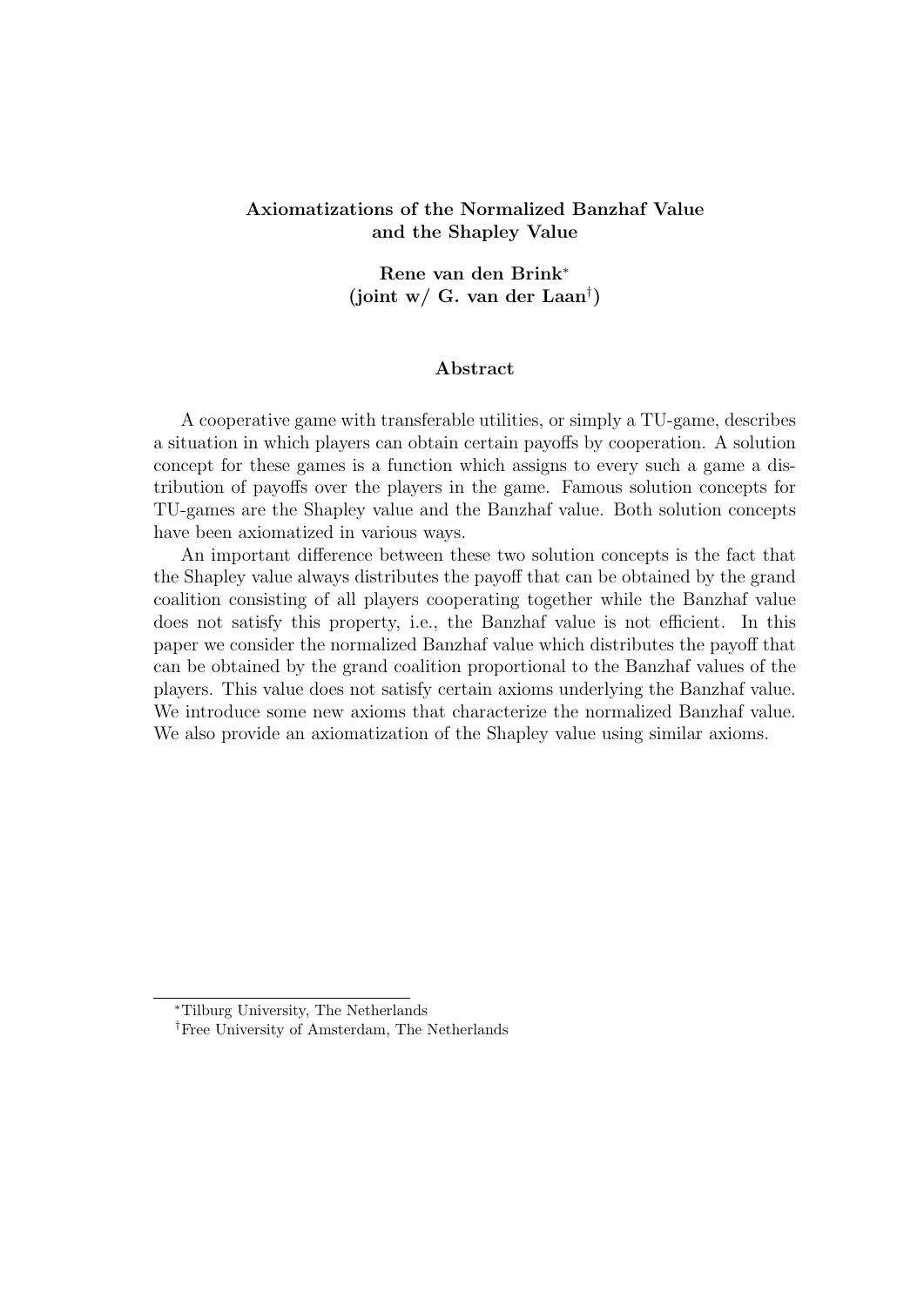**Axiomatizations of the Normalized Banzhaf Value and the Shapley Value**

**Rene van den Brink***
**(joint w/ G. van der Laan†)**

**Abstract**

A cooperative game with transferable utilities, or simply a TU-game, describes a situation in which players can obtain certain payoffs by cooperation. A solution concept for these games is a function which assigns to every such a game a distribution of payoffs over the players in the game. Famous solution concepts for TU-games are the Shapley value and the Banzhaf value. Both solution concepts have been axiomatized in various ways.

An important difference between these two solution concepts is the fact that the Shapley value always distributes the payoff that can be obtained by the grand coalition consisting of all players cooperating together while the Banzhaf value does not satisfy this property, i.e., the Banzhaf value is not efficient. In this paper we consider the normalized Banzhaf value which distributes the payoff that can be obtained by the grand coalition proportional to the Banzhaf values of the players. This value does not satisfy certain axioms underlying the Banzhaf value. We introduce some new axioms that characterize the normalized Banzhaf value. We also provide an axiomatization of the Shapley value using similar axioms.

---

*Tilburg University, The Netherlands

†Free University of Amsterdam, The Netherlands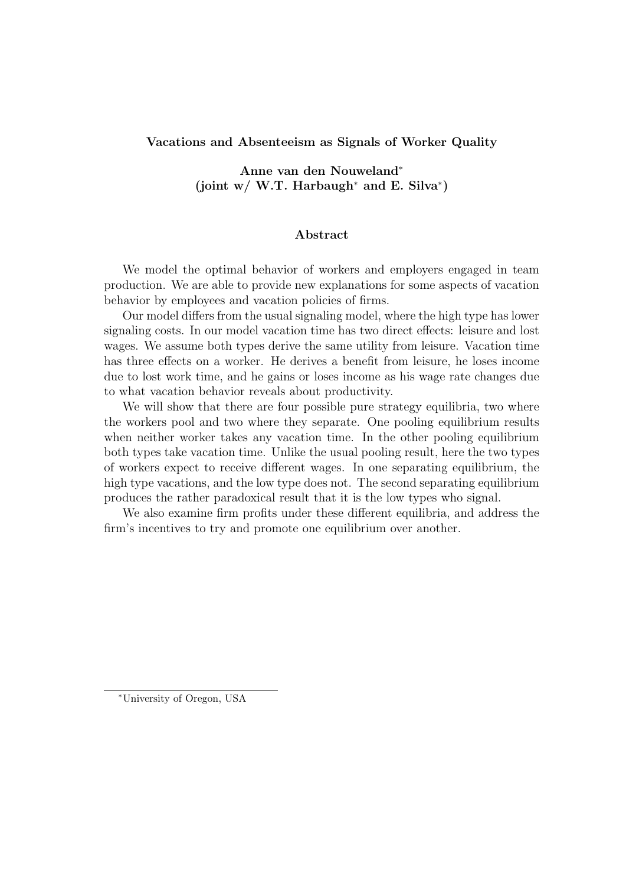**Vacations and Absenteeism as Signals of Worker Quality**

**Anne van den Nouweland[*]**
**(joint w/ W.T. Harbaugh[*] and E. Silva[*])**

**Abstract**

We model the optimal behavior of workers and employers engaged in team production. We are able to provide new explanations for some aspects of vacation behavior by employees and vacation policies of firms.

Our model differs from the usual signaling model, where the high type has lower signaling costs. In our model vacation time has two direct effects: leisure and lost wages. We assume both types derive the same utility from leisure. Vacation time has three effects on a worker. He derives a benefit from leisure, he loses income due to lost work time, and he gains or loses income as his wage rate changes due to what vacation behavior reveals about productivity.

We will show that there are four possible pure strategy equilibria, two where the workers pool and two where they separate. One pooling equilibrium results when neither worker takes any vacation time. In the other pooling equilibrium both types take vacation time. Unlike the usual pooling result, here the two types of workers expect to receive different wages. In one separating equilibrium, the high type vacations, and the low type does not. The second separating equilibrium produces the rather paradoxical result that it is the low types who signal.

We also examine firm profits under these different equilibria, and address the firm's incentives to try and promote one equilibrium over another.

[*]University of Oregon, USA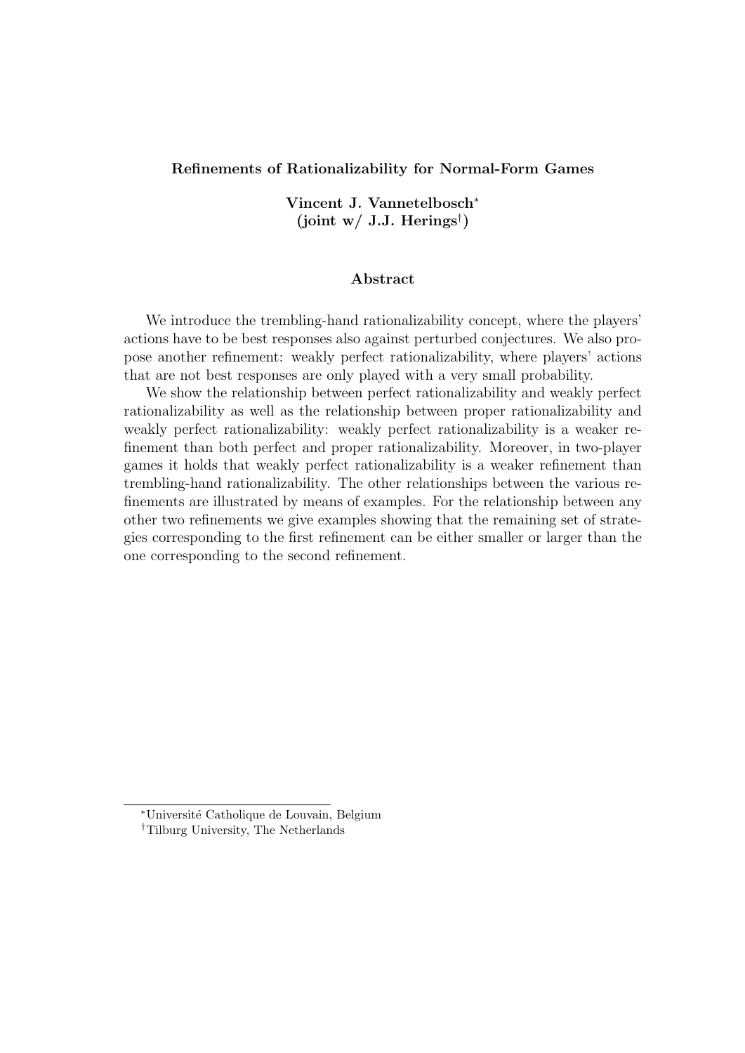**Refinements of Rationalizability for Normal-Form Games**

**Vincent J. Vannetelbosch[*]**
**(joint w/ J.J. Herings[†])**

### Abstract

We introduce the trembling-hand rationalizability concept, where the players' actions have to be best responses also against perturbed conjectures. We also propose another refinement: weakly perfect rationalizability, where players' actions that are not best responses are only played with a very small probability.

We show the relationship between perfect rationalizability and weakly perfect rationalizability as well as the relationship between proper rationalizability and weakly perfect rationalizability: weakly perfect rationalizability is a weaker refinement than both perfect and proper rationalizability. Moreover, in two-player games it holds that weakly perfect rationalizability is a weaker refinement than trembling-hand rationalizability. The other relationships between the various refinements are illustrated by means of examples. For the relationship between any other two refinements we give examples showing that the remaining set of strategies corresponding to the first refinement can be either smaller or larger than the one corresponding to the second refinement.

---

[*] Université Catholique de Louvain, Belgium

[†] Tilburg University, The Netherlands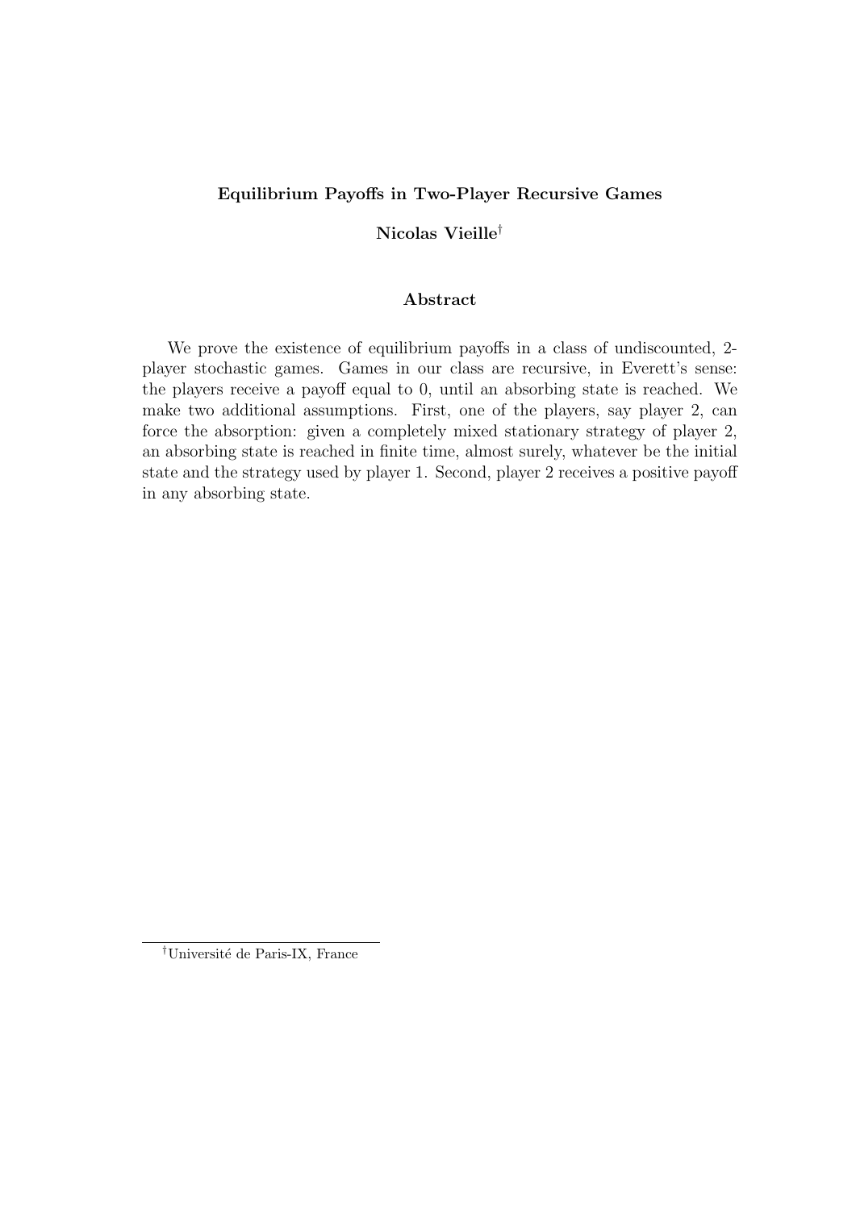**Equilibrium Payoffs in Two-Player Recursive Games**

**Nicolas Vieille**[†]

**Abstract**

We prove the existence of equilibrium payoffs in a class of undiscounted, 2-player stochastic games. Games in our class are recursive, in Everett's sense: the players receive a payoff equal to 0, until an absorbing state is reached. We make two additional assumptions. First, one of the players, say player 2, can force the absorption: given a completely mixed stationary strategy of player 2, an absorbing state is reached in finite time, almost surely, whatever be the initial state and the strategy used by player 1. Second, player 2 receives a positive payoff in any absorbing state.

[†]Université de Paris-IX, France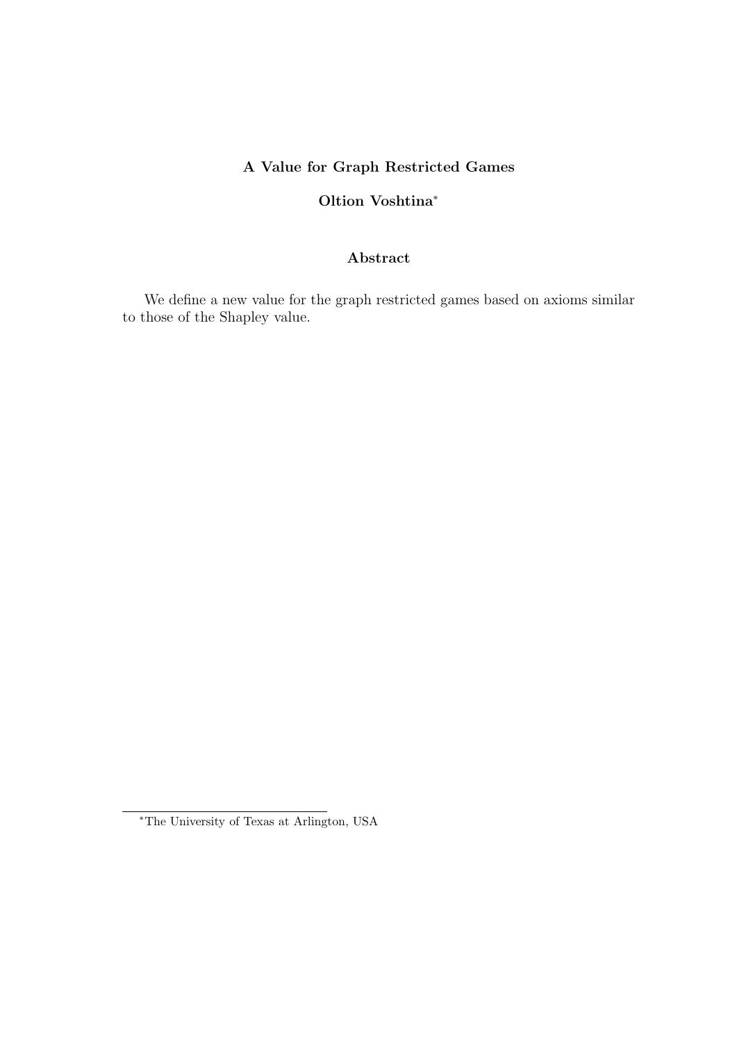# A Value for Graph Restricted Games

**Oltion Voshtina***

## Abstract

We define a new value for the graph restricted games based on axioms similar to those of the Shapley value.

*The University of Texas at Arlington, USA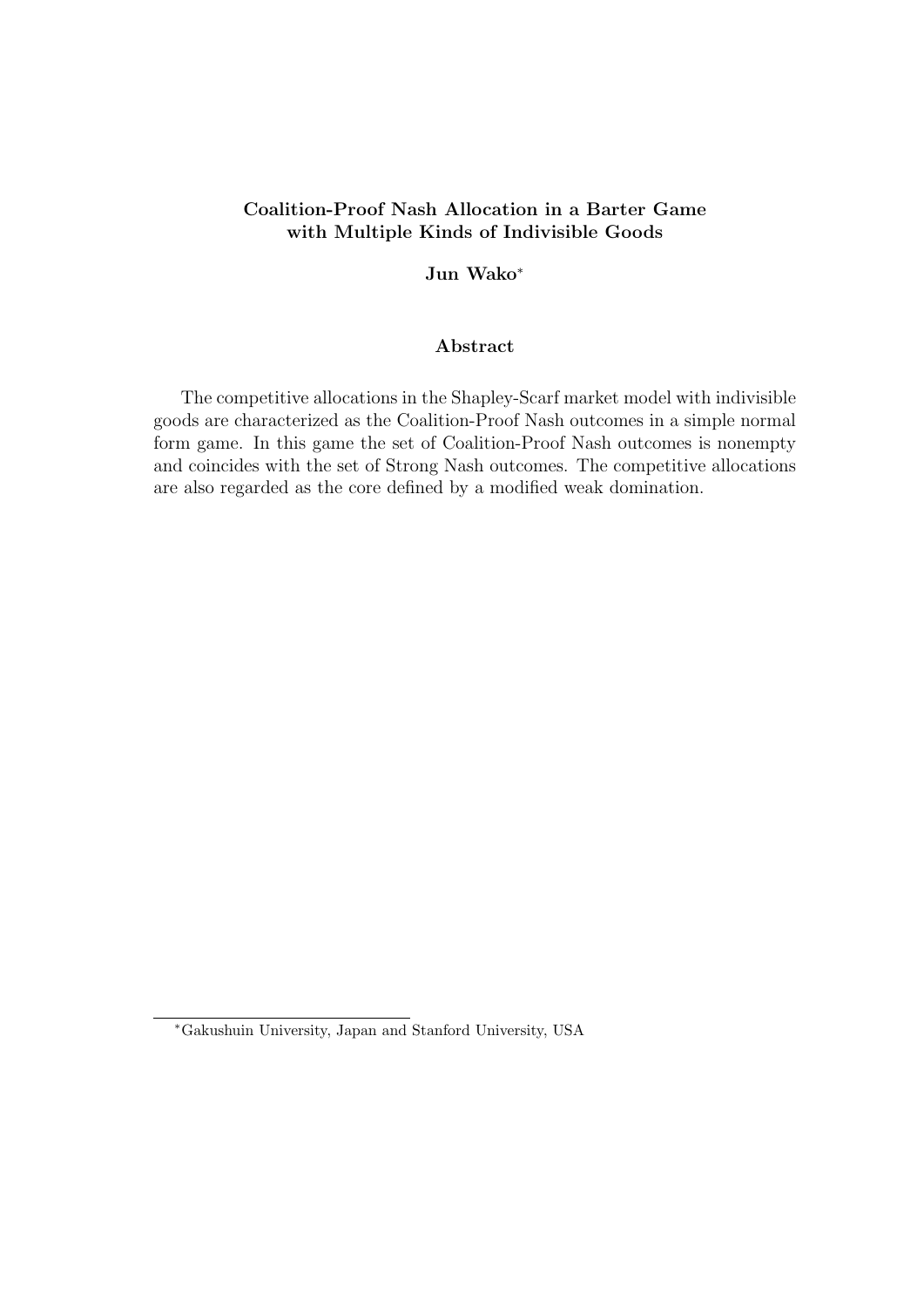# Coalition-Proof Nash Allocation in a Barter Game with Multiple Kinds of Indivisible Goods

**Jun Wako**[*]

## Abstract

The competitive allocations in the Shapley-Scarf market model with indivisible goods are characterized as the Coalition-Proof Nash outcomes in a simple normal form game. In this game the set of Coalition-Proof Nash outcomes is nonempty and coincides with the set of Strong Nash outcomes. The competitive allocations are also regarded as the core defined by a modified weak domination.

---

[*] Gakushuin University, Japan and Stanford University, USA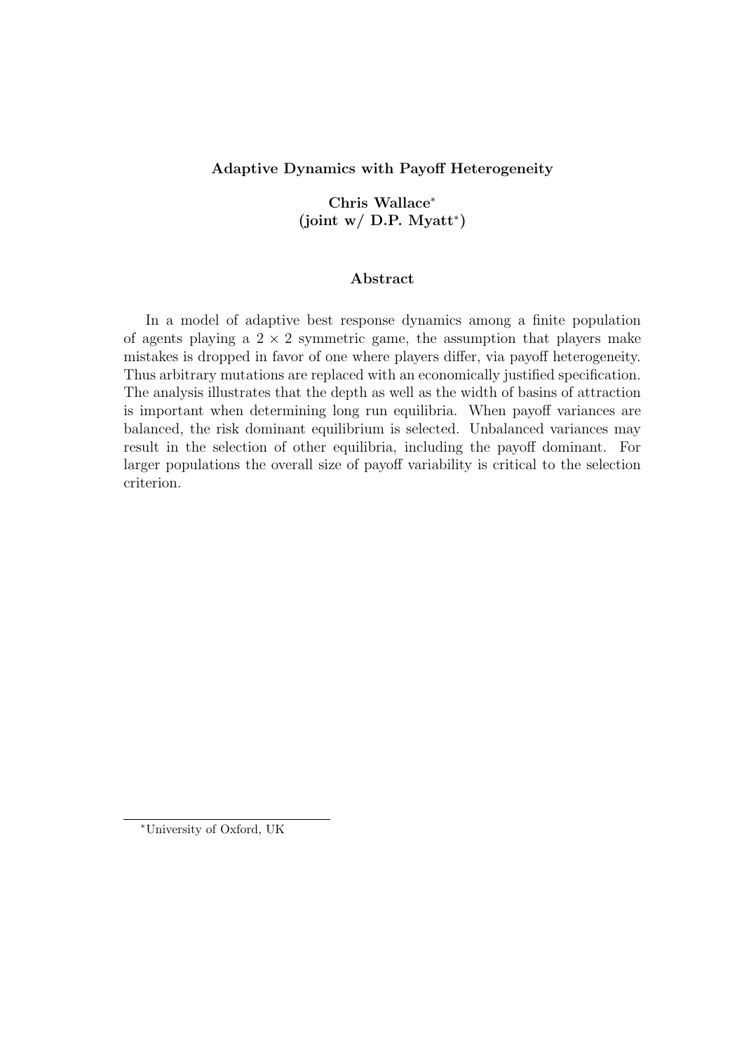**Adaptive Dynamics with Payoff Heterogeneity**

**Chris Wallace*** 
**(joint w/ D.P. Myatt*)**

**Abstract**

In a model of adaptive best response dynamics among a finite population of agents playing a $2 \times 2$ symmetric game, the assumption that players make mistakes is dropped in favor of one where players differ, via payoff heterogeneity. Thus arbitrary mutations are replaced with an economically justified specification. The analysis illustrates that the depth as well as the width of basins of attraction is important when determining long run equilibria. When payoff variances are balanced, the risk dominant equilibrium is selected. Unbalanced variances may result in the selection of other equilibria, including the payoff dominant. For larger populations the overall size of payoff variability is critical to the selection criterion.

*University of Oxford, UK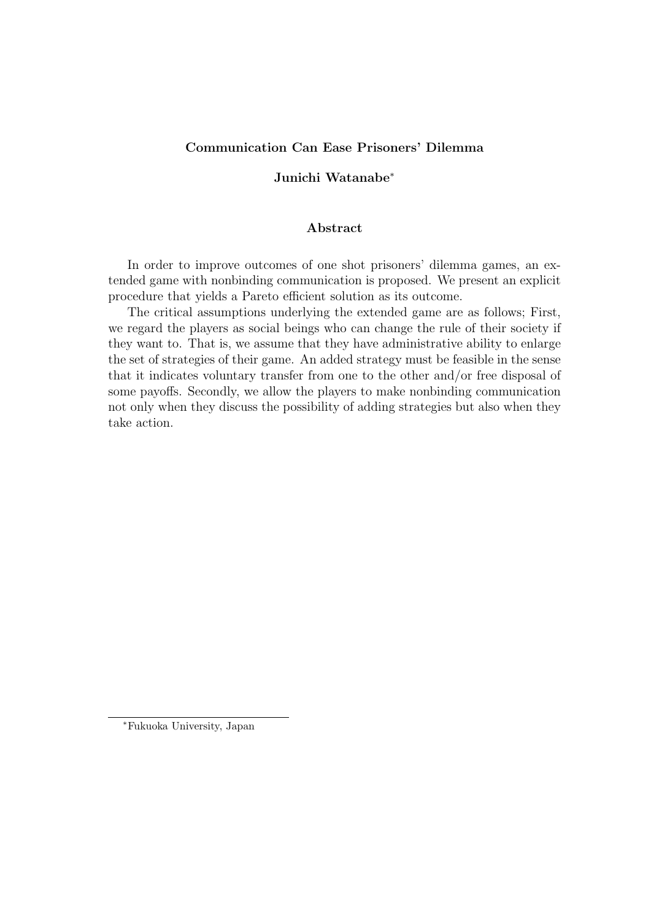**Communication Can Ease Prisoners' Dilemma**

**Junichi Watanabe***

**Abstract**

In order to improve outcomes of one shot prisoners' dilemma games, an extended game with nonbinding communication is proposed. We present an explicit procedure that yields a Pareto efficient solution as its outcome.

The critical assumptions underlying the extended game are as follows; First, we regard the players as social beings who can change the rule of their society if they want to. That is, we assume that they have administrative ability to enlarge the set of strategies of their game. An added strategy must be feasible in the sense that it indicates voluntary transfer from one to the other and/or free disposal of some payoffs. Secondly, we allow the players to make nonbinding communication not only when they discuss the possibility of adding strategies but also when they take action.

*Fukuoka University, Japan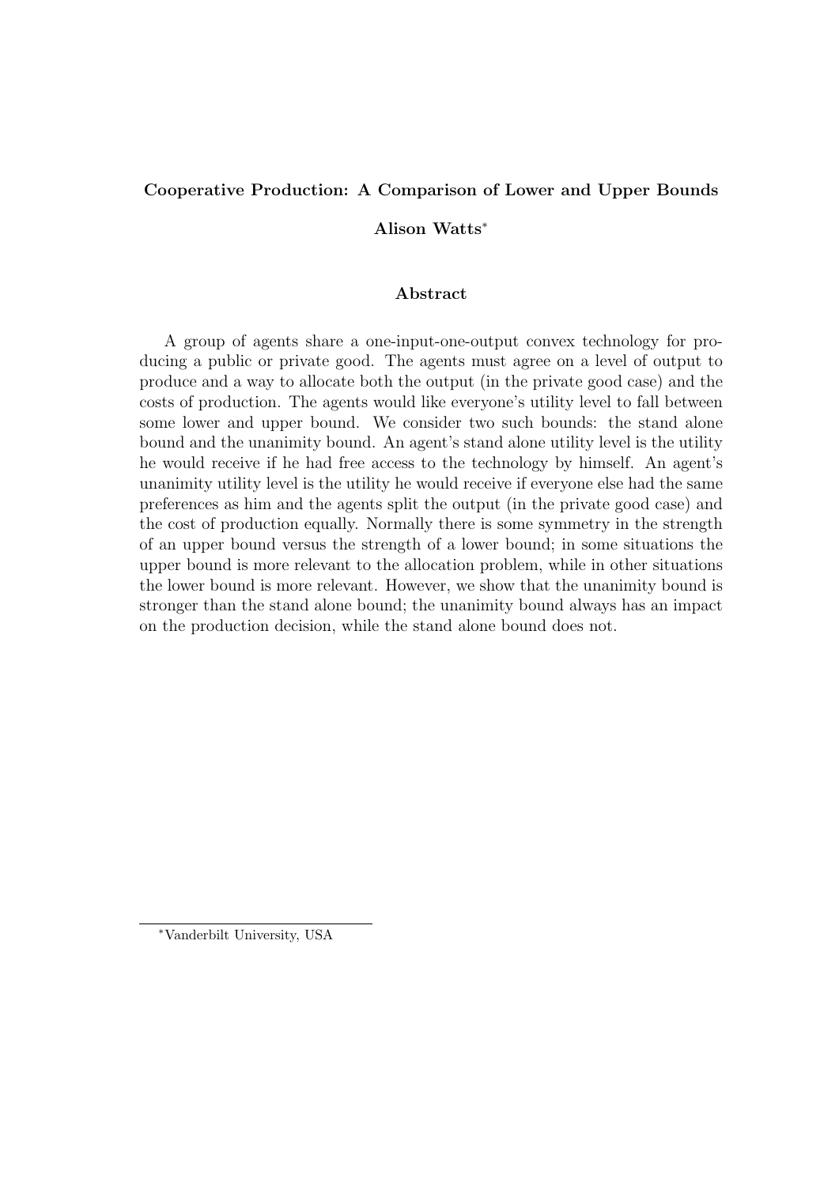**Cooperative Production: A Comparison of Lower and Upper Bounds**

**Alison Watts[*]**

**Abstract**

A group of agents share a one-input-one-output convex technology for producing a public or private good. The agents must agree on a level of output to produce and a way to allocate both the output (in the private good case) and the costs of production. The agents would like everyone's utility level to fall between some lower and upper bound. We consider two such bounds: the stand alone bound and the unanimity bound. An agent's stand alone utility level is the utility he would receive if he had free access to the technology by himself. An agent's unanimity utility level is the utility he would receive if everyone else had the same preferences as him and the agents split the output (in the private good case) and the cost of production equally. Normally there is some symmetry in the strength of an upper bound versus the strength of a lower bound; in some situations the upper bound is more relevant to the allocation problem, while in other situations the lower bound is more relevant. However, we show that the unanimity bound is stronger than the stand alone bound; the unanimity bound always has an impact on the production decision, while the stand alone bound does not.

[*] Vanderbilt University, USA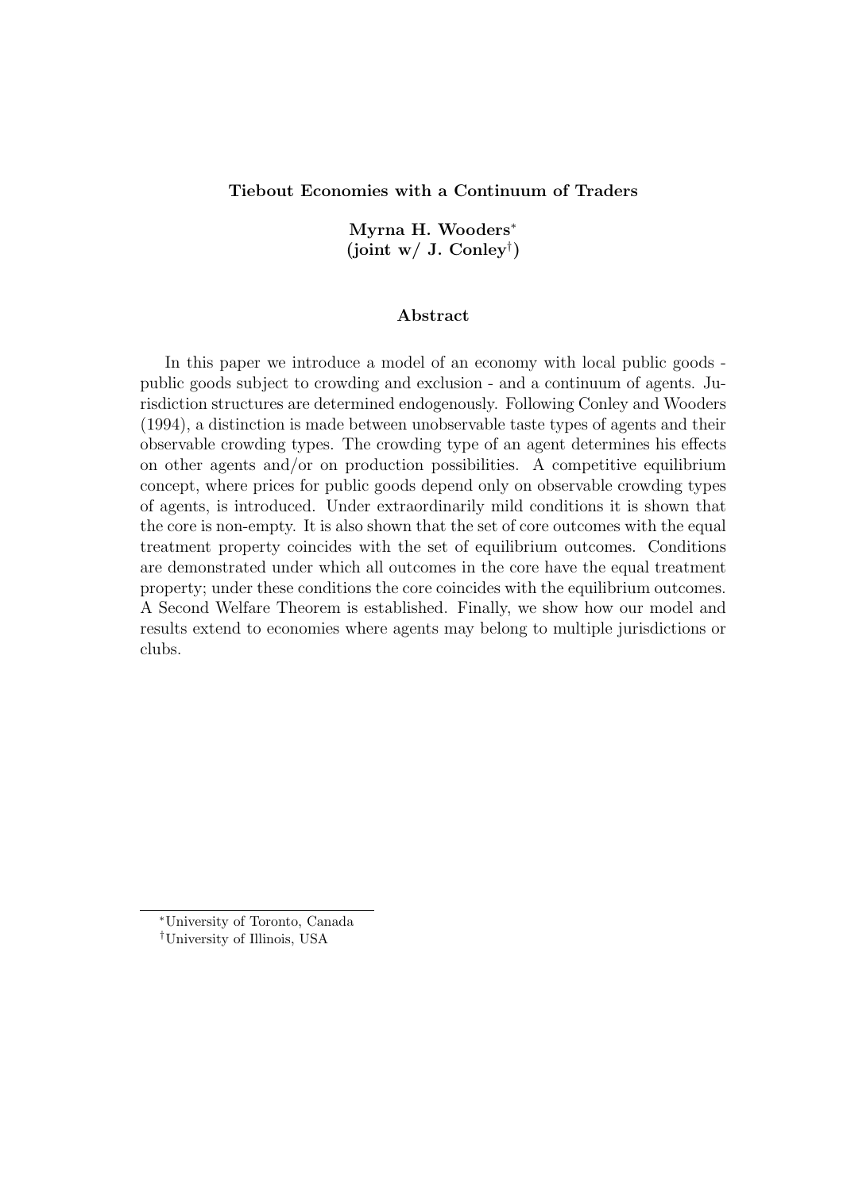**Tiebout Economies with a Continuum of Traders**

**Myrna H. Wooders**[*]
**(joint w/ J. Conley**[†]**)**

**Abstract**

In this paper we introduce a model of an economy with local public goods - public goods subject to crowding and exclusion - and a continuum of agents. Jurisdiction structures are determined endogenously. Following Conley and Wooders (1994), a distinction is made between unobservable taste types of agents and their observable crowding types. The crowding type of an agent determines his effects on other agents and/or on production possibilities. A competitive equilibrium concept, where prices for public goods depend only on observable crowding types of agents, is introduced. Under extraordinarily mild conditions it is shown that the core is non-empty. It is also shown that the set of core outcomes with the equal treatment property coincides with the set of equilibrium outcomes. Conditions are demonstrated under which all outcomes in the core have the equal treatment property; under these conditions the core coincides with the equilibrium outcomes. A Second Welfare Theorem is established. Finally, we show how our model and results extend to economies where agents may belong to multiple jurisdictions or clubs.

---

[*] University of Toronto, Canada
[†] University of Illinois, USA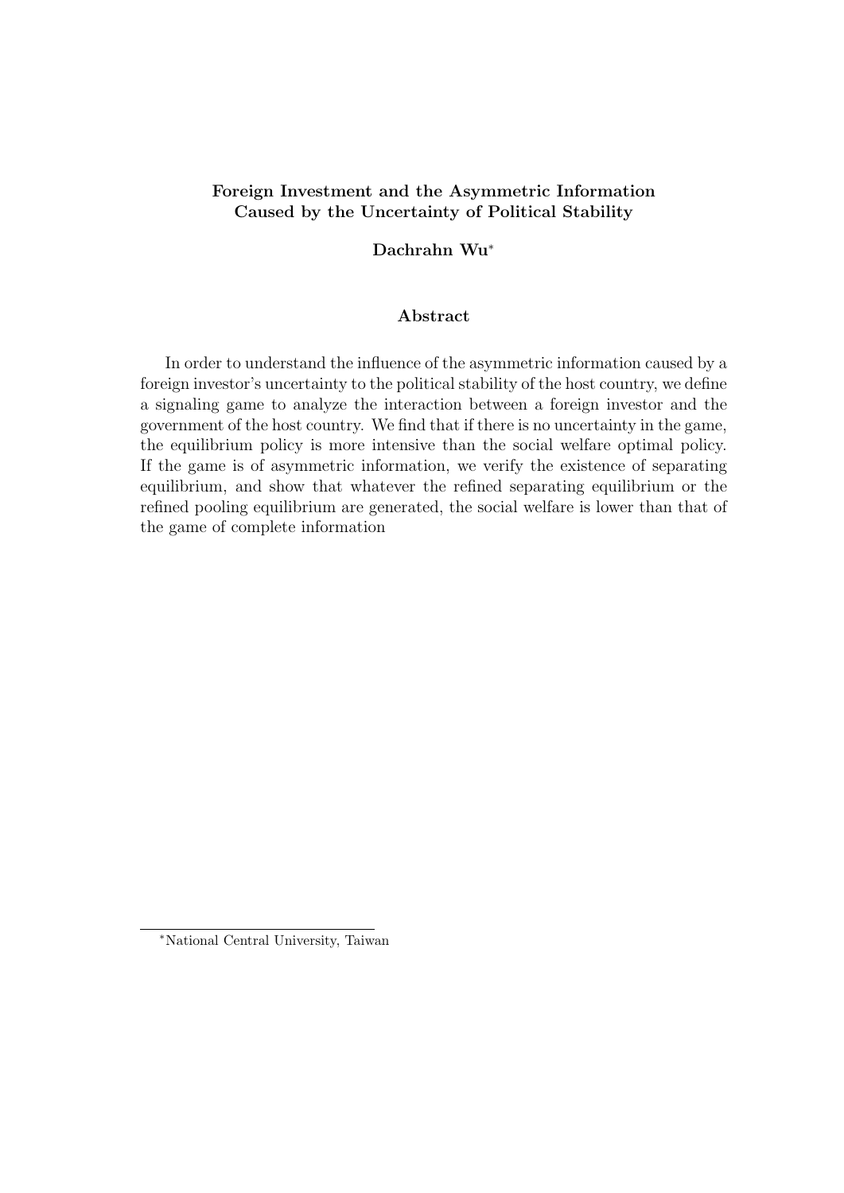**Foreign Investment and the Asymmetric Information Caused by the Uncertainty of Political Stability**

**Dachrahn Wu***

**Abstract**

In order to understand the influence of the asymmetric information caused by a foreign investor's uncertainty to the political stability of the host country, we define a signaling game to analyze the interaction between a foreign investor and the government of the host country. We find that if there is no uncertainty in the game, the equilibrium policy is more intensive than the social welfare optimal policy. If the game is of asymmetric information, we verify the existence of separating equilibrium, and show that whatever the refined separating equilibrium or the refined pooling equilibrium are generated, the social welfare is lower than that of the game of complete information

*National Central University, Taiwan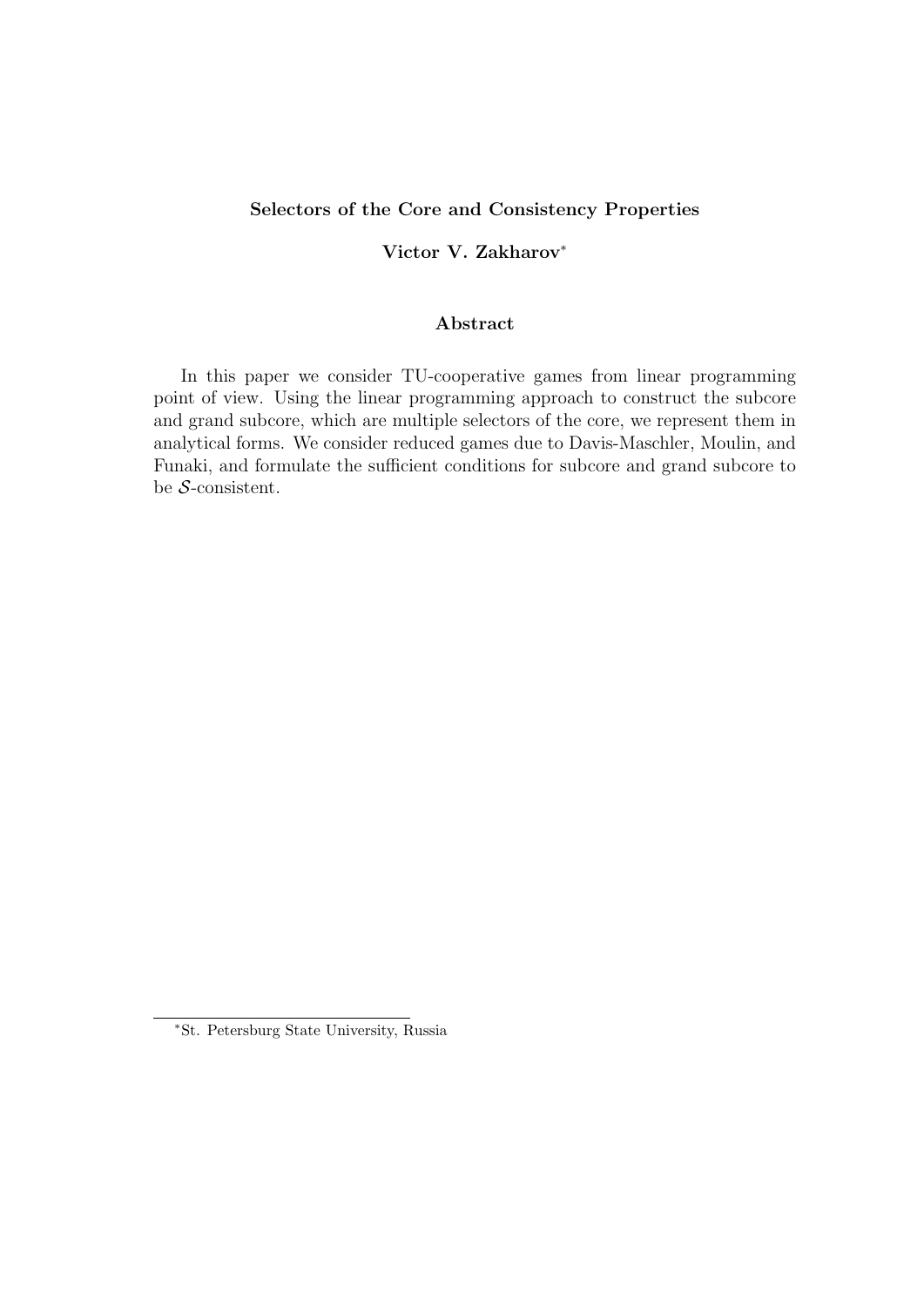**Selectors of the Core and Consistency Properties**

**Victor V. Zakharov**[*]

### Abstract

In this paper we consider TU-cooperative games from linear programming point of view. Using the linear programming approach to construct the subcore and grand subcore, which are multiple selectors of the core, we represent them in analytical forms. We consider reduced games due to Davis-Maschler, Moulin, and Funaki, and formulate the sufficient conditions for subcore and grand subcore to be $\mathcal{S}$-consistent.

[*] St. Petersburg State University, Russia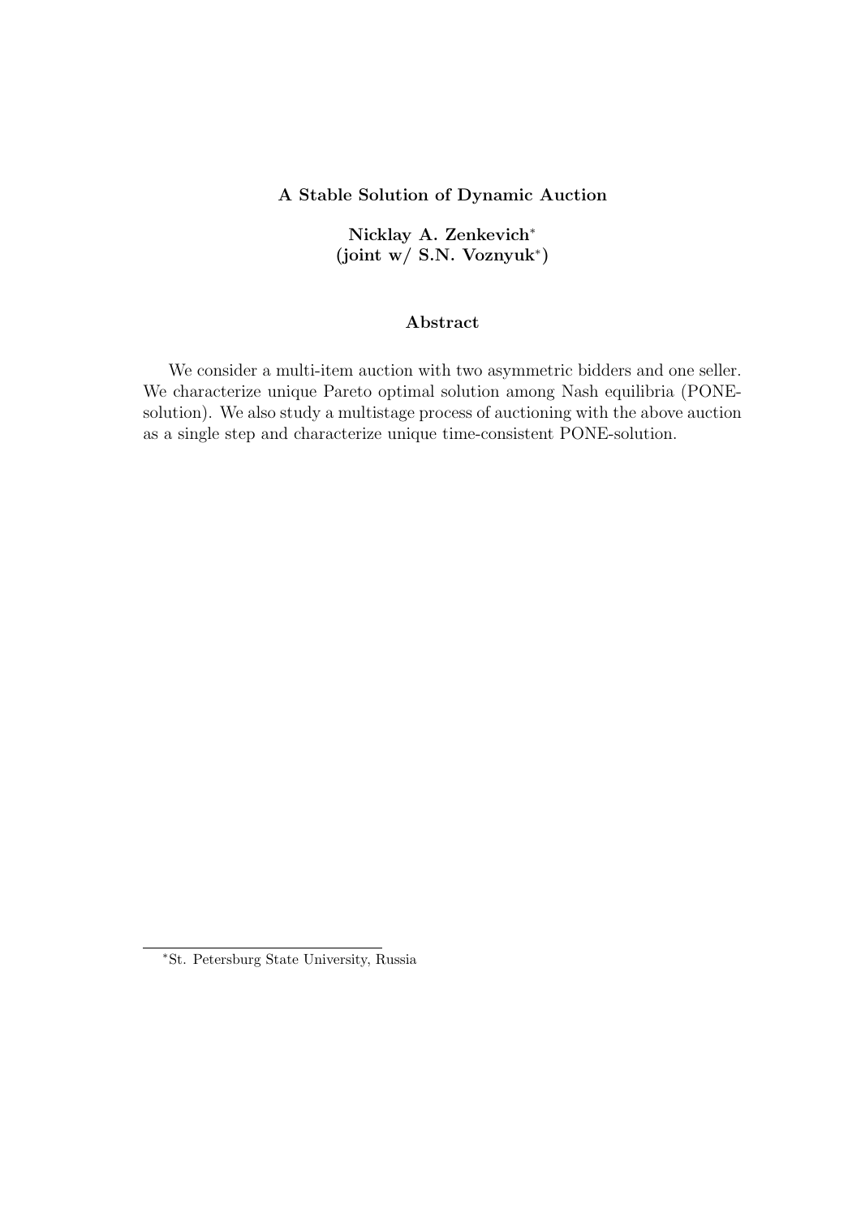**A Stable Solution of Dynamic Auction**

**Nicklay A. Zenkevich***
**(joint w/ S.N. Voznyuk*)**

**Abstract**

We consider a multi-item auction with two asymmetric bidders and one seller. We characterize unique Pareto optimal solution among Nash equilibria (PONE-solution). We also study a multistage process of auctioning with the above auction as a single step and characterize unique time-consistent PONE-solution.

*St. Petersburg State University, Russia